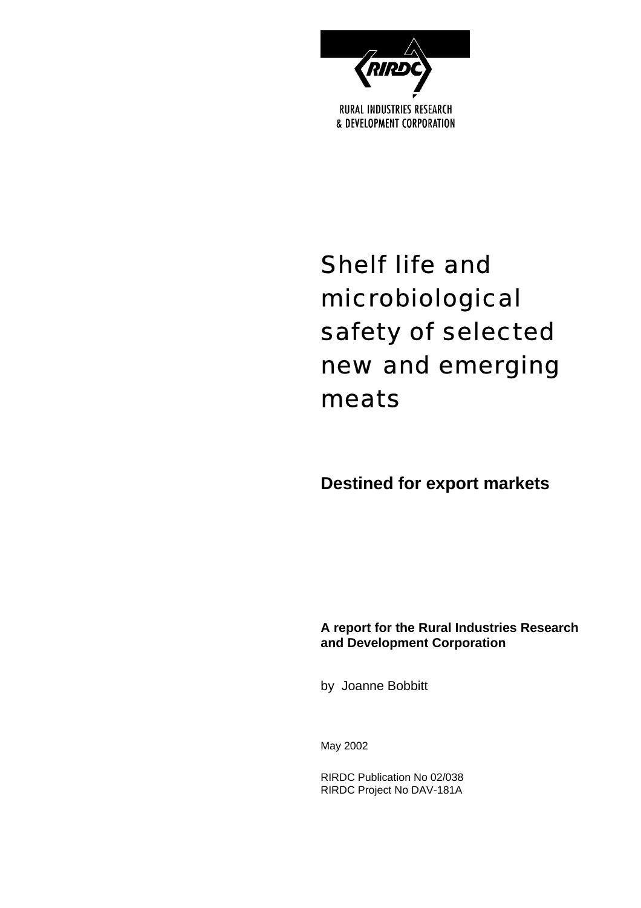RURAL INDUSTRIES RESEARCH
& DEVELOPMENT CORPORATION

# Shelf life and microbiological safety of selected new and emerging meats

## Destined for export markets

**A report for the Rural Industries Research and Development Corporation**

by Joanne Bobbitt

May 2002

RIRDC Publication No 02/038
RIRDC Project No DAV-181A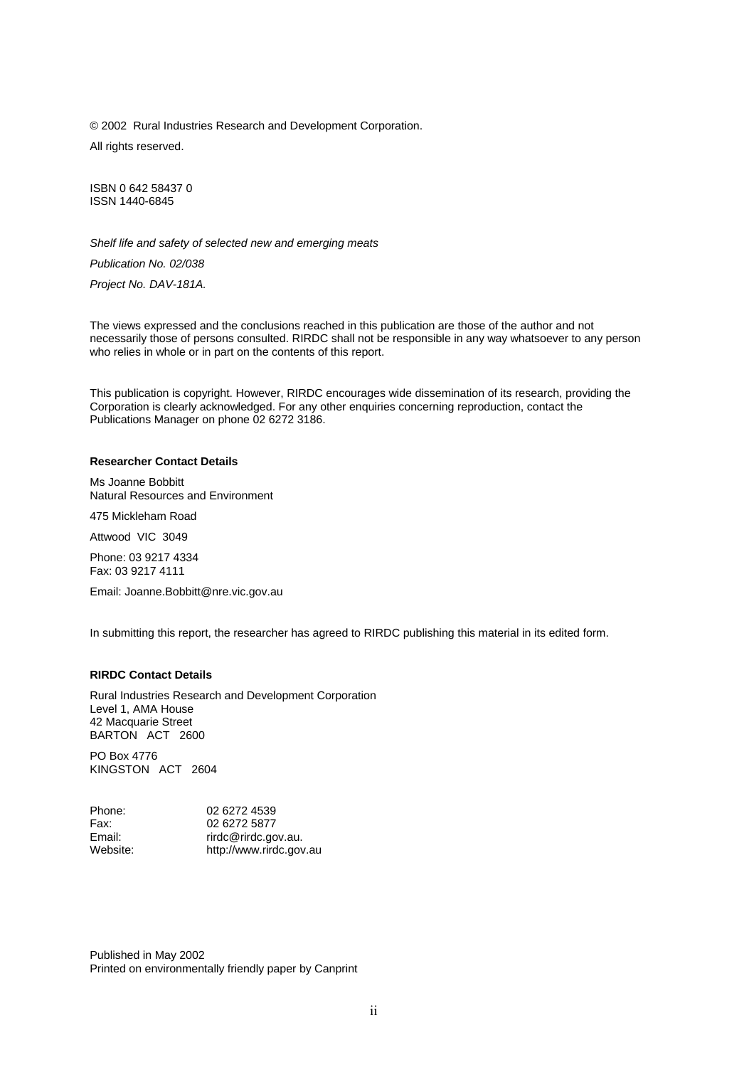© 2002 Rural Industries Research and Development Corporation.

All rights reserved.

ISBN 0 642 58437 0
ISSN 1440-6845

*Shelf life and safety of selected new and emerging meats*

*Publication No. 02/038*

*Project No. DAV-181A.*

The views expressed and the conclusions reached in this publication are those of the author and not necessarily those of persons consulted. RIRDC shall not be responsible in any way whatsoever to any person who relies in whole or in part on the contents of this report.

This publication is copyright. However, RIRDC encourages wide dissemination of its research, providing the Corporation is clearly acknowledged. For any other enquiries concerning reproduction, contact the Publications Manager on phone 02 6272 3186.

**Researcher Contact Details**

Ms Joanne Bobbitt
Natural Resources and Environment

475 Mickleham Road

Attwood VIC 3049

Phone: 03 9217 4334
Fax: 03 9217 4111

Email: Joanne.Bobbitt@nre.vic.gov.au

In submitting this report, the researcher has agreed to RIRDC publishing this material in its edited form.

**RIRDC Contact Details**

Rural Industries Research and Development Corporation
Level 1, AMA House
42 Macquarie Street
BARTON ACT 2600

PO Box 4776
KINGSTON ACT 2604

| | |
|---|---|
| Phone: | 02 6272 4539 |
| Fax: | 02 6272 5877 |
| Email: | rirdc@rirdc.gov.au. |
| Website: | http://www.rirdc.gov.au |

Published in May 2002
Printed on environmentally friendly paper by Canprint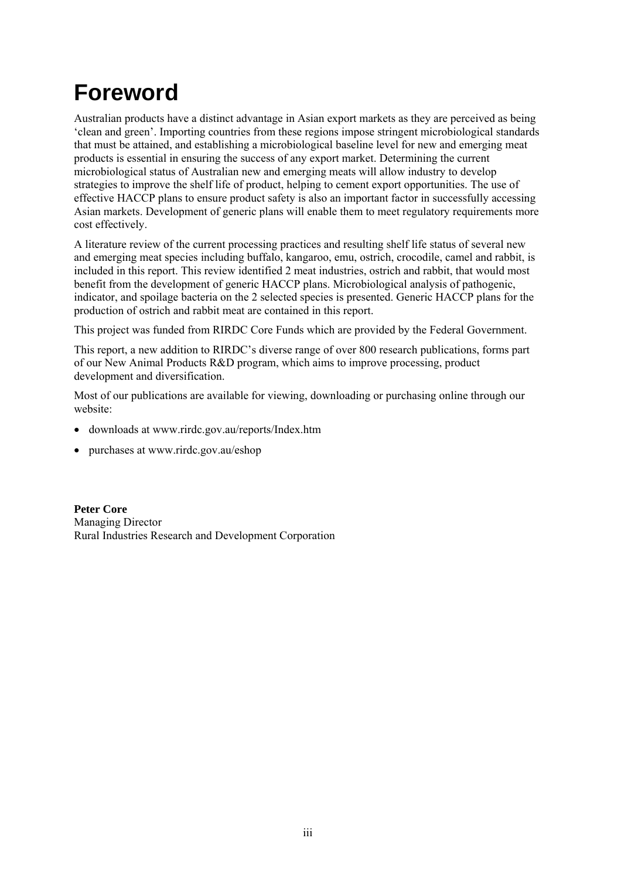# Foreword

Australian products have a distinct advantage in Asian export markets as they are perceived as being 'clean and green'. Importing countries from these regions impose stringent microbiological standards that must be attained, and establishing a microbiological baseline level for new and emerging meat products is essential in ensuring the success of any export market. Determining the current microbiological status of Australian new and emerging meats will allow industry to develop strategies to improve the shelf life of product, helping to cement export opportunities. The use of effective HACCP plans to ensure product safety is also an important factor in successfully accessing Asian markets. Development of generic plans will enable them to meet regulatory requirements more cost effectively.

A literature review of the current processing practices and resulting shelf life status of several new and emerging meat species including buffalo, kangaroo, emu, ostrich, crocodile, camel and rabbit, is included in this report. This review identified 2 meat industries, ostrich and rabbit, that would most benefit from the development of generic HACCP plans. Microbiological analysis of pathogenic, indicator, and spoilage bacteria on the 2 selected species is presented. Generic HACCP plans for the production of ostrich and rabbit meat are contained in this report.

This project was funded from RIRDC Core Funds which are provided by the Federal Government.

This report, a new addition to RIRDC's diverse range of over 800 research publications, forms part of our New Animal Products R&D program, which aims to improve processing, product development and diversification.

Most of our publications are available for viewing, downloading or purchasing online through our website:

- downloads at www.rirdc.gov.au/reports/Index.htm
- purchases at www.rirdc.gov.au/eshop

**Peter Core**
Managing Director
Rural Industries Research and Development Corporation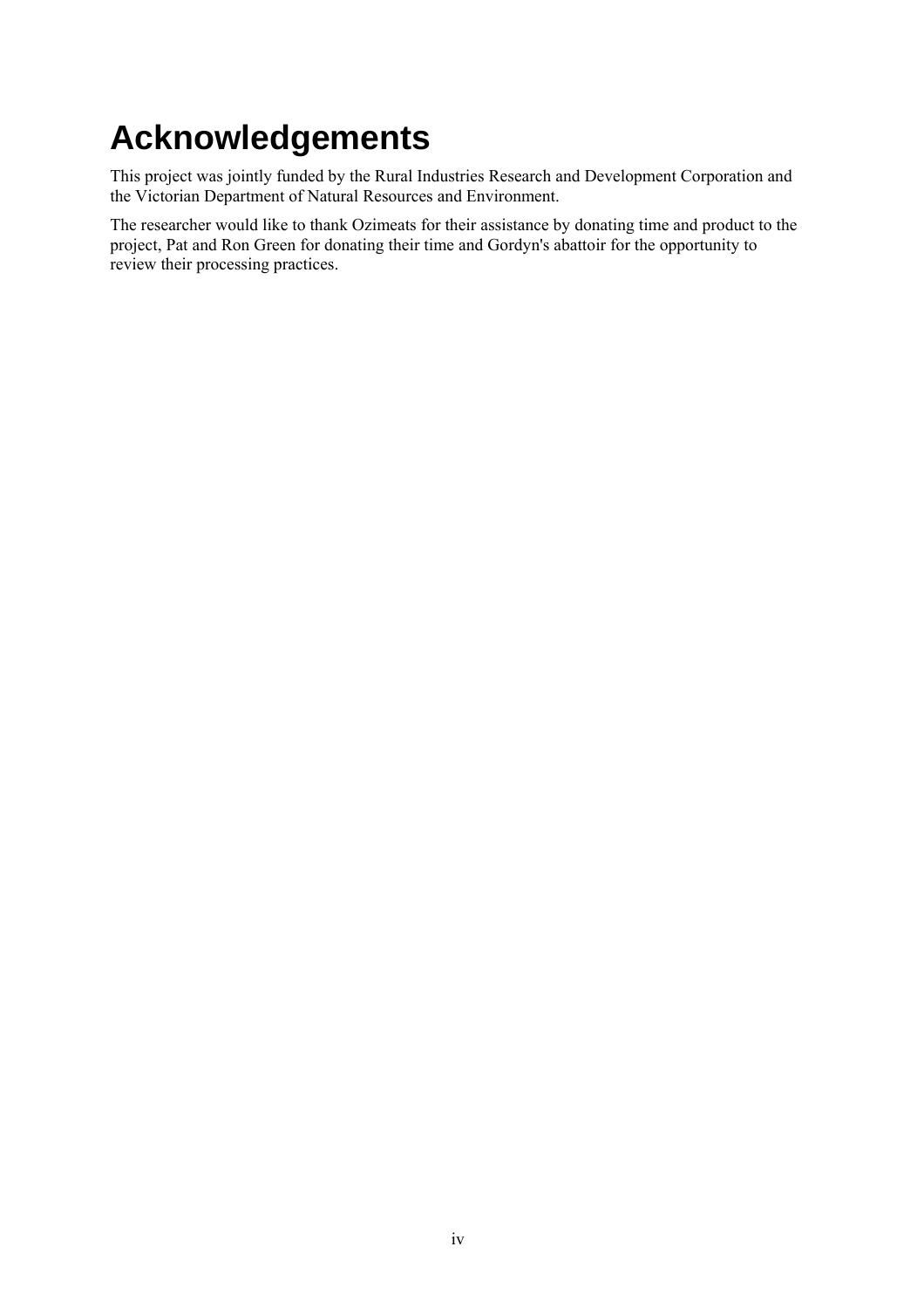# Acknowledgements

This project was jointly funded by the Rural Industries Research and Development Corporation and the Victorian Department of Natural Resources and Environment.

The researcher would like to thank Ozimeats for their assistance by donating time and product to the project, Pat and Ron Green for donating their time and Gordyn's abattoir for the opportunity to review their processing practices.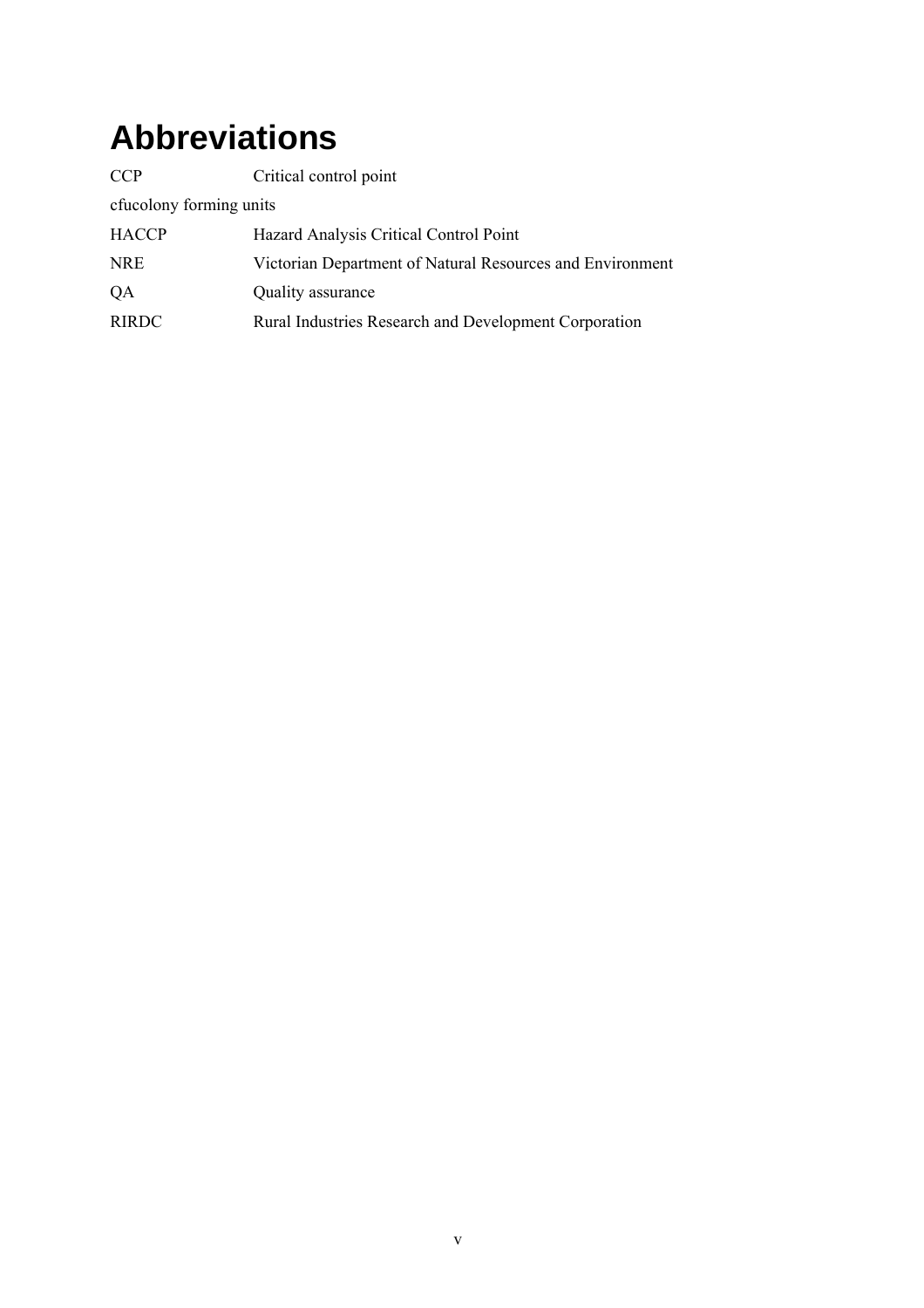# Abbreviations

| | |
|---|---|
| CCP | Critical control point |
| cfu | colony forming units |
| HACCP | Hazard Analysis Critical Control Point |
| NRE | Victorian Department of Natural Resources and Environment |
| QA | Quality assurance |
| RIRDC | Rural Industries Research and Development Corporation |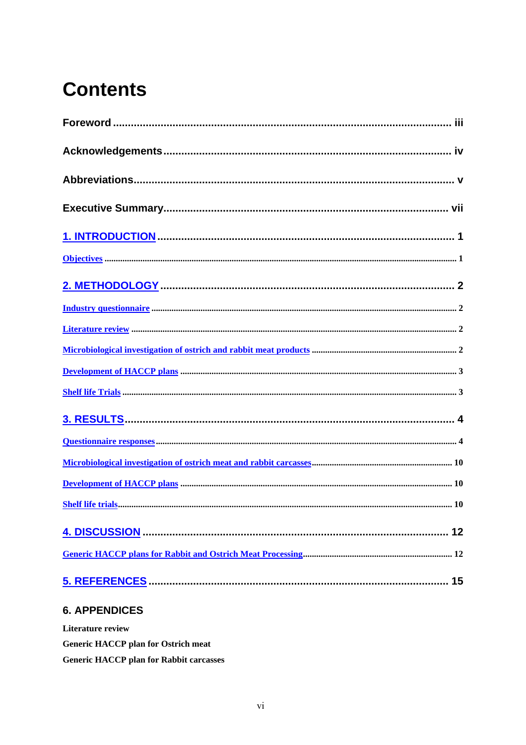# Contents

Foreword ..... iii

Acknowledgements ..... iv

Abbreviations ..... v

Executive Summary ..... vii

1. INTRODUCTION ..... 1

Objectives ..... 1

2. METHODOLOGY ..... 2

Industry questionnaire ..... 2

Literature review ..... 2

Microbiological investigation of ostrich and rabbit meat products ..... 2

Development of HACCP plans ..... 3

Shelf life Trials ..... 3

3. RESULTS ..... 4

Questionnaire responses ..... 4

Microbiological investigation of ostrich meat and rabbit carcasses ..... 10

Development of HACCP plans ..... 10

Shelf life trials ..... 10

4. DISCUSSION ..... 12

Generic HACCP plans for Rabbit and Ostrich Meat Processing ..... 12

5. REFERENCES ..... 15

6. APPENDICES

Literature review

Generic HACCP plan for Ostrich meat

Generic HACCP plan for Rabbit carcasses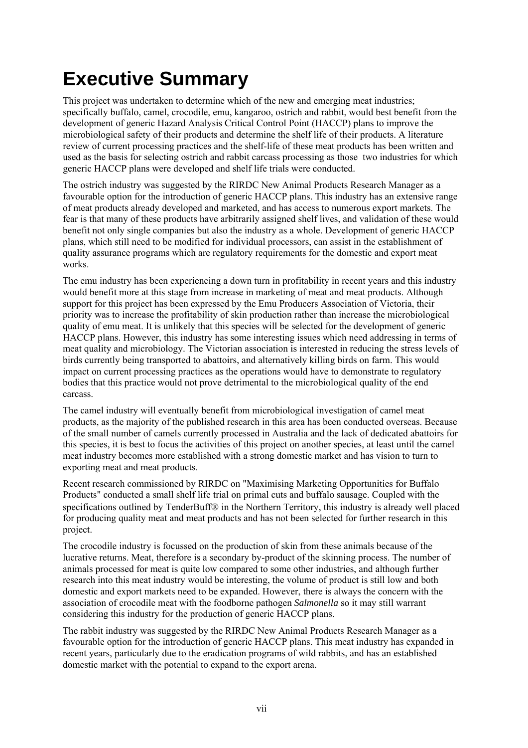# Executive Summary

This project was undertaken to determine which of the new and emerging meat industries; specifically buffalo, camel, crocodile, emu, kangaroo, ostrich and rabbit, would best benefit from the development of generic Hazard Analysis Critical Control Point (HACCP) plans to improve the microbiological safety of their products and determine the shelf life of their products. A literature review of current processing practices and the shelf-life of these meat products has been written and used as the basis for selecting ostrich and rabbit carcass processing as those two industries for which generic HACCP plans were developed and shelf life trials were conducted.

The ostrich industry was suggested by the RIRDC New Animal Products Research Manager as a favourable option for the introduction of generic HACCP plans. This industry has an extensive range of meat products already developed and marketed, and has access to numerous export markets. The fear is that many of these products have arbitrarily assigned shelf lives, and validation of these would benefit not only single companies but also the industry as a whole. Development of generic HACCP plans, which still need to be modified for individual processors, can assist in the establishment of quality assurance programs which are regulatory requirements for the domestic and export meat works.

The emu industry has been experiencing a down turn in profitability in recent years and this industry would benefit more at this stage from increase in marketing of meat and meat products. Although support for this project has been expressed by the Emu Producers Association of Victoria, their priority was to increase the profitability of skin production rather than increase the microbiological quality of emu meat. It is unlikely that this species will be selected for the development of generic HACCP plans. However, this industry has some interesting issues which need addressing in terms of meat quality and microbiology. The Victorian association is interested in reducing the stress levels of birds currently being transported to abattoirs, and alternatively killing birds on farm. This would impact on current processing practices as the operations would have to demonstrate to regulatory bodies that this practice would not prove detrimental to the microbiological quality of the end carcass.

The camel industry will eventually benefit from microbiological investigation of camel meat products, as the majority of the published research in this area has been conducted overseas. Because of the small number of camels currently processed in Australia and the lack of dedicated abattoirs for this species, it is best to focus the activities of this project on another species, at least until the camel meat industry becomes more established with a strong domestic market and has vision to turn to exporting meat and meat products.

Recent research commissioned by RIRDC on "Maximising Marketing Opportunities for Buffalo Products" conducted a small shelf life trial on primal cuts and buffalo sausage. Coupled with the specifications outlined by TenderBuff® in the Northern Territory, this industry is already well placed for producing quality meat and meat products and has not been selected for further research in this project.

The crocodile industry is focussed on the production of skin from these animals because of the lucrative returns. Meat, therefore is a secondary by-product of the skinning process. The number of animals processed for meat is quite low compared to some other industries, and although further research into this meat industry would be interesting, the volume of product is still low and both domestic and export markets need to be expanded. However, there is always the concern with the association of crocodile meat with the foodborne pathogen *Salmonella* so it may still warrant considering this industry for the production of generic HACCP plans.

The rabbit industry was suggested by the RIRDC New Animal Products Research Manager as a favourable option for the introduction of generic HACCP plans. This meat industry has expanded in recent years, particularly due to the eradication programs of wild rabbits, and has an established domestic market with the potential to expand to the export arena.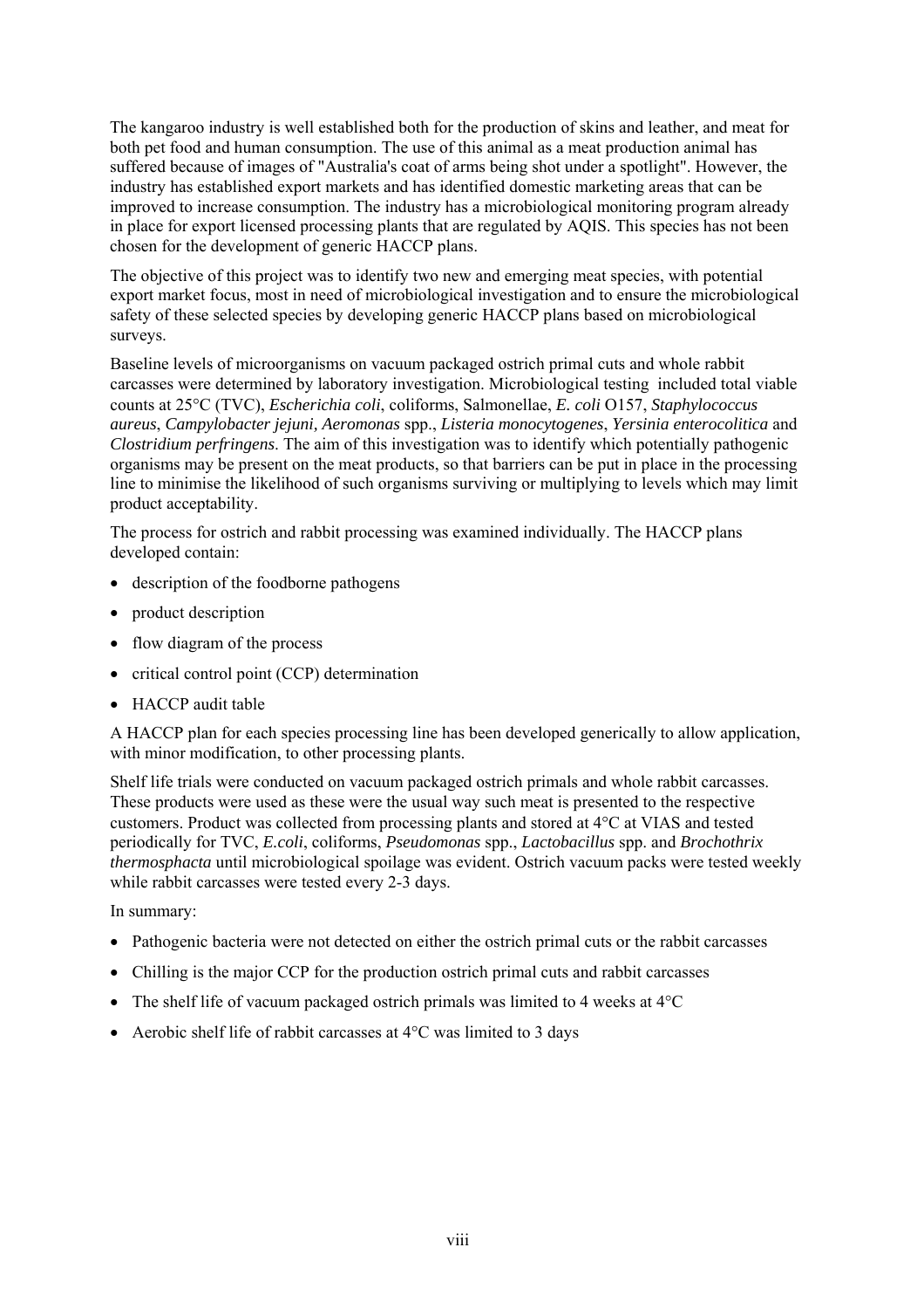The kangaroo industry is well established both for the production of skins and leather, and meat for both pet food and human consumption. The use of this animal as a meat production animal has suffered because of images of "Australia's coat of arms being shot under a spotlight". However, the industry has established export markets and has identified domestic marketing areas that can be improved to increase consumption. The industry has a microbiological monitoring program already in place for export licensed processing plants that are regulated by AQIS. This species has not been chosen for the development of generic HACCP plans.

The objective of this project was to identify two new and emerging meat species, with potential export market focus, most in need of microbiological investigation and to ensure the microbiological safety of these selected species by developing generic HACCP plans based on microbiological surveys.

Baseline levels of microorganisms on vacuum packaged ostrich primal cuts and whole rabbit carcasses were determined by laboratory investigation. Microbiological testing included total viable counts at 25°C (TVC), *Escherichia coli*, coliforms, Salmonellae, *E. coli* O157, *Staphylococcus aureus*, *Campylobacter jejuni, Aeromonas* spp., *Listeria monocytogenes*, *Yersinia enterocolitica* and *Clostridium perfringens*. The aim of this investigation was to identify which potentially pathogenic organisms may be present on the meat products, so that barriers can be put in place in the processing line to minimise the likelihood of such organisms surviving or multiplying to levels which may limit product acceptability.

The process for ostrich and rabbit processing was examined individually. The HACCP plans developed contain:

- description of the foodborne pathogens
- product description
- flow diagram of the process
- critical control point (CCP) determination
- HACCP audit table

A HACCP plan for each species processing line has been developed generically to allow application, with minor modification, to other processing plants.

Shelf life trials were conducted on vacuum packaged ostrich primals and whole rabbit carcasses. These products were used as these were the usual way such meat is presented to the respective customers. Product was collected from processing plants and stored at 4°C at VIAS and tested periodically for TVC, *E.coli*, coliforms, *Pseudomonas* spp., *Lactobacillus* spp. and *Brochothrix thermosphacta* until microbiological spoilage was evident. Ostrich vacuum packs were tested weekly while rabbit carcasses were tested every 2-3 days.

In summary:

- Pathogenic bacteria were not detected on either the ostrich primal cuts or the rabbit carcasses
- Chilling is the major CCP for the production ostrich primal cuts and rabbit carcasses
- The shelf life of vacuum packaged ostrich primals was limited to 4 weeks at 4°C
- Aerobic shelf life of rabbit carcasses at 4°C was limited to 3 days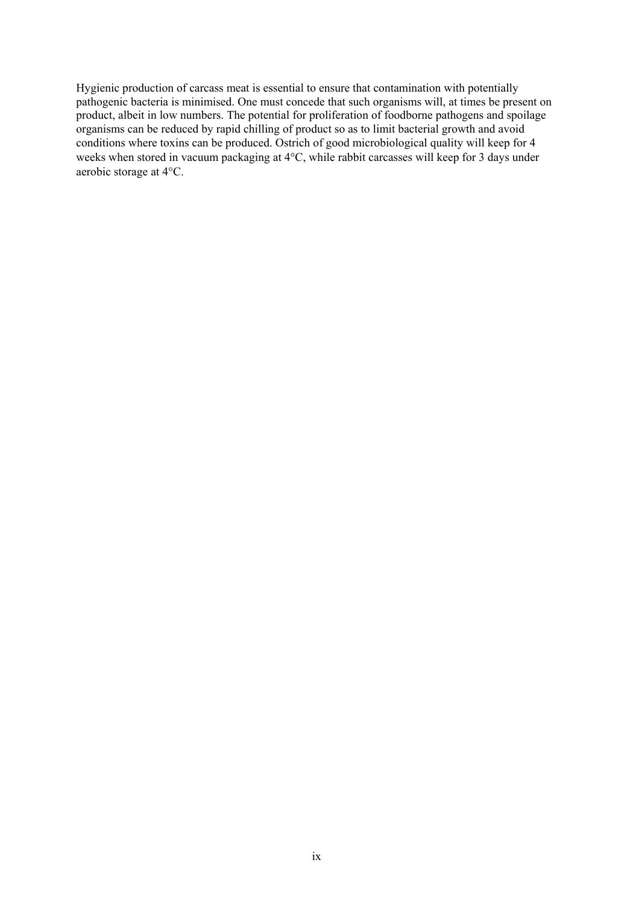Hygienic production of carcass meat is essential to ensure that contamination with potentially pathogenic bacteria is minimised. One must concede that such organisms will, at times be present on product, albeit in low numbers. The potential for proliferation of foodborne pathogens and spoilage organisms can be reduced by rapid chilling of product so as to limit bacterial growth and avoid conditions where toxins can be produced. Ostrich of good microbiological quality will keep for 4 weeks when stored in vacuum packaging at 4°C, while rabbit carcasses will keep for 3 days under aerobic storage at 4°C.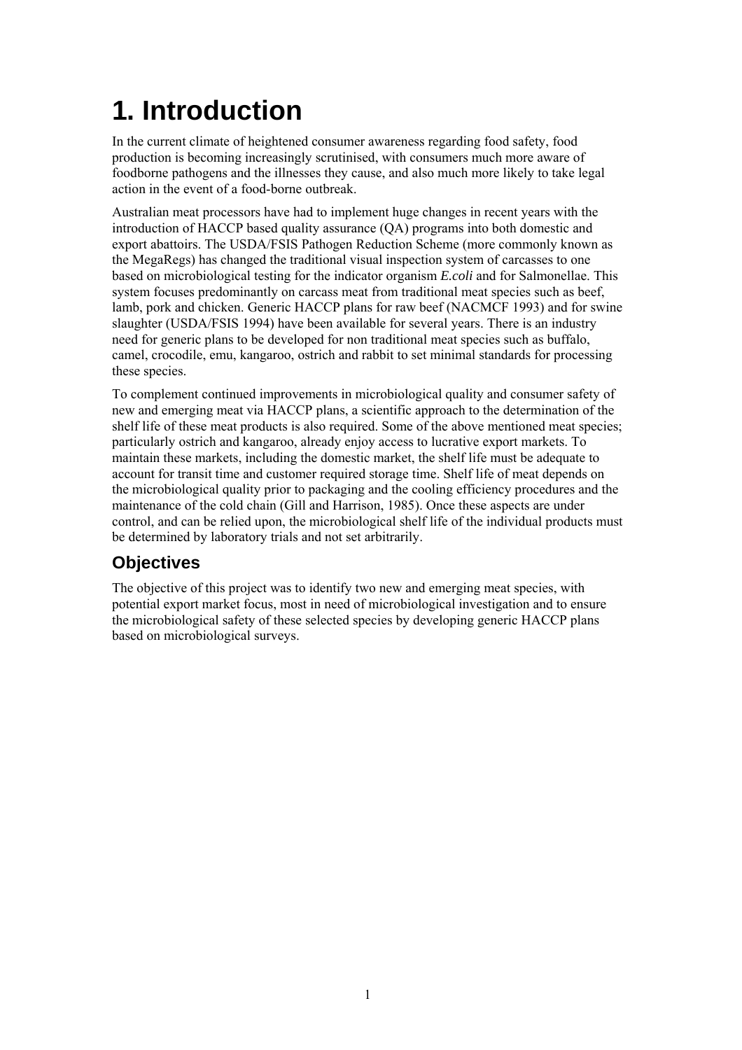# 1. Introduction

In the current climate of heightened consumer awareness regarding food safety, food production is becoming increasingly scrutinised, with consumers much more aware of foodborne pathogens and the illnesses they cause, and also much more likely to take legal action in the event of a food-borne outbreak.

Australian meat processors have had to implement huge changes in recent years with the introduction of HACCP based quality assurance (QA) programs into both domestic and export abattoirs. The USDA/FSIS Pathogen Reduction Scheme (more commonly known as the MegaRegs) has changed the traditional visual inspection system of carcasses to one based on microbiological testing for the indicator organism ***E.coli*** and for Salmonellae. This system focuses predominantly on carcass meat from traditional meat species such as beef, lamb, pork and chicken. Generic HACCP plans for raw beef (NACMCF 1993) and for swine slaughter (USDA/FSIS 1994) have been available for several years. There is an industry need for generic plans to be developed for non traditional meat species such as buffalo, camel, crocodile, emu, kangaroo, ostrich and rabbit to set minimal standards for processing these species.

To complement continued improvements in microbiological quality and consumer safety of new and emerging meat via HACCP plans, a scientific approach to the determination of the shelf life of these meat products is also required. Some of the above mentioned meat species; particularly ostrich and kangaroo, already enjoy access to lucrative export markets. To maintain these markets, including the domestic market, the shelf life must be adequate to account for transit time and customer required storage time. Shelf life of meat depends on the microbiological quality prior to packaging and the cooling efficiency procedures and the maintenance of the cold chain (Gill and Harrison, 1985). Once these aspects are under control, and can be relied upon, the microbiological shelf life of the individual products must be determined by laboratory trials and not set arbitrarily.

## Objectives

The objective of this project was to identify two new and emerging meat species, with potential export market focus, most in need of microbiological investigation and to ensure the microbiological safety of these selected species by developing generic HACCP plans based on microbiological surveys.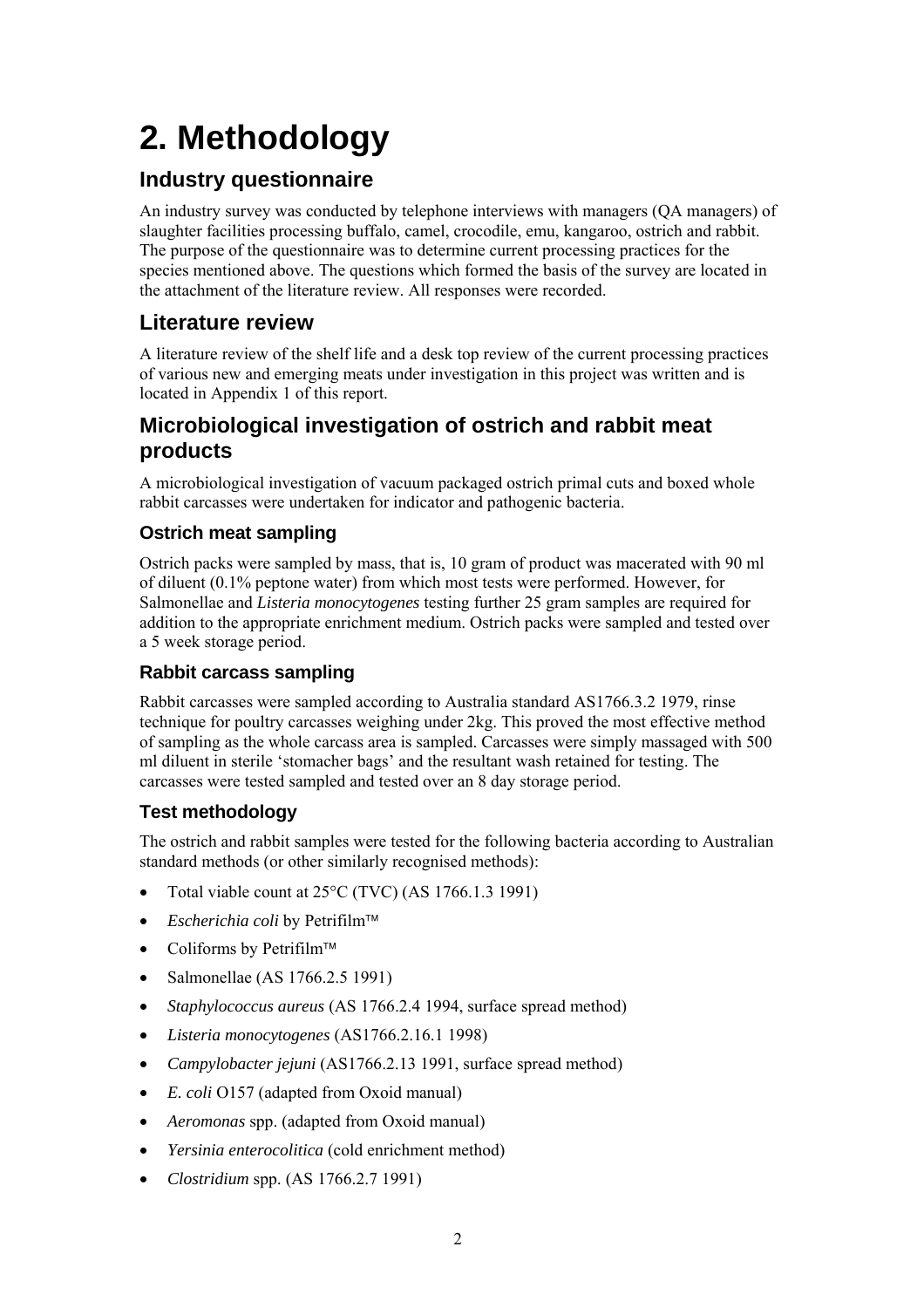# 2. Methodology

## Industry questionnaire

An industry survey was conducted by telephone interviews with managers (QA managers) of slaughter facilities processing buffalo, camel, crocodile, emu, kangaroo, ostrich and rabbit. The purpose of the questionnaire was to determine current processing practices for the species mentioned above. The questions which formed the basis of the survey are located in the attachment of the literature review. All responses were recorded.

## Literature review

A literature review of the shelf life and a desk top review of the current processing practices of various new and emerging meats under investigation in this project was written and is located in Appendix 1 of this report.

## Microbiological investigation of ostrich and rabbit meat products

A microbiological investigation of vacuum packaged ostrich primal cuts and boxed whole rabbit carcasses were undertaken for indicator and pathogenic bacteria.

### Ostrich meat sampling

Ostrich packs were sampled by mass, that is, 10 gram of product was macerated with 90 ml of diluent (0.1% peptone water) from which most tests were performed. However, for Salmonellae and *Listeria monocytogenes* testing further 25 gram samples are required for addition to the appropriate enrichment medium. Ostrich packs were sampled and tested over a 5 week storage period.

### Rabbit carcass sampling

Rabbit carcasses were sampled according to Australia standard AS1766.3.2 1979, rinse technique for poultry carcasses weighing under 2kg. This proved the most effective method of sampling as the whole carcass area is sampled. Carcasses were simply massaged with 500 ml diluent in sterile 'stomacher bags' and the resultant wash retained for testing. The carcasses were tested sampled and tested over an 8 day storage period.

### Test methodology

The ostrich and rabbit samples were tested for the following bacteria according to Australian standard methods (or other similarly recognised methods):

- Total viable count at 25°C (TVC) (AS 1766.1.3 1991)
- *Escherichia coli* by Petrifilm™
- Coliforms by Petrifilm™
- Salmonellae (AS 1766.2.5 1991)
- *Staphylococcus aureus* (AS 1766.2.4 1994, surface spread method)
- *Listeria monocytogenes* (AS1766.2.16.1 1998)
- *Campylobacter jejuni* (AS1766.2.13 1991, surface spread method)
- *E. coli* O157 (adapted from Oxoid manual)
- *Aeromonas* spp. (adapted from Oxoid manual)
- *Yersinia enterocolitica* (cold enrichment method)
- *Clostridium* spp. (AS 1766.2.7 1991)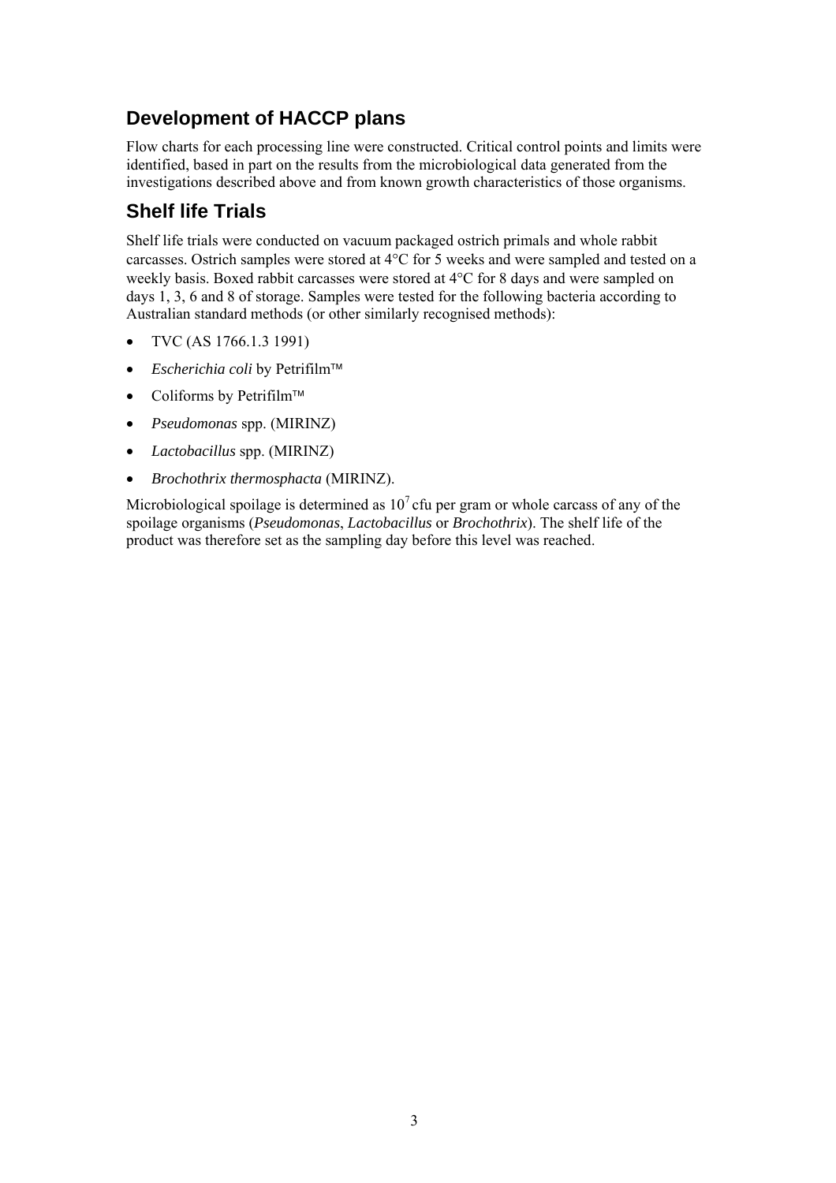## Development of HACCP plans

Flow charts for each processing line were constructed. Critical control points and limits were identified, based in part on the results from the microbiological data generated from the investigations described above and from known growth characteristics of those organisms.

## Shelf life Trials

Shelf life trials were conducted on vacuum packaged ostrich primals and whole rabbit carcasses. Ostrich samples were stored at 4°C for 5 weeks and were sampled and tested on a weekly basis. Boxed rabbit carcasses were stored at 4°C for 8 days and were sampled on days 1, 3, 6 and 8 of storage. Samples were tested for the following bacteria according to Australian standard methods (or other similarly recognised methods):

- TVC (AS 1766.1.3 1991)
- *Escherichia coli* by Petrifilm™
- Coliforms by Petrifilm™
- *Pseudomonas* spp. (MIRINZ)
- *Lactobacillus* spp. (MIRINZ)
- *Brochothrix thermosphacta* (MIRINZ).

Microbiological spoilage is determined as $10^7$ cfu per gram or whole carcass of any of the spoilage organisms (*Pseudomonas*, *Lactobacillus* or *Brochothrix*). The shelf life of the product was therefore set as the sampling day before this level was reached.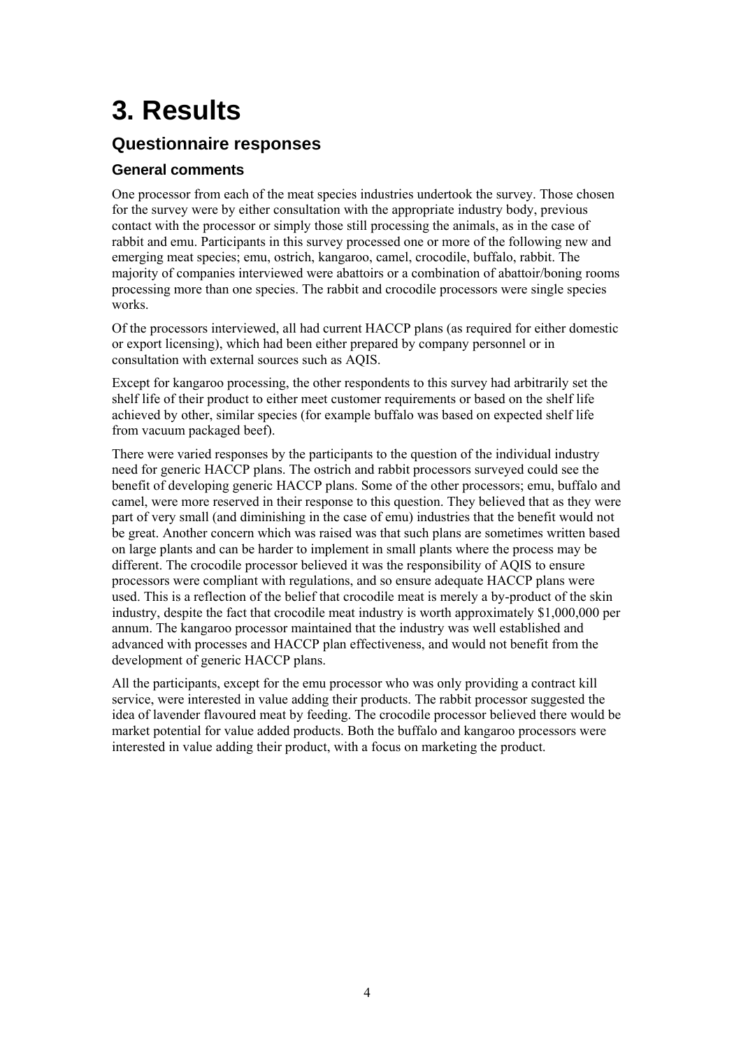# 3. Results

## Questionnaire responses

### General comments

One processor from each of the meat species industries undertook the survey. Those chosen for the survey were by either consultation with the appropriate industry body, previous contact with the processor or simply those still processing the animals, as in the case of rabbit and emu. Participants in this survey processed one or more of the following new and emerging meat species; emu, ostrich, kangaroo, camel, crocodile, buffalo, rabbit. The majority of companies interviewed were abattoirs or a combination of abattoir/boning rooms processing more than one species. The rabbit and crocodile processors were single species works.

Of the processors interviewed, all had current HACCP plans (as required for either domestic or export licensing), which had been either prepared by company personnel or in consultation with external sources such as AQIS.

Except for kangaroo processing, the other respondents to this survey had arbitrarily set the shelf life of their product to either meet customer requirements or based on the shelf life achieved by other, similar species (for example buffalo was based on expected shelf life from vacuum packaged beef).

There were varied responses by the participants to the question of the individual industry need for generic HACCP plans. The ostrich and rabbit processors surveyed could see the benefit of developing generic HACCP plans. Some of the other processors; emu, buffalo and camel, were more reserved in their response to this question. They believed that as they were part of very small (and diminishing in the case of emu) industries that the benefit would not be great. Another concern which was raised was that such plans are sometimes written based on large plants and can be harder to implement in small plants where the process may be different. The crocodile processor believed it was the responsibility of AQIS to ensure processors were compliant with regulations, and so ensure adequate HACCP plans were used. This is a reflection of the belief that crocodile meat is merely a by-product of the skin industry, despite the fact that crocodile meat industry is worth approximately $1,000,000 per annum. The kangaroo processor maintained that the industry was well established and advanced with processes and HACCP plan effectiveness, and would not benefit from the development of generic HACCP plans.

All the participants, except for the emu processor who was only providing a contract kill service, were interested in value adding their products. The rabbit processor suggested the idea of lavender flavoured meat by feeding. The crocodile processor believed there would be market potential for value added products. Both the buffalo and kangaroo processors were interested in value adding their product, with a focus on marketing the product.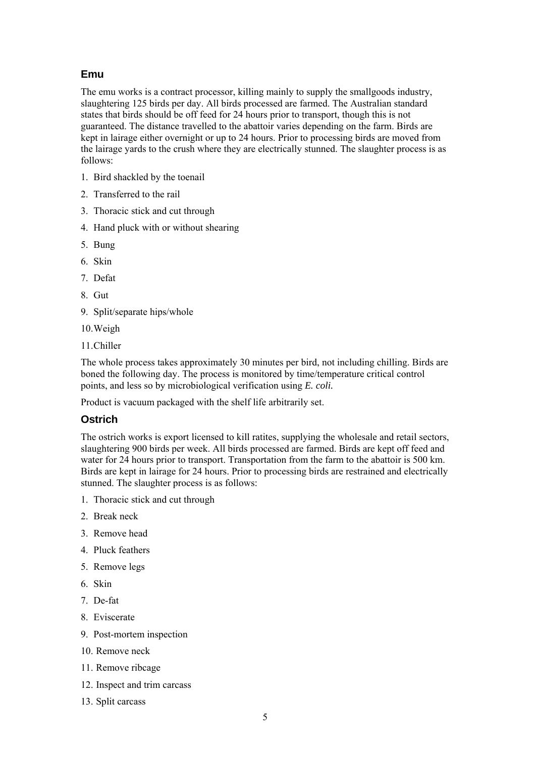### Emu

The emu works is a contract processor, killing mainly to supply the smallgoods industry, slaughtering 125 birds per day. All birds processed are farmed. The Australian standard states that birds should be off feed for 24 hours prior to transport, though this is not guaranteed. The distance travelled to the abattoir varies depending on the farm. Birds are kept in lairage either overnight or up to 24 hours. Prior to processing birds are moved from the lairage yards to the crush where they are electrically stunned. The slaughter process is as follows:

1. Bird shackled by the toenail
2. Transferred to the rail
3. Thoracic stick and cut through
4. Hand pluck with or without shearing
5. Bung
6. Skin
7. Defat
8. Gut
9. Split/separate hips/whole
10. Weigh
11. Chiller

The whole process takes approximately 30 minutes per bird, not including chilling. Birds are boned the following day. The process is monitored by time/temperature critical control points, and less so by microbiological verification using *E. coli.*

Product is vacuum packaged with the shelf life arbitrarily set.

### Ostrich

The ostrich works is export licensed to kill ratites, supplying the wholesale and retail sectors, slaughtering 900 birds per week. All birds processed are farmed. Birds are kept off feed and water for 24 hours prior to transport. Transportation from the farm to the abattoir is 500 km. Birds are kept in lairage for 24 hours. Prior to processing birds are restrained and electrically stunned. The slaughter process is as follows:

1. Thoracic stick and cut through
2. Break neck
3. Remove head
4. Pluck feathers
5. Remove legs
6. Skin
7. De-fat
8. Eviscerate
9. Post-mortem inspection
10. Remove neck
11. Remove ribcage
12. Inspect and trim carcass
13. Split carcass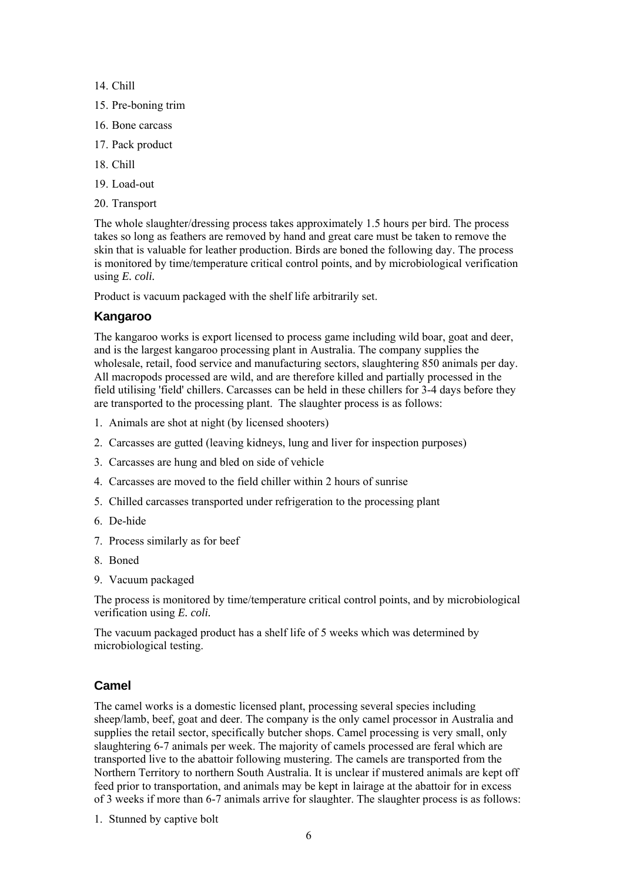14. Chill
15. Pre-boning trim
16. Bone carcass
17. Pack product
18. Chill
19. Load-out
20. Transport

The whole slaughter/dressing process takes approximately 1.5 hours per bird. The process takes so long as feathers are removed by hand and great care must be taken to remove the skin that is valuable for leather production. Birds are boned the following day. The process is monitored by time/temperature critical control points, and by microbiological verification using *E. coli.*

Product is vacuum packaged with the shelf life arbitrarily set.

### Kangaroo

The kangaroo works is export licensed to process game including wild boar, goat and deer, and is the largest kangaroo processing plant in Australia. The company supplies the wholesale, retail, food service and manufacturing sectors, slaughtering 850 animals per day. All macropods processed are wild, and are therefore killed and partially processed in the field utilising 'field' chillers. Carcasses can be held in these chillers for 3-4 days before they are transported to the processing plant. The slaughter process is as follows:

1. Animals are shot at night (by licensed shooters)
2. Carcasses are gutted (leaving kidneys, lung and liver for inspection purposes)
3. Carcasses are hung and bled on side of vehicle
4. Carcasses are moved to the field chiller within 2 hours of sunrise
5. Chilled carcasses transported under refrigeration to the processing plant
6. De-hide
7. Process similarly as for beef
8. Boned
9. Vacuum packaged

The process is monitored by time/temperature critical control points, and by microbiological verification using *E. coli.*

The vacuum packaged product has a shelf life of 5 weeks which was determined by microbiological testing.

### Camel

The camel works is a domestic licensed plant, processing several species including sheep/lamb, beef, goat and deer. The company is the only camel processor in Australia and supplies the retail sector, specifically butcher shops. Camel processing is very small, only slaughtering 6-7 animals per week. The majority of camels processed are feral which are transported live to the abattoir following mustering. The camels are transported from the Northern Territory to northern South Australia. It is unclear if mustered animals are kept off feed prior to transportation, and animals may be kept in lairage at the abattoir for in excess of 3 weeks if more than 6-7 animals arrive for slaughter. The slaughter process is as follows:

1. Stunned by captive bolt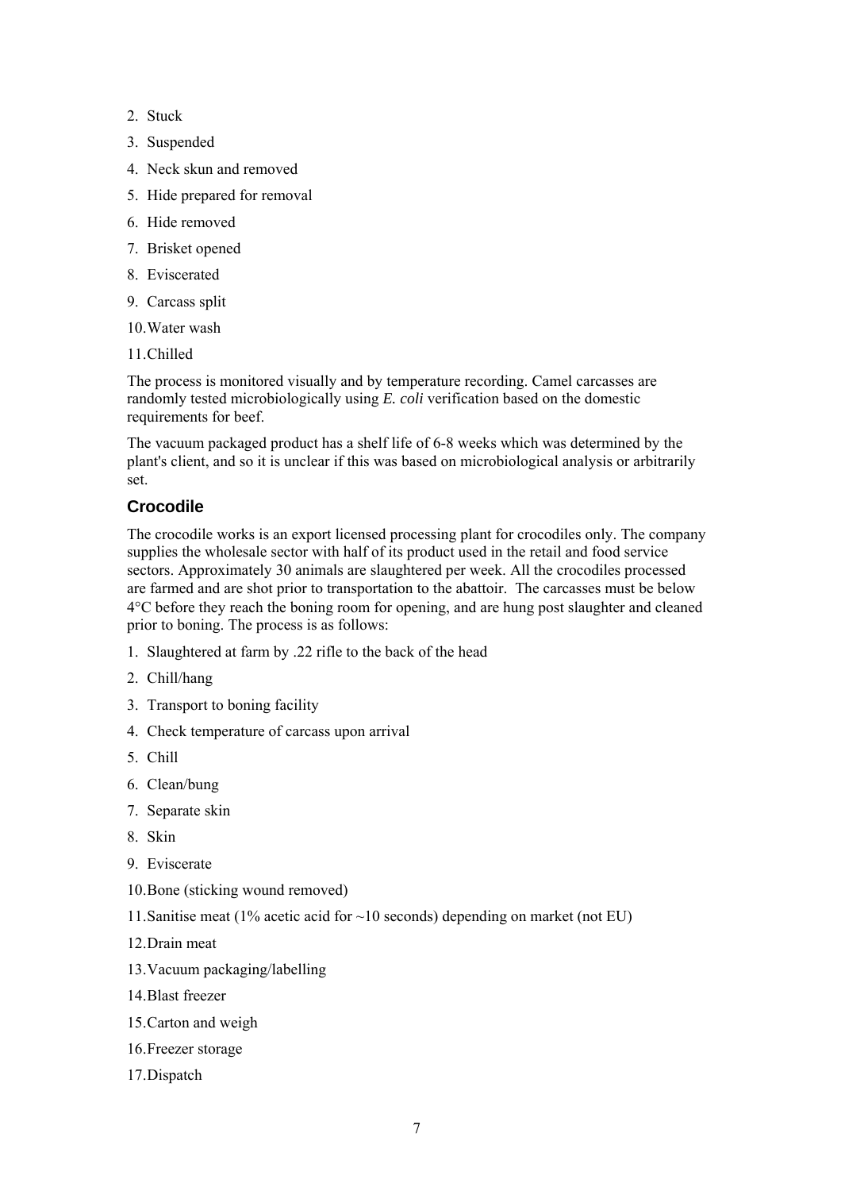2. Stuck
3. Suspended
4. Neck skun and removed
5. Hide prepared for removal
6. Hide removed
7. Brisket opened
8. Eviscerated
9. Carcass split
10. Water wash
11. Chilled

The process is monitored visually and by temperature recording. Camel carcasses are randomly tested microbiologically using *E. coli* verification based on the domestic requirements for beef.

The vacuum packaged product has a shelf life of 6-8 weeks which was determined by the plant's client, and so it is unclear if this was based on microbiological analysis or arbitrarily set.

### Crocodile

The crocodile works is an export licensed processing plant for crocodiles only. The company supplies the wholesale sector with half of its product used in the retail and food service sectors. Approximately 30 animals are slaughtered per week. All the crocodiles processed are farmed and are shot prior to transportation to the abattoir. The carcasses must be below 4°C before they reach the boning room for opening, and are hung post slaughter and cleaned prior to boning. The process is as follows:

1. Slaughtered at farm by .22 rifle to the back of the head
2. Chill/hang
3. Transport to boning facility
4. Check temperature of carcass upon arrival
5. Chill
6. Clean/bung
7. Separate skin
8. Skin
9. Eviscerate
10. Bone (sticking wound removed)
11. Sanitise meat (1% acetic acid for ~10 seconds) depending on market (not EU)
12. Drain meat
13. Vacuum packaging/labelling
14. Blast freezer
15. Carton and weigh
16. Freezer storage
17. Dispatch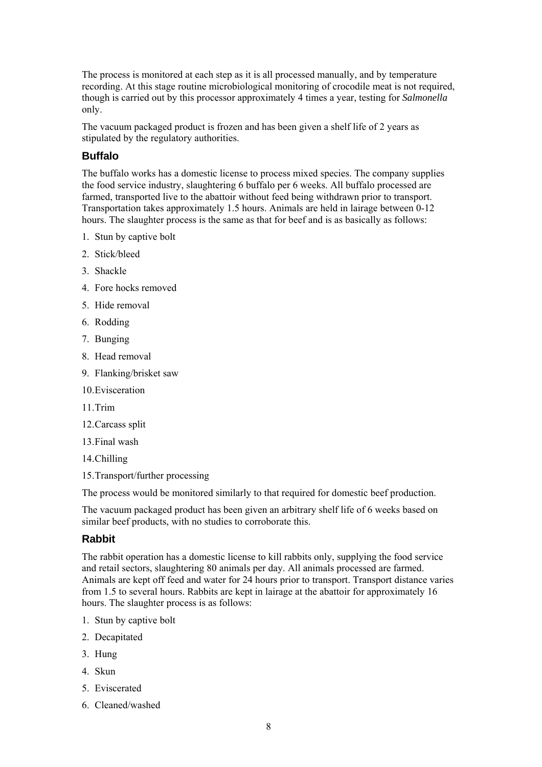The process is monitored at each step as it is all processed manually, and by temperature recording. At this stage routine microbiological monitoring of crocodile meat is not required, though is carried out by this processor approximately 4 times a year, testing for *Salmonella* only.

The vacuum packaged product is frozen and has been given a shelf life of 2 years as stipulated by the regulatory authorities.

### Buffalo

The buffalo works has a domestic license to process mixed species. The company supplies the food service industry, slaughtering 6 buffalo per 6 weeks. All buffalo processed are farmed, transported live to the abattoir without feed being withdrawn prior to transport. Transportation takes approximately 1.5 hours. Animals are held in lairage between 0-12 hours. The slaughter process is the same as that for beef and is as basically as follows:

1. Stun by captive bolt
2. Stick/bleed
3. Shackle
4. Fore hocks removed
5. Hide removal
6. Rodding
7. Bunging
8. Head removal
9. Flanking/brisket saw
10. Evisceration
11. Trim
12. Carcass split
13. Final wash
14. Chilling
15. Transport/further processing

The process would be monitored similarly to that required for domestic beef production.

The vacuum packaged product has been given an arbitrary shelf life of 6 weeks based on similar beef products, with no studies to corroborate this.

### Rabbit

The rabbit operation has a domestic license to kill rabbits only, supplying the food service and retail sectors, slaughtering 80 animals per day. All animals processed are farmed. Animals are kept off feed and water for 24 hours prior to transport. Transport distance varies from 1.5 to several hours. Rabbits are kept in lairage at the abattoir for approximately 16 hours. The slaughter process is as follows:

1. Stun by captive bolt
2. Decapitated
3. Hung
4. Skun
5. Eviscerated
6. Cleaned/washed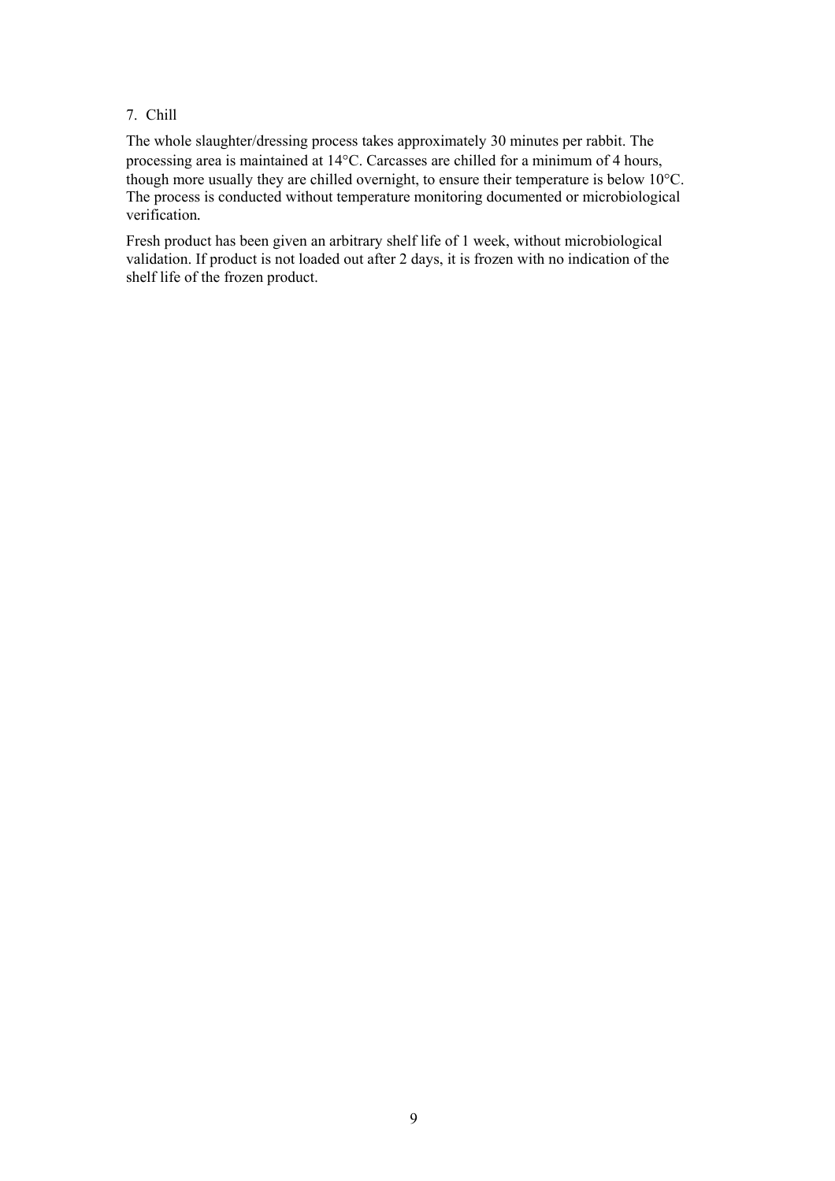7. Chill

The whole slaughter/dressing process takes approximately 30 minutes per rabbit. The processing area is maintained at 14°C. Carcasses are chilled for a minimum of 4 hours, though more usually they are chilled overnight, to ensure their temperature is below 10°C. The process is conducted without temperature monitoring documented or microbiological verification.

Fresh product has been given an arbitrary shelf life of 1 week, without microbiological validation. If product is not loaded out after 2 days, it is frozen with no indication of the shelf life of the frozen product.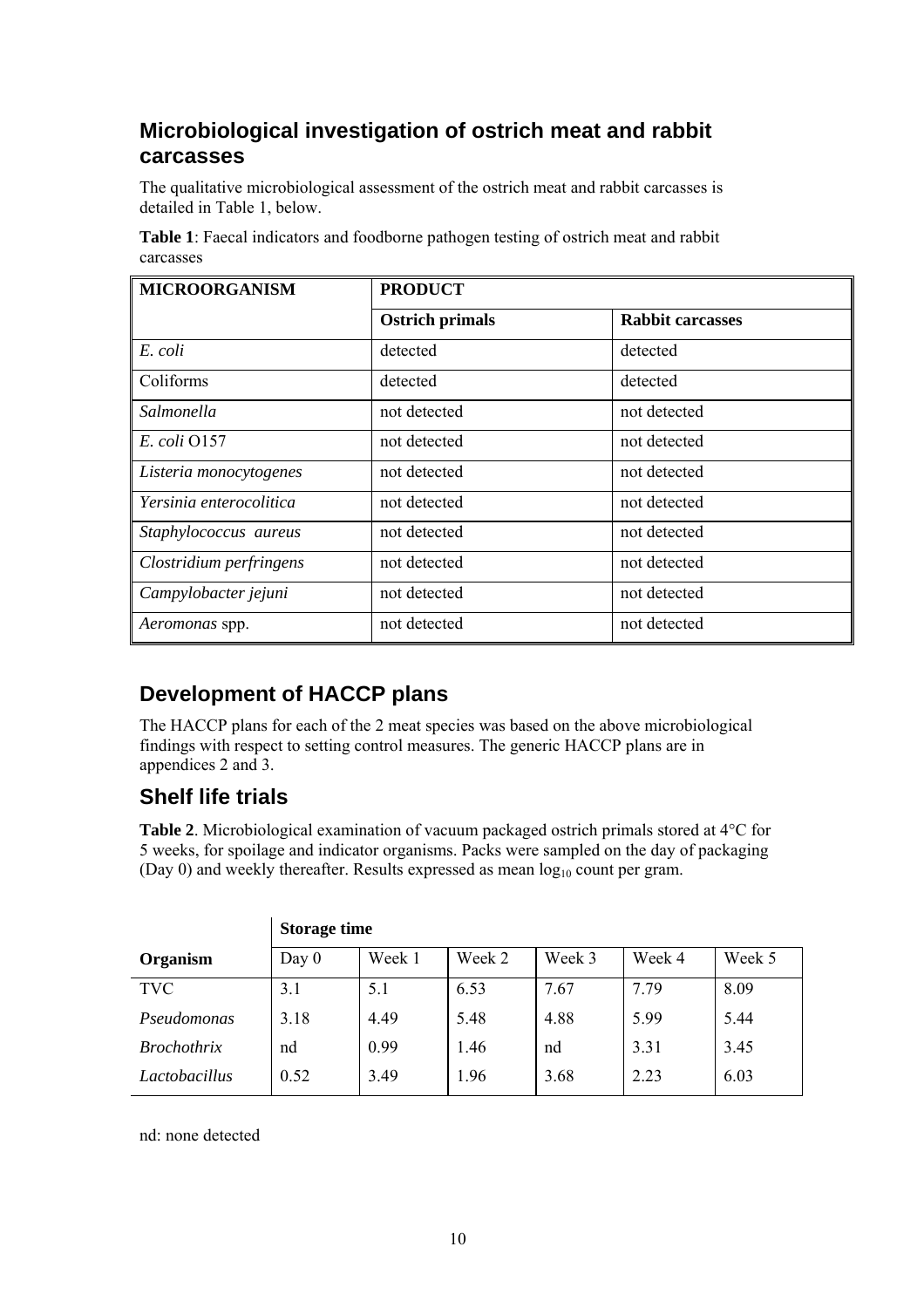## Microbiological investigation of ostrich meat and rabbit carcasses

The qualitative microbiological assessment of the ostrich meat and rabbit carcasses is detailed in Table 1, below.

**Table 1**: Faecal indicators and foodborne pathogen testing of ostrich meat and rabbit carcasses

| MICROORGANISM | PRODUCT | |
|---|---|---|
| | **Ostrich primals** | **Rabbit carcasses** |
| *E. coli* | detected | detected |
| Coliforms | detected | detected |
| *Salmonella* | not detected | not detected |
| *E. coli* O157 | not detected | not detected |
| *Listeria monocytogenes* | not detected | not detected |
| *Yersinia enterocolitica* | not detected | not detected |
| *Staphylococcus aureus* | not detected | not detected |
| *Clostridium perfringens* | not detected | not detected |
| *Campylobacter jejuni* | not detected | not detected |
| *Aeromonas* spp. | not detected | not detected |

## Development of HACCP plans

The HACCP plans for each of the 2 meat species was based on the above microbiological findings with respect to setting control measures. The generic HACCP plans are in appendices 2 and 3.

## Shelf life trials

**Table 2**. Microbiological examination of vacuum packaged ostrich primals stored at 4°C for 5 weeks, for spoilage and indicator organisms. Packs were sampled on the day of packaging (Day 0) and weekly thereafter. Results expressed as mean $\log_{10}$ count per gram.

| | Storage time | | | | | |
|---|---|---|---|---|---|---|
| **Organism** | Day 0 | Week 1 | Week 2 | Week 3 | Week 4 | Week 5 |
| TVC | 3.1 | 5.1 | 6.53 | 7.67 | 7.79 | 8.09 |
| *Pseudomonas* | 3.18 | 4.49 | 5.48 | 4.88 | 5.99 | 5.44 |
| *Brochothrix* | nd | 0.99 | 1.46 | nd | 3.31 | 3.45 |
| *Lactobacillus* | 0.52 | 3.49 | 1.96 | 3.68 | 2.23 | 6.03 |

nd: none detected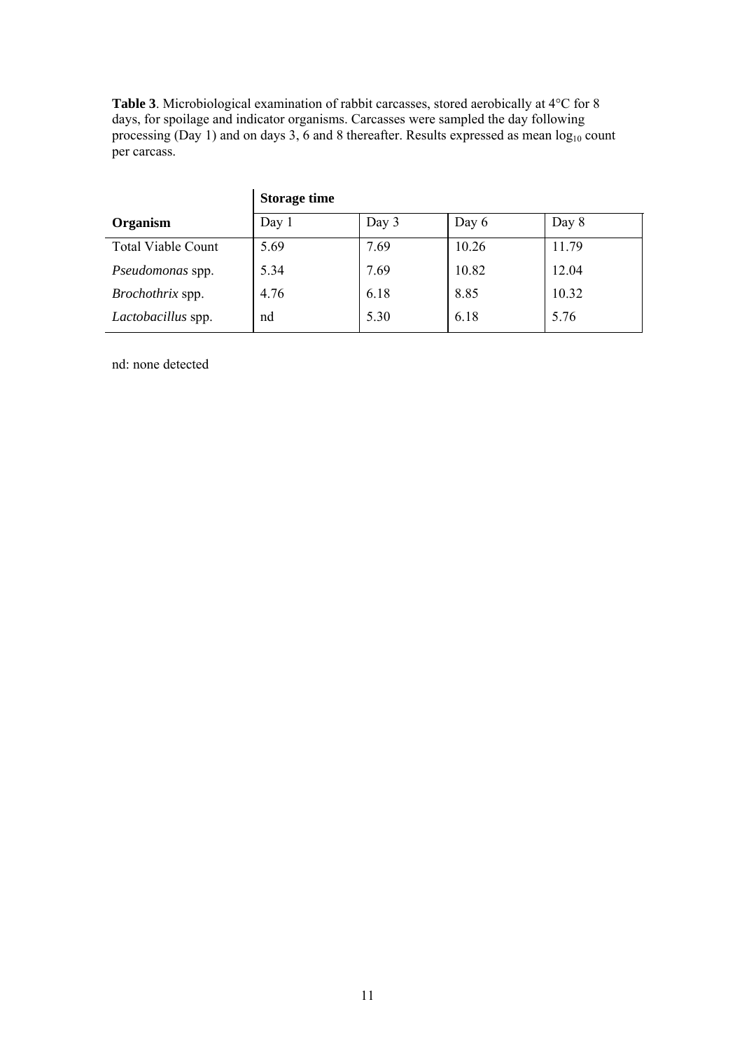**Table 3**. Microbiological examination of rabbit carcasses, stored aerobically at 4°C for 8 days, for spoilage and indicator organisms. Carcasses were sampled the day following processing (Day 1) and on days 3, 6 and 8 thereafter. Results expressed as mean $\log_{10}$ count per carcass.

| | **Storage time** | | | |
|---|---|---|---|---|
| **Organism** | Day 1 | Day 3 | Day 6 | Day 8 |
| Total Viable Count | 5.69 | 7.69 | 10.26 | 11.79 |
| *Pseudomonas* spp. | 5.34 | 7.69 | 10.82 | 12.04 |
| *Brochothrix* spp. | 4.76 | 6.18 | 8.85 | 10.32 |
| *Lactobacillus* spp. | nd | 5.30 | 6.18 | 5.76 |

nd: none detected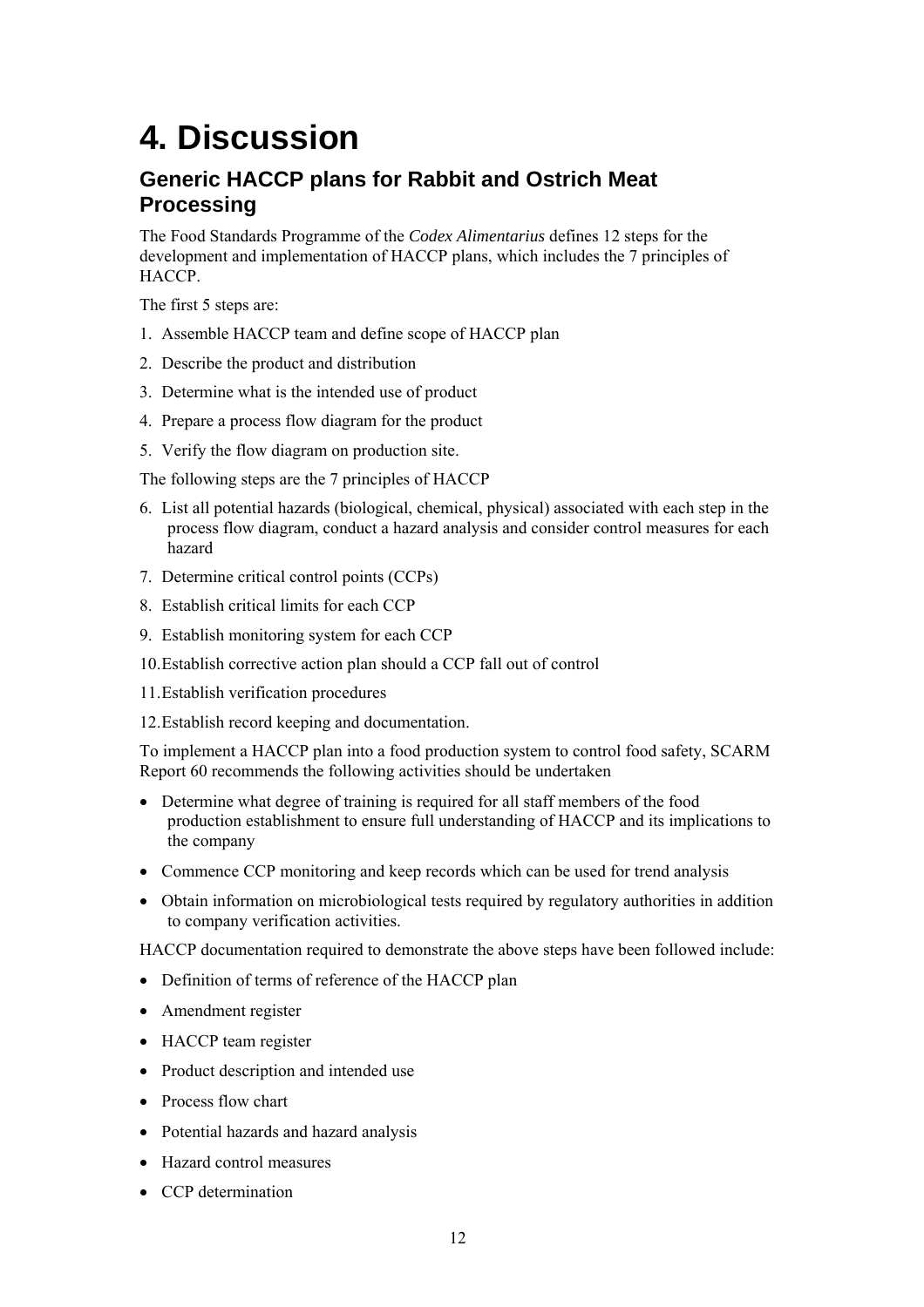# 4. Discussion

## Generic HACCP plans for Rabbit and Ostrich Meat Processing

The Food Standards Programme of the *Codex Alimentarius* defines 12 steps for the development and implementation of HACCP plans, which includes the 7 principles of HACCP.

The first 5 steps are:

1. Assemble HACCP team and define scope of HACCP plan
2. Describe the product and distribution
3. Determine what is the intended use of product
4. Prepare a process flow diagram for the product
5. Verify the flow diagram on production site.

The following steps are the 7 principles of HACCP

6. List all potential hazards (biological, chemical, physical) associated with each step in the process flow diagram, conduct a hazard analysis and consider control measures for each hazard
7. Determine critical control points (CCPs)
8. Establish critical limits for each CCP
9. Establish monitoring system for each CCP
10. Establish corrective action plan should a CCP fall out of control
11. Establish verification procedures
12. Establish record keeping and documentation.

To implement a HACCP plan into a food production system to control food safety, SCARM Report 60 recommends the following activities should be undertaken

- Determine what degree of training is required for all staff members of the food production establishment to ensure full understanding of HACCP and its implications to the company
- Commence CCP monitoring and keep records which can be used for trend analysis
- Obtain information on microbiological tests required by regulatory authorities in addition to company verification activities.

HACCP documentation required to demonstrate the above steps have been followed include:

- Definition of terms of reference of the HACCP plan
- Amendment register
- HACCP team register
- Product description and intended use
- Process flow chart
- Potential hazards and hazard analysis
- Hazard control measures
- CCP determination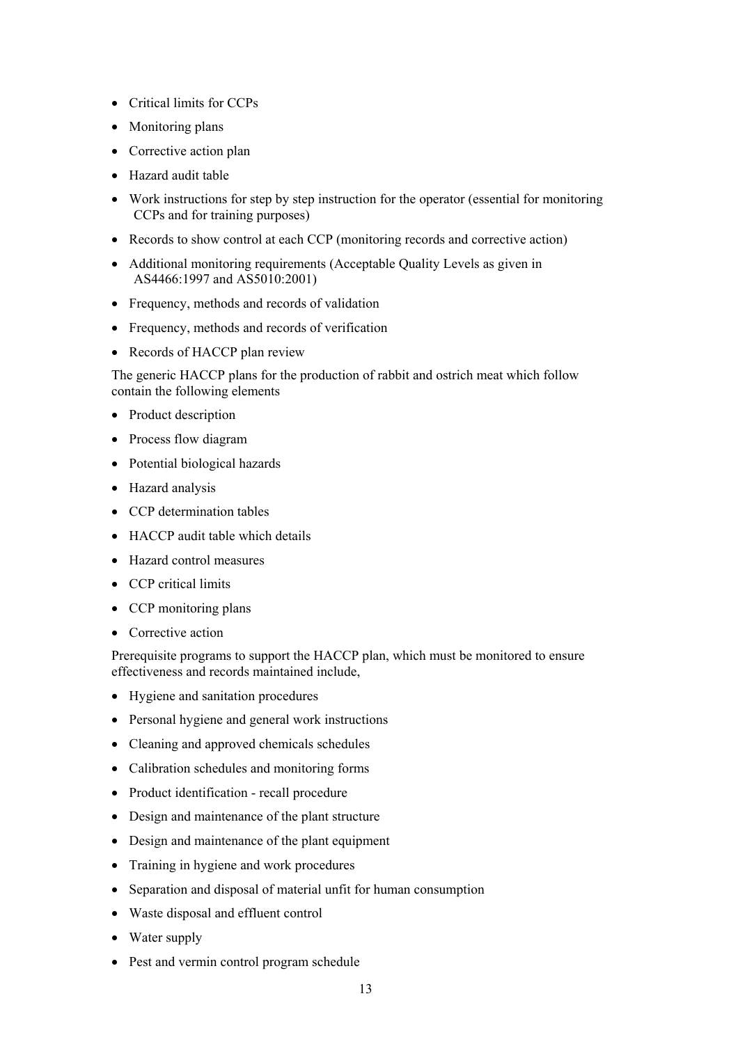- Critical limits for CCPs
- Monitoring plans
- Corrective action plan
- Hazard audit table
- Work instructions for step by step instruction for the operator (essential for monitoring CCPs and for training purposes)
- Records to show control at each CCP (monitoring records and corrective action)
- Additional monitoring requirements (Acceptable Quality Levels as given in AS4466:1997 and AS5010:2001)
- Frequency, methods and records of validation
- Frequency, methods and records of verification
- Records of HACCP plan review

The generic HACCP plans for the production of rabbit and ostrich meat which follow contain the following elements

- Product description
- Process flow diagram
- Potential biological hazards
- Hazard analysis
- CCP determination tables
- HACCP audit table which details
- Hazard control measures
- CCP critical limits
- CCP monitoring plans
- Corrective action

Prerequisite programs to support the HACCP plan, which must be monitored to ensure effectiveness and records maintained include,

- Hygiene and sanitation procedures
- Personal hygiene and general work instructions
- Cleaning and approved chemicals schedules
- Calibration schedules and monitoring forms
- Product identification - recall procedure
- Design and maintenance of the plant structure
- Design and maintenance of the plant equipment
- Training in hygiene and work procedures
- Separation and disposal of material unfit for human consumption
- Waste disposal and effluent control
- Water supply
- Pest and vermin control program schedule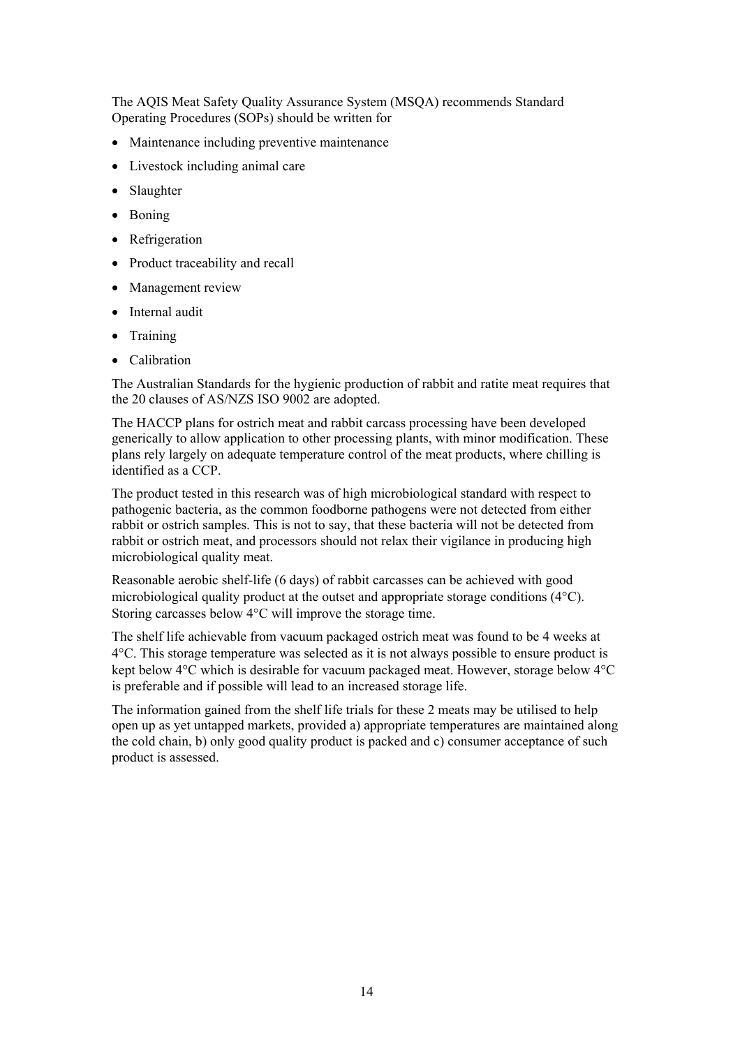The AQIS Meat Safety Quality Assurance System (MSQA) recommends Standard Operating Procedures (SOPs) should be written for

- Maintenance including preventive maintenance
- Livestock including animal care
- Slaughter
- Boning
- Refrigeration
- Product traceability and recall
- Management review
- Internal audit
- Training
- Calibration

The Australian Standards for the hygienic production of rabbit and ratite meat requires that the 20 clauses of AS/NZS ISO 9002 are adopted.

The HACCP plans for ostrich meat and rabbit carcass processing have been developed generically to allow application to other processing plants, with minor modification. These plans rely largely on adequate temperature control of the meat products, where chilling is identified as a CCP.

The product tested in this research was of high microbiological standard with respect to pathogenic bacteria, as the common foodborne pathogens were not detected from either rabbit or ostrich samples. This is not to say, that these bacteria will not be detected from rabbit or ostrich meat, and processors should not relax their vigilance in producing high microbiological quality meat.

Reasonable aerobic shelf-life (6 days) of rabbit carcasses can be achieved with good microbiological quality product at the outset and appropriate storage conditions (4°C). Storing carcasses below 4°C will improve the storage time.

The shelf life achievable from vacuum packaged ostrich meat was found to be 4 weeks at 4°C. This storage temperature was selected as it is not always possible to ensure product is kept below 4°C which is desirable for vacuum packaged meat. However, storage below 4°C is preferable and if possible will lead to an increased storage life.

The information gained from the shelf life trials for these 2 meats may be utilised to help open up as yet untapped markets, provided a) appropriate temperatures are maintained along the cold chain, b) only good quality product is packed and c) consumer acceptance of such product is assessed.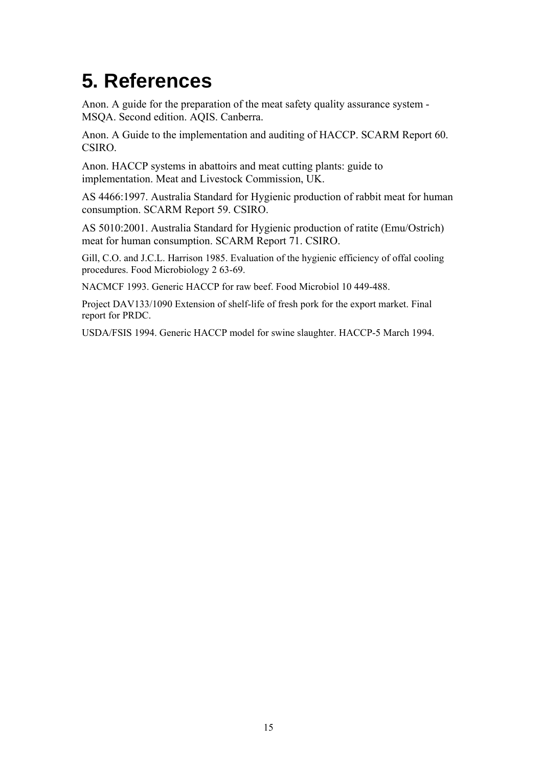# 5. References

Anon. A guide for the preparation of the meat safety quality assurance system - MSQA. Second edition. AQIS. Canberra.

Anon. A Guide to the implementation and auditing of HACCP. SCARM Report 60. CSIRO.

Anon. HACCP systems in abattoirs and meat cutting plants: guide to implementation. Meat and Livestock Commission, UK.

AS 4466:1997. Australia Standard for Hygienic production of rabbit meat for human consumption. SCARM Report 59. CSIRO.

AS 5010:2001. Australia Standard for Hygienic production of ratite (Emu/Ostrich) meat for human consumption. SCARM Report 71. CSIRO.

Gill, C.O. and J.C.L. Harrison 1985. Evaluation of the hygienic efficiency of offal cooling procedures. Food Microbiology 2 63-69.

NACMCF 1993. Generic HACCP for raw beef. Food Microbiol 10 449-488.

Project DAV133/1090 Extension of shelf-life of fresh pork for the export market. Final report for PRDC.

USDA/FSIS 1994. Generic HACCP model for swine slaughter. HACCP-5 March 1994.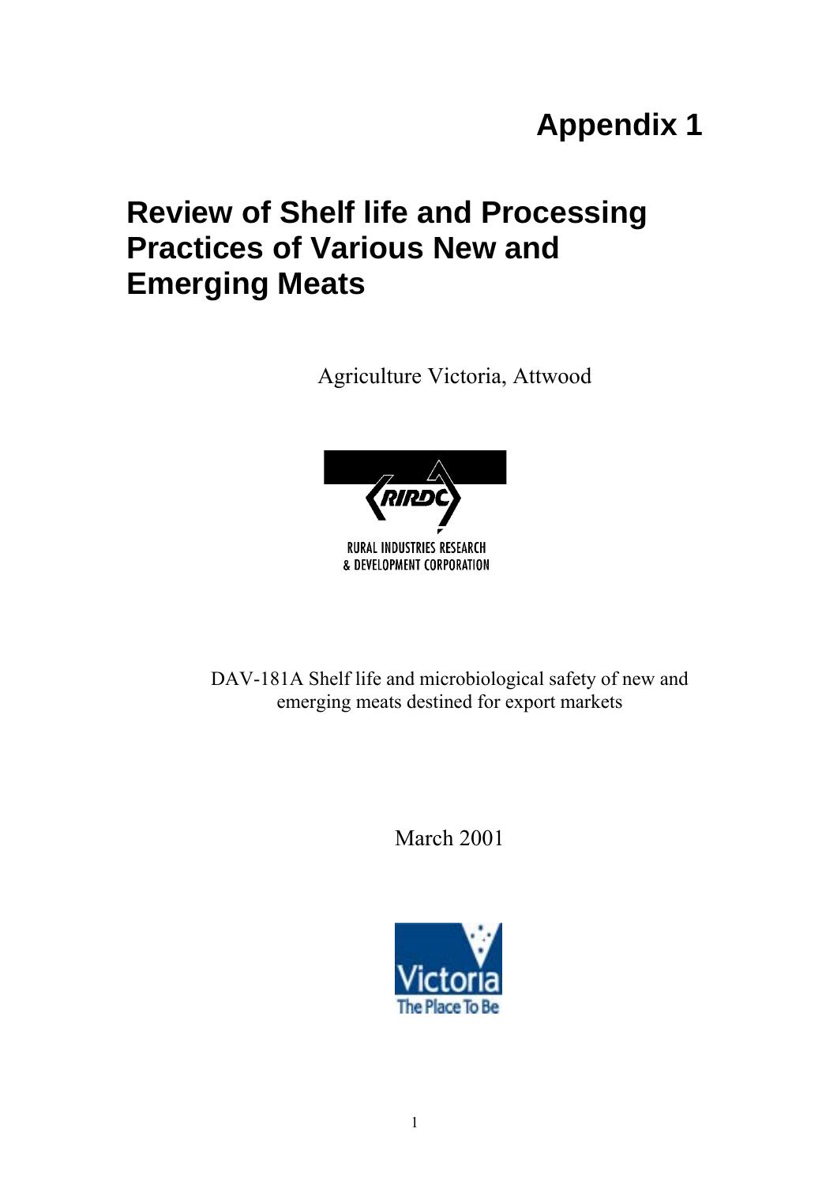# Appendix 1

# Review of Shelf life and Processing Practices of Various New and Emerging Meats

Agriculture Victoria, Attwood

RURAL INDUSTRIES RESEARCH & DEVELOPMENT CORPORATION

DAV-181A Shelf life and microbiological safety of new and emerging meats destined for export markets

March 2001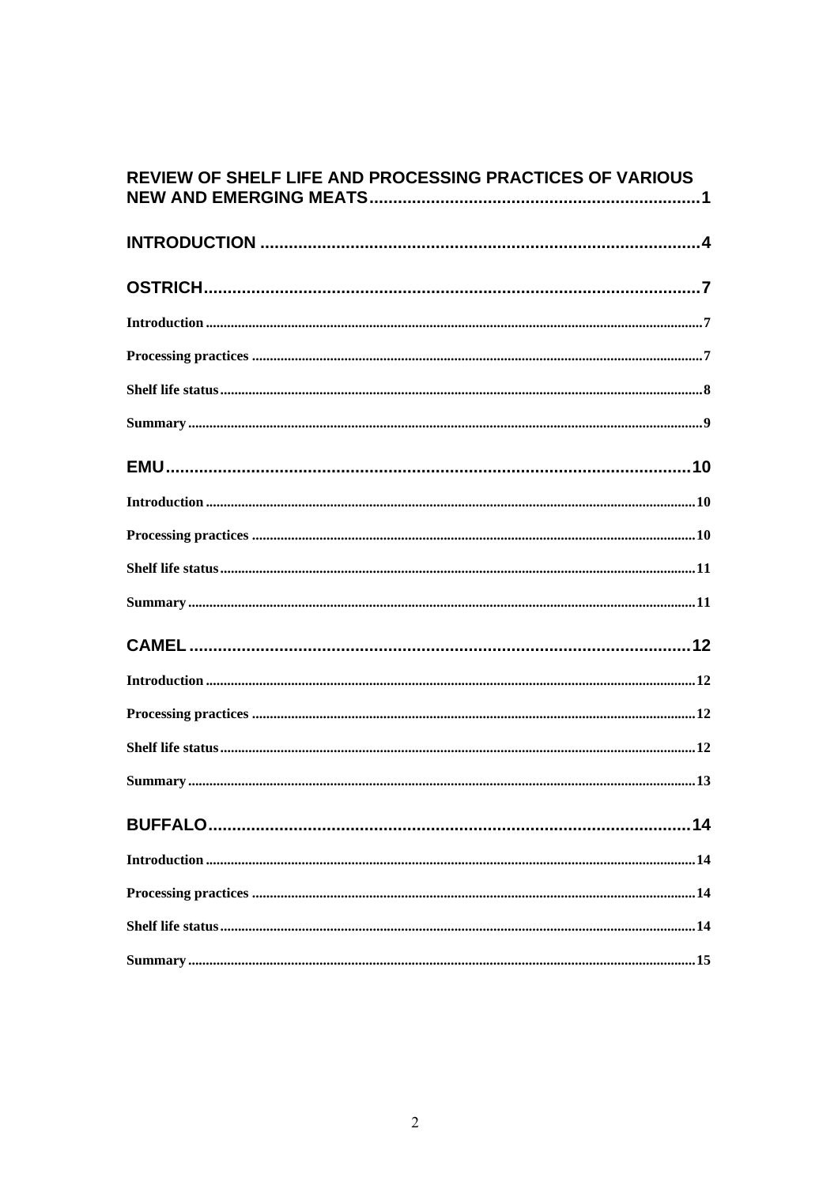REVIEW OF SHELF LIFE AND PROCESSING PRACTICES OF VARIOUS NEW AND EMERGING MEATS ..... 1

INTRODUCTION ..... 4

OSTRICH ..... 7

- Introduction ..... 7
- Processing practices ..... 7
- Shelf life status ..... 8
- Summary ..... 9

EMU ..... 10

- Introduction ..... 10
- Processing practices ..... 10
- Shelf life status ..... 11
- Summary ..... 11

CAMEL ..... 12

- Introduction ..... 12
- Processing practices ..... 12
- Shelf life status ..... 12
- Summary ..... 13

BUFFALO ..... 14

- Introduction ..... 14
- Processing practices ..... 14
- Shelf life status ..... 14
- Summary ..... 15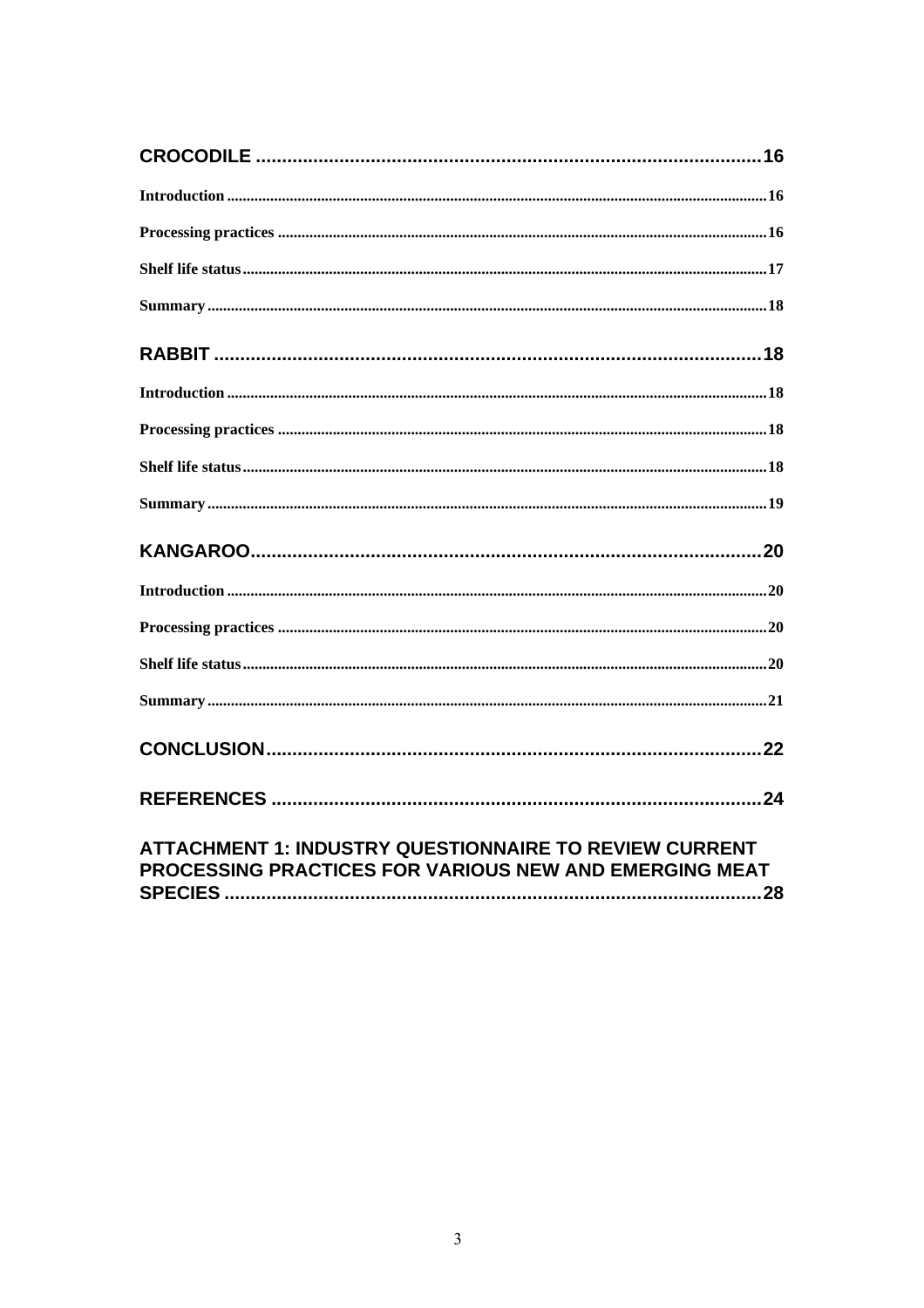**CROCODILE** ........................................................................................ 16

Introduction ........................................................................................ 16

Processing practices ........................................................................................ 16

Shelf life status ........................................................................................ 17

Summary ........................................................................................ 18

**RABBIT** ........................................................................................ 18

Introduction ........................................................................................ 18

Processing practices ........................................................................................ 18

Shelf life status ........................................................................................ 18

Summary ........................................................................................ 19

**KANGAROO** ........................................................................................ 20

Introduction ........................................................................................ 20

Processing practices ........................................................................................ 20

Shelf life status ........................................................................................ 20

Summary ........................................................................................ 21

**CONCLUSION** ........................................................................................ 22

**REFERENCES** ........................................................................................ 24

**ATTACHMENT 1: INDUSTRY QUESTIONNAIRE TO REVIEW CURRENT PROCESSING PRACTICES FOR VARIOUS NEW AND EMERGING MEAT SPECIES** ........................................................................................ 28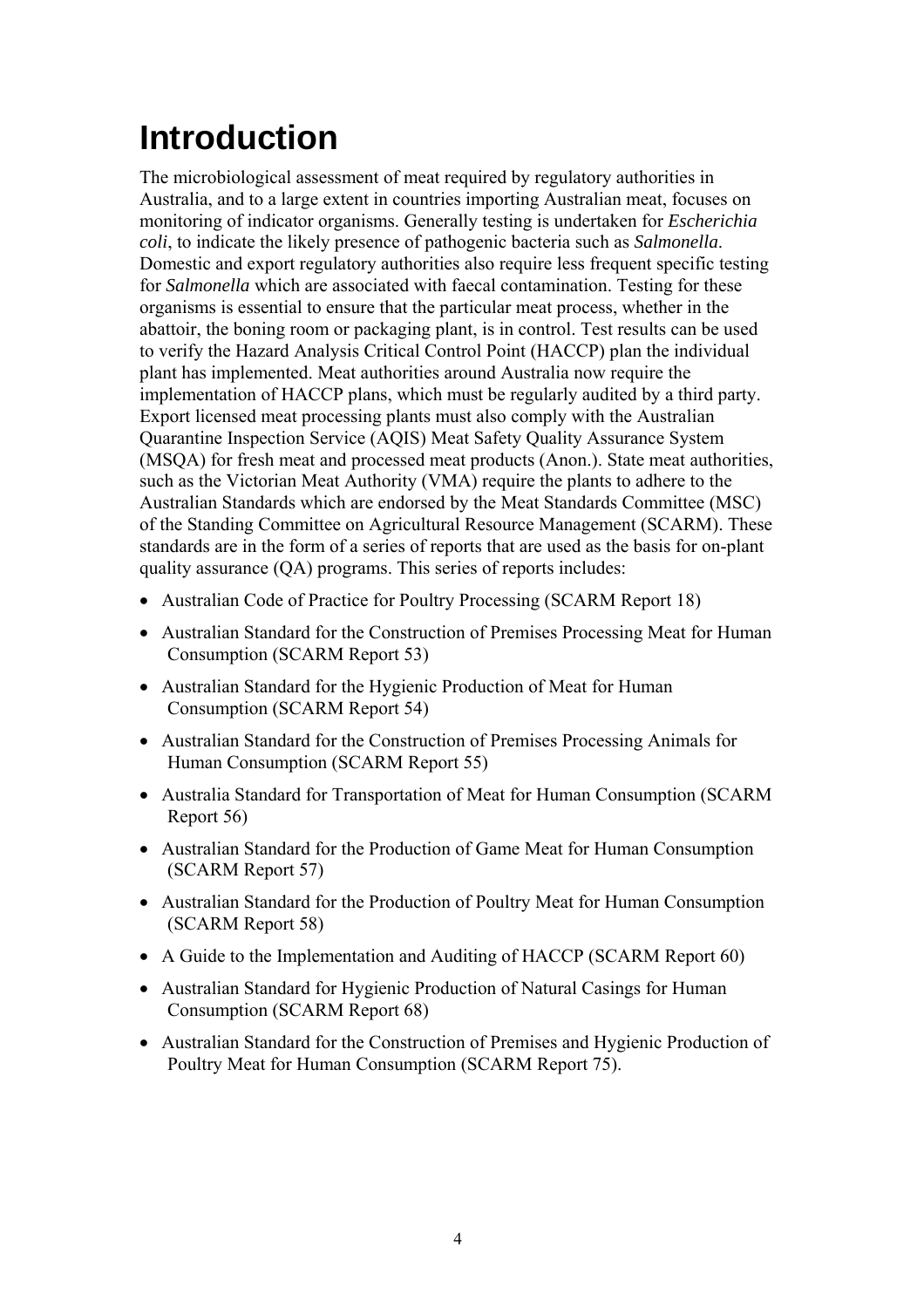# Introduction

The microbiological assessment of meat required by regulatory authorities in Australia, and to a large extent in countries importing Australian meat, focuses on monitoring of indicator organisms. Generally testing is undertaken for *Escherichia coli*, to indicate the likely presence of pathogenic bacteria such as *Salmonella*. Domestic and export regulatory authorities also require less frequent specific testing for *Salmonella* which are associated with faecal contamination. Testing for these organisms is essential to ensure that the particular meat process, whether in the abattoir, the boning room or packaging plant, is in control. Test results can be used to verify the Hazard Analysis Critical Control Point (HACCP) plan the individual plant has implemented. Meat authorities around Australia now require the implementation of HACCP plans, which must be regularly audited by a third party. Export licensed meat processing plants must also comply with the Australian Quarantine Inspection Service (AQIS) Meat Safety Quality Assurance System (MSQA) for fresh meat and processed meat products (Anon.). State meat authorities, such as the Victorian Meat Authority (VMA) require the plants to adhere to the Australian Standards which are endorsed by the Meat Standards Committee (MSC) of the Standing Committee on Agricultural Resource Management (SCARM). These standards are in the form of a series of reports that are used as the basis for on-plant quality assurance (QA) programs. This series of reports includes:

- Australian Code of Practice for Poultry Processing (SCARM Report 18)
- Australian Standard for the Construction of Premises Processing Meat for Human Consumption (SCARM Report 53)
- Australian Standard for the Hygienic Production of Meat for Human Consumption (SCARM Report 54)
- Australian Standard for the Construction of Premises Processing Animals for Human Consumption (SCARM Report 55)
- Australia Standard for Transportation of Meat for Human Consumption (SCARM Report 56)
- Australian Standard for the Production of Game Meat for Human Consumption (SCARM Report 57)
- Australian Standard for the Production of Poultry Meat for Human Consumption (SCARM Report 58)
- A Guide to the Implementation and Auditing of HACCP (SCARM Report 60)
- Australian Standard for Hygienic Production of Natural Casings for Human Consumption (SCARM Report 68)
- Australian Standard for the Construction of Premises and Hygienic Production of Poultry Meat for Human Consumption (SCARM Report 75).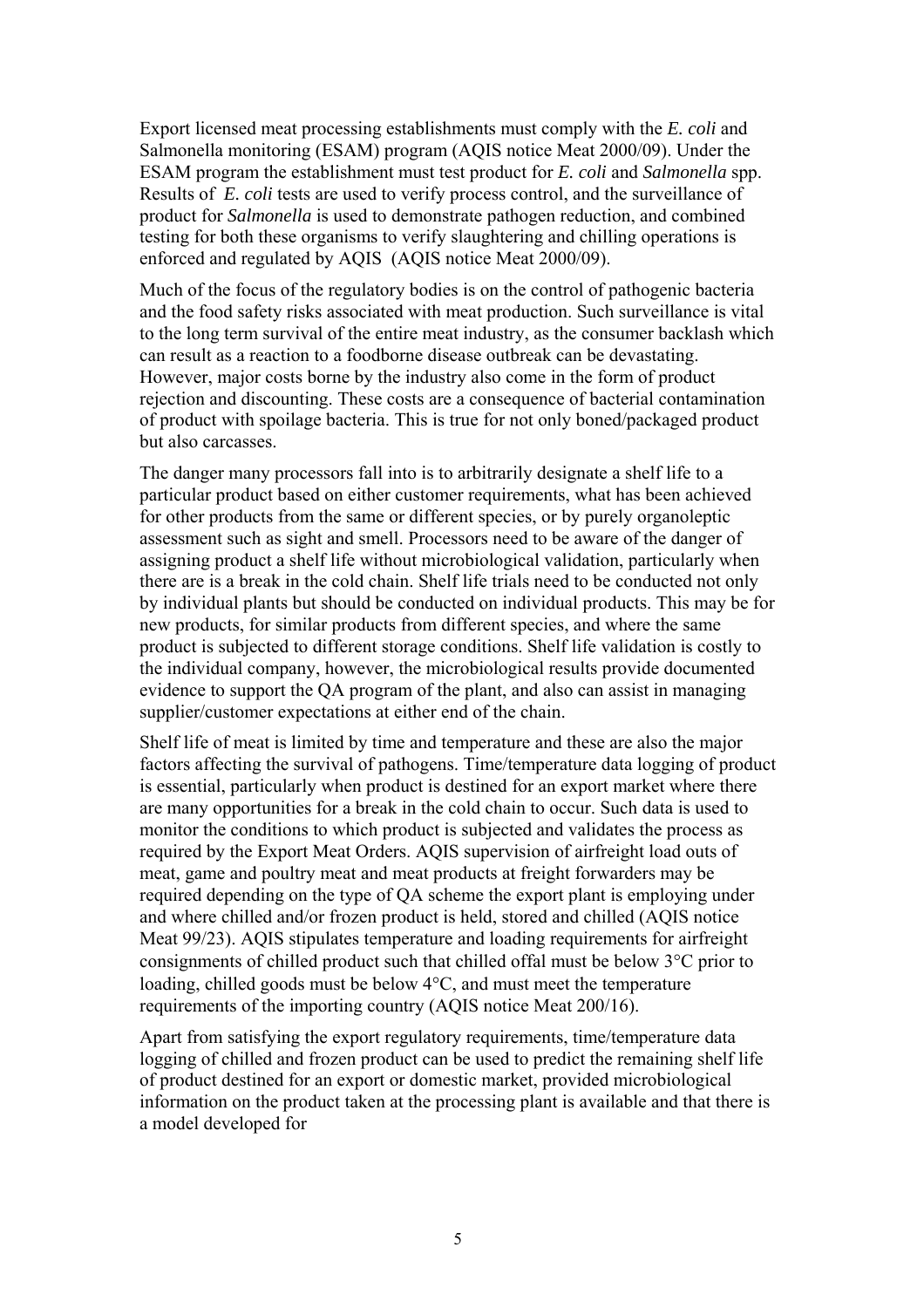Export licensed meat processing establishments must comply with the *E. coli* and Salmonella monitoring (ESAM) program (AQIS notice Meat 2000/09). Under the ESAM program the establishment must test product for *E. coli* and *Salmonella* spp. Results of *E. coli* tests are used to verify process control, and the surveillance of product for *Salmonella* is used to demonstrate pathogen reduction, and combined testing for both these organisms to verify slaughtering and chilling operations is enforced and regulated by AQIS (AQIS notice Meat 2000/09).

Much of the focus of the regulatory bodies is on the control of pathogenic bacteria and the food safety risks associated with meat production. Such surveillance is vital to the long term survival of the entire meat industry, as the consumer backlash which can result as a reaction to a foodborne disease outbreak can be devastating. However, major costs borne by the industry also come in the form of product rejection and discounting. These costs are a consequence of bacterial contamination of product with spoilage bacteria. This is true for not only boned/packaged product but also carcasses.

The danger many processors fall into is to arbitrarily designate a shelf life to a particular product based on either customer requirements, what has been achieved for other products from the same or different species, or by purely organoleptic assessment such as sight and smell. Processors need to be aware of the danger of assigning product a shelf life without microbiological validation, particularly when there are is a break in the cold chain. Shelf life trials need to be conducted not only by individual plants but should be conducted on individual products. This may be for new products, for similar products from different species, and where the same product is subjected to different storage conditions. Shelf life validation is costly to the individual company, however, the microbiological results provide documented evidence to support the QA program of the plant, and also can assist in managing supplier/customer expectations at either end of the chain.

Shelf life of meat is limited by time and temperature and these are also the major factors affecting the survival of pathogens. Time/temperature data logging of product is essential, particularly when product is destined for an export market where there are many opportunities for a break in the cold chain to occur. Such data is used to monitor the conditions to which product is subjected and validates the process as required by the Export Meat Orders. AQIS supervision of airfreight load outs of meat, game and poultry meat and meat products at freight forwarders may be required depending on the type of QA scheme the export plant is employing under and where chilled and/or frozen product is held, stored and chilled (AQIS notice Meat 99/23). AQIS stipulates temperature and loading requirements for airfreight consignments of chilled product such that chilled offal must be below 3°C prior to loading, chilled goods must be below 4°C, and must meet the temperature requirements of the importing country (AQIS notice Meat 200/16).

Apart from satisfying the export regulatory requirements, time/temperature data logging of chilled and frozen product can be used to predict the remaining shelf life of product destined for an export or domestic market, provided microbiological information on the product taken at the processing plant is available and that there is a model developed for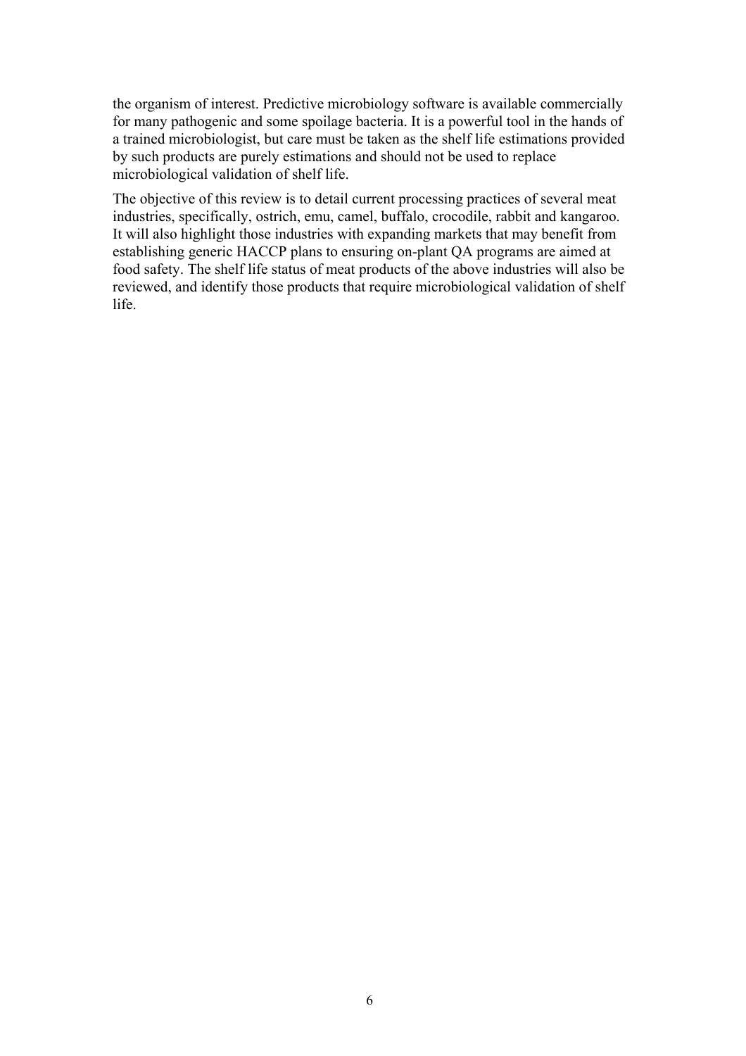the organism of interest. Predictive microbiology software is available commercially for many pathogenic and some spoilage bacteria. It is a powerful tool in the hands of a trained microbiologist, but care must be taken as the shelf life estimations provided by such products are purely estimations and should not be used to replace microbiological validation of shelf life.

The objective of this review is to detail current processing practices of several meat industries, specifically, ostrich, emu, camel, buffalo, crocodile, rabbit and kangaroo. It will also highlight those industries with expanding markets that may benefit from establishing generic HACCP plans to ensuring on-plant QA programs are aimed at food safety. The shelf life status of meat products of the above industries will also be reviewed, and identify those products that require microbiological validation of shelf life.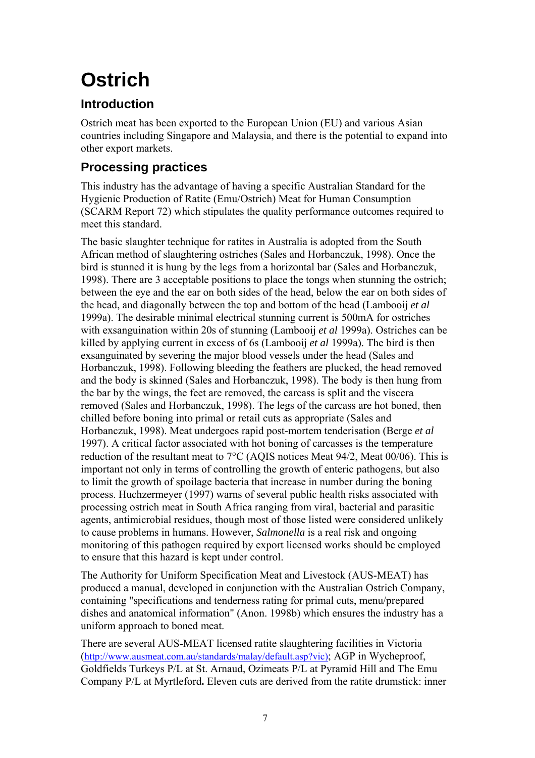# Ostrich

## Introduction

Ostrich meat has been exported to the European Union (EU) and various Asian countries including Singapore and Malaysia, and there is the potential to expand into other export markets.

## Processing practices

This industry has the advantage of having a specific Australian Standard for the Hygienic Production of Ratite (Emu/Ostrich) Meat for Human Consumption (SCARM Report 72) which stipulates the quality performance outcomes required to meet this standard.

The basic slaughter technique for ratites in Australia is adopted from the South African method of slaughtering ostriches (Sales and Horbanczuk, 1998). Once the bird is stunned it is hung by the legs from a horizontal bar (Sales and Horbanczuk, 1998). There are 3 acceptable positions to place the tongs when stunning the ostrich; between the eye and the ear on both sides of the head, below the ear on both sides of the head, and diagonally between the top and bottom of the head (Lambooij *et al* 1999a). The desirable minimal electrical stunning current is 500mA for ostriches with exsanguination within 20s of stunning (Lambooij *et al* 1999a). Ostriches can be killed by applying current in excess of 6s (Lambooij *et al* 1999a). The bird is then exsanguinated by severing the major blood vessels under the head (Sales and Horbanczuk, 1998). Following bleeding the feathers are plucked, the head removed and the body is skinned (Sales and Horbanczuk, 1998). The body is then hung from the bar by the wings, the feet are removed, the carcass is split and the viscera removed (Sales and Horbanczuk, 1998). The legs of the carcass are hot boned, then chilled before boning into primal or retail cuts as appropriate (Sales and Horbanczuk, 1998). Meat undergoes rapid post-mortem tenderisation (Berge *et al* 1997). A critical factor associated with hot boning of carcasses is the temperature reduction of the resultant meat to 7°C (AQIS notices Meat 94/2, Meat 00/06). This is important not only in terms of controlling the growth of enteric pathogens, but also to limit the growth of spoilage bacteria that increase in number during the boning process. Huchzermeyer (1997) warns of several public health risks associated with processing ostrich meat in South Africa ranging from viral, bacterial and parasitic agents, antimicrobial residues, though most of those listed were considered unlikely to cause problems in humans. However, *Salmonella* is a real risk and ongoing monitoring of this pathogen required by export licensed works should be employed to ensure that this hazard is kept under control.

The Authority for Uniform Specification Meat and Livestock (AUS-MEAT) has produced a manual, developed in conjunction with the Australian Ostrich Company, containing "specifications and tenderness rating for primal cuts, menu/prepared dishes and anatomical information" (Anon. 1998b) which ensures the industry has a uniform approach to boned meat.

There are several AUS-MEAT licensed ratite slaughtering facilities in Victoria (http://www.ausmeat.com.au/standards/malay/default.asp?vic); AGP in Wycheproof, Goldfields Turkeys P/L at St. Arnaud, Ozimeats P/L at Pyramid Hill and The Emu Company P/L at Myrtleford**.** Eleven cuts are derived from the ratite drumstick: inner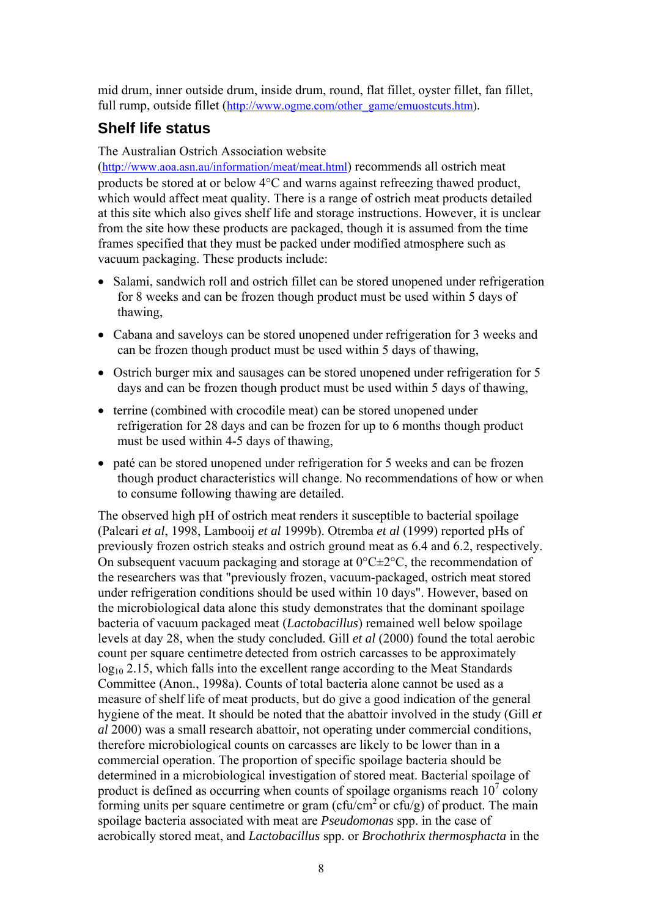mid drum, inner outside drum, inside drum, round, flat fillet, oyster fillet, fan fillet, full rump, outside fillet (http://www.ogme.com/other_game/emuostcuts.htm).

## Shelf life status

The Australian Ostrich Association website (http://www.aoa.asn.au/information/meat/meat.html) recommends all ostrich meat products be stored at or below 4°C and warns against refreezing thawed product, which would affect meat quality. There is a range of ostrich meat products detailed at this site which also gives shelf life and storage instructions. However, it is unclear from the site how these products are packaged, though it is assumed from the time frames specified that they must be packed under modified atmosphere such as vacuum packaging. These products include:

- Salami, sandwich roll and ostrich fillet can be stored unopened under refrigeration for 8 weeks and can be frozen though product must be used within 5 days of thawing,
- Cabana and saveloys can be stored unopened under refrigeration for 3 weeks and can be frozen though product must be used within 5 days of thawing,
- Ostrich burger mix and sausages can be stored unopened under refrigeration for 5 days and can be frozen though product must be used within 5 days of thawing,
- terrine (combined with crocodile meat) can be stored unopened under refrigeration for 28 days and can be frozen for up to 6 months though product must be used within 4-5 days of thawing,
- paté can be stored unopened under refrigeration for 5 weeks and can be frozen though product characteristics will change. No recommendations of how or when to consume following thawing are detailed.

The observed high pH of ostrich meat renders it susceptible to bacterial spoilage (Paleari *et al*, 1998, Lambooij *et al* 1999b). Otremba *et al* (1999) reported pHs of previously frozen ostrich steaks and ostrich ground meat as 6.4 and 6.2, respectively. On subsequent vacuum packaging and storage at 0°C±2°C, the recommendation of the researchers was that "previously frozen, vacuum-packaged, ostrich meat stored under refrigeration conditions should be used within 10 days". However, based on the microbiological data alone this study demonstrates that the dominant spoilage bacteria of vacuum packaged meat (*Lactobacillus*) remained well below spoilage levels at day 28, when the study concluded. Gill *et al* (2000) found the total aerobic count per square centimetre detected from ostrich carcasses to be approximately $\log_{10}$ 2.15, which falls into the excellent range according to the Meat Standards Committee (Anon., 1998a). Counts of total bacteria alone cannot be used as a measure of shelf life of meat products, but do give a good indication of the general hygiene of the meat. It should be noted that the abattoir involved in the study (Gill *et al* 2000) was a small research abattoir, not operating under commercial conditions, therefore microbiological counts on carcasses are likely to be lower than in a commercial operation. The proportion of specific spoilage bacteria should be determined in a microbiological investigation of stored meat. Bacterial spoilage of product is defined as occurring when counts of spoilage organisms reach $10^7$ colony forming units per square centimetre or gram (cfu/cm$^2$ or cfu/g) of product. The main spoilage bacteria associated with meat are *Pseudomonas* spp. in the case of aerobically stored meat, and *Lactobacillus* spp. or *Brochothrix thermosphacta* in the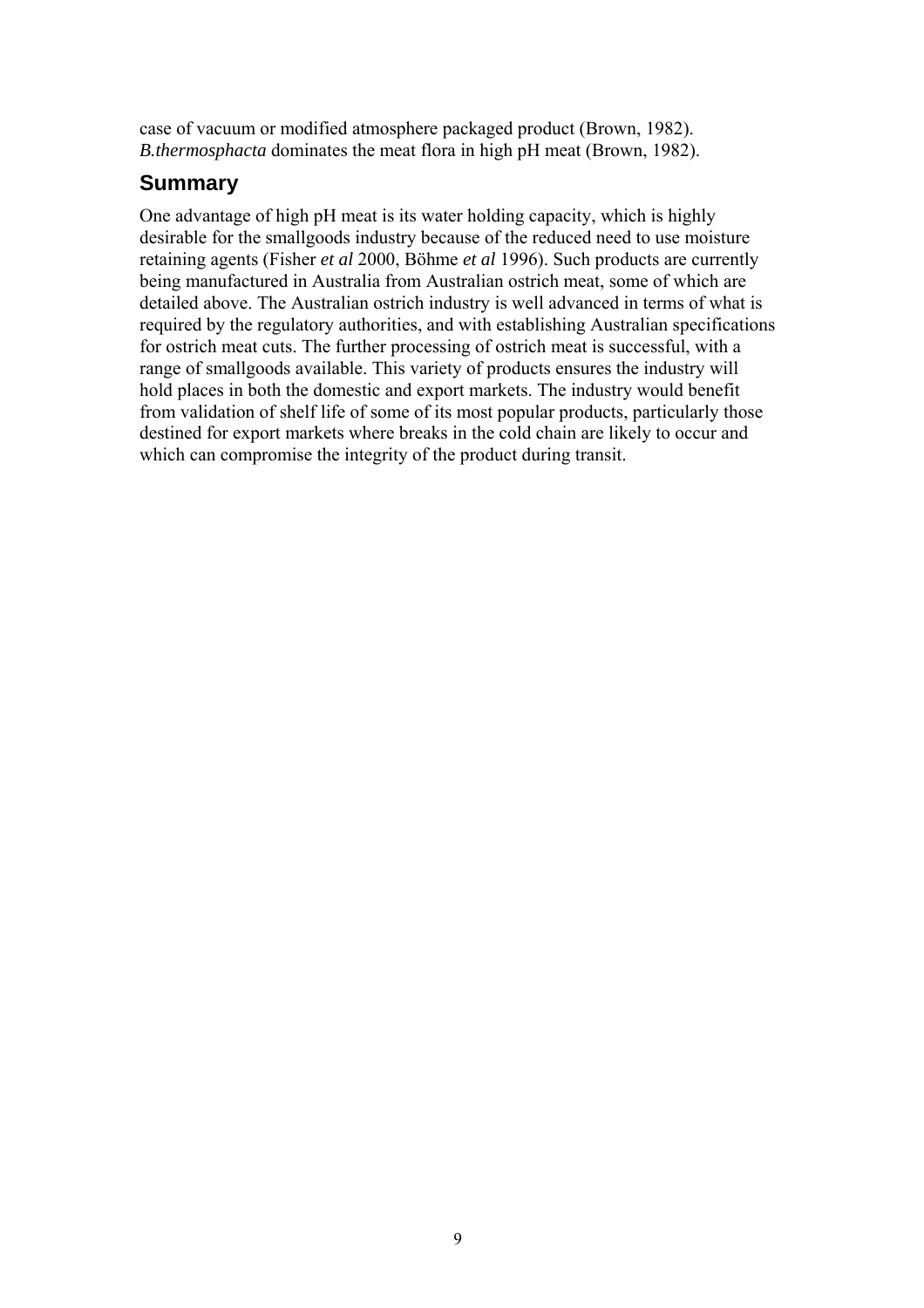case of vacuum or modified atmosphere packaged product (Brown, 1982). *B.thermosphacta* dominates the meat flora in high pH meat (Brown, 1982).

## Summary

One advantage of high pH meat is its water holding capacity, which is highly desirable for the smallgoods industry because of the reduced need to use moisture retaining agents (Fisher *et al* 2000, Böhme *et al* 1996). Such products are currently being manufactured in Australia from Australian ostrich meat, some of which are detailed above. The Australian ostrich industry is well advanced in terms of what is required by the regulatory authorities, and with establishing Australian specifications for ostrich meat cuts. The further processing of ostrich meat is successful, with a range of smallgoods available. This variety of products ensures the industry will hold places in both the domestic and export markets. The industry would benefit from validation of shelf life of some of its most popular products, particularly those destined for export markets where breaks in the cold chain are likely to occur and which can compromise the integrity of the product during transit.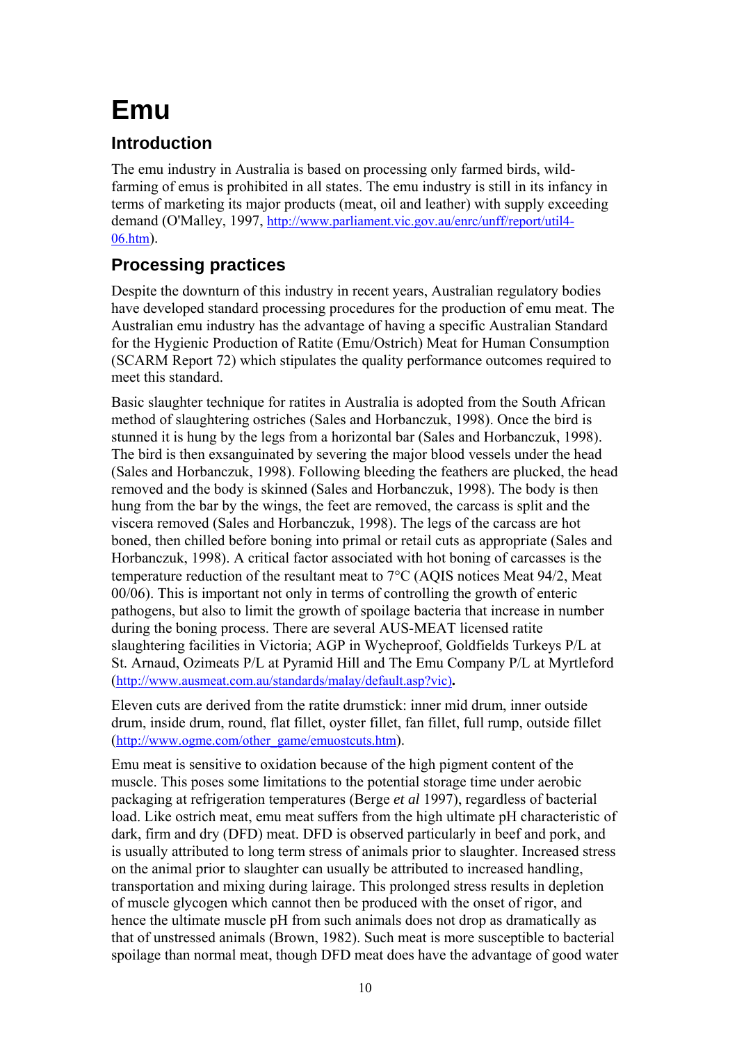# Emu

## Introduction

The emu industry in Australia is based on processing only farmed birds, wild-farming of emus is prohibited in all states. The emu industry is still in its infancy in terms of marketing its major products (meat, oil and leather) with supply exceeding demand (O'Malley, 1997, http://www.parliament.vic.gov.au/enrc/unff/report/util4-06.htm).

## Processing practices

Despite the downturn of this industry in recent years, Australian regulatory bodies have developed standard processing procedures for the production of emu meat. The Australian emu industry has the advantage of having a specific Australian Standard for the Hygienic Production of Ratite (Emu/Ostrich) Meat for Human Consumption (SCARM Report 72) which stipulates the quality performance outcomes required to meet this standard.

Basic slaughter technique for ratites in Australia is adopted from the South African method of slaughtering ostriches (Sales and Horbanczuk, 1998). Once the bird is stunned it is hung by the legs from a horizontal bar (Sales and Horbanczuk, 1998). The bird is then exsanguinated by severing the major blood vessels under the head (Sales and Horbanczuk, 1998). Following bleeding the feathers are plucked, the head removed and the body is skinned (Sales and Horbanczuk, 1998). The body is then hung from the bar by the wings, the feet are removed, the carcass is split and the viscera removed (Sales and Horbanczuk, 1998). The legs of the carcass are hot boned, then chilled before boning into primal or retail cuts as appropriate (Sales and Horbanczuk, 1998). A critical factor associated with hot boning of carcasses is the temperature reduction of the resultant meat to 7°C (AQIS notices Meat 94/2, Meat 00/06). This is important not only in terms of controlling the growth of enteric pathogens, but also to limit the growth of spoilage bacteria that increase in number during the boning process. There are several AUS-MEAT licensed ratite slaughtering facilities in Victoria; AGP in Wycheproof, Goldfields Turkeys P/L at St. Arnaud, Ozimeats P/L at Pyramid Hill and The Emu Company P/L at Myrtleford (http://www.ausmeat.com.au/standards/malay/default.asp?vic)**.**

Eleven cuts are derived from the ratite drumstick: inner mid drum, inner outside drum, inside drum, round, flat fillet, oyster fillet, fan fillet, full rump, outside fillet (http://www.ogme.com/other_game/emuostcuts.htm).

Emu meat is sensitive to oxidation because of the high pigment content of the muscle. This poses some limitations to the potential storage time under aerobic packaging at refrigeration temperatures (Berge *et al* 1997), regardless of bacterial load. Like ostrich meat, emu meat suffers from the high ultimate pH characteristic of dark, firm and dry (DFD) meat. DFD is observed particularly in beef and pork, and is usually attributed to long term stress of animals prior to slaughter. Increased stress on the animal prior to slaughter can usually be attributed to increased handling, transportation and mixing during lairage. This prolonged stress results in depletion of muscle glycogen which cannot then be produced with the onset of rigor, and hence the ultimate muscle pH from such animals does not drop as dramatically as that of unstressed animals (Brown, 1982). Such meat is more susceptible to bacterial spoilage than normal meat, though DFD meat does have the advantage of good water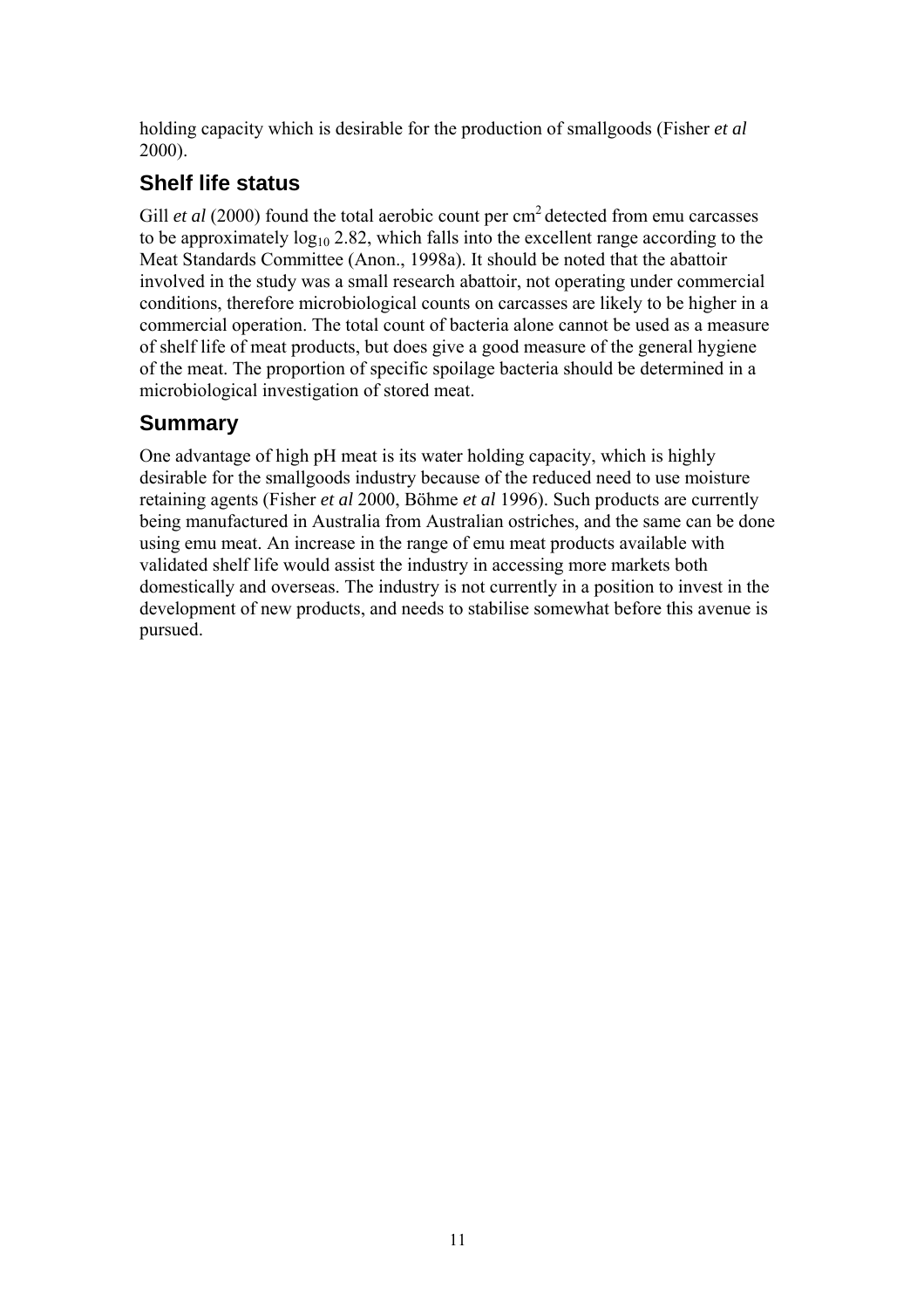holding capacity which is desirable for the production of smallgoods (Fisher *et al* 2000).

## Shelf life status

Gill *et al* (2000) found the total aerobic count per $cm^2$ detected from emu carcasses to be approximately $\log_{10}$ 2.82, which falls into the excellent range according to the Meat Standards Committee (Anon., 1998a). It should be noted that the abattoir involved in the study was a small research abattoir, not operating under commercial conditions, therefore microbiological counts on carcasses are likely to be higher in a commercial operation. The total count of bacteria alone cannot be used as a measure of shelf life of meat products, but does give a good measure of the general hygiene of the meat. The proportion of specific spoilage bacteria should be determined in a microbiological investigation of stored meat.

## Summary

One advantage of high pH meat is its water holding capacity, which is highly desirable for the smallgoods industry because of the reduced need to use moisture retaining agents (Fisher *et al* 2000, Böhme *et al* 1996). Such products are currently being manufactured in Australia from Australian ostriches, and the same can be done using emu meat. An increase in the range of emu meat products available with validated shelf life would assist the industry in accessing more markets both domestically and overseas. The industry is not currently in a position to invest in the development of new products, and needs to stabilise somewhat before this avenue is pursued.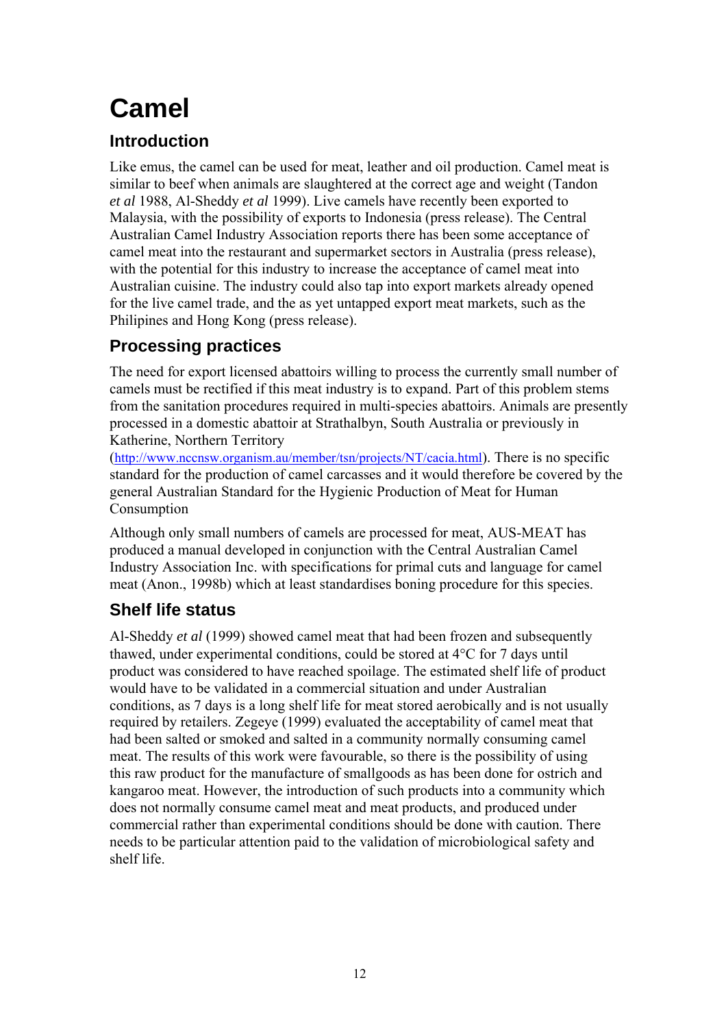# Camel

## Introduction

Like emus, the camel can be used for meat, leather and oil production. Camel meat is similar to beef when animals are slaughtered at the correct age and weight (Tandon *et al* 1988, Al-Sheddy *et al* 1999). Live camels have recently been exported to Malaysia, with the possibility of exports to Indonesia (press release). The Central Australian Camel Industry Association reports there has been some acceptance of camel meat into the restaurant and supermarket sectors in Australia (press release), with the potential for this industry to increase the acceptance of camel meat into Australian cuisine. The industry could also tap into export markets already opened for the live camel trade, and the as yet untapped export meat markets, such as the Philipines and Hong Kong (press release).

## Processing practices

The need for export licensed abattoirs willing to process the currently small number of camels must be rectified if this meat industry is to expand. Part of this problem stems from the sanitation procedures required in multi-species abattoirs. Animals are presently processed in a domestic abattoir at Strathalbyn, South Australia or previously in Katherine, Northern Territory (http://www.nccnsw.organism.au/member/tsn/projects/NT/cacia.html). There is no specific standard for the production of camel carcasses and it would therefore be covered by the general Australian Standard for the Hygienic Production of Meat for Human Consumption

Although only small numbers of camels are processed for meat, AUS-MEAT has produced a manual developed in conjunction with the Central Australian Camel Industry Association Inc. with specifications for primal cuts and language for camel meat (Anon., 1998b) which at least standardises boning procedure for this species.

## Shelf life status

Al-Sheddy *et al* (1999) showed camel meat that had been frozen and subsequently thawed, under experimental conditions, could be stored at 4°C for 7 days until product was considered to have reached spoilage. The estimated shelf life of product would have to be validated in a commercial situation and under Australian conditions, as 7 days is a long shelf life for meat stored aerobically and is not usually required by retailers. Zegeye (1999) evaluated the acceptability of camel meat that had been salted or smoked and salted in a community normally consuming camel meat. The results of this work were favourable, so there is the possibility of using this raw product for the manufacture of smallgoods as has been done for ostrich and kangaroo meat. However, the introduction of such products into a community which does not normally consume camel meat and meat products, and produced under commercial rather than experimental conditions should be done with caution. There needs to be particular attention paid to the validation of microbiological safety and shelf life.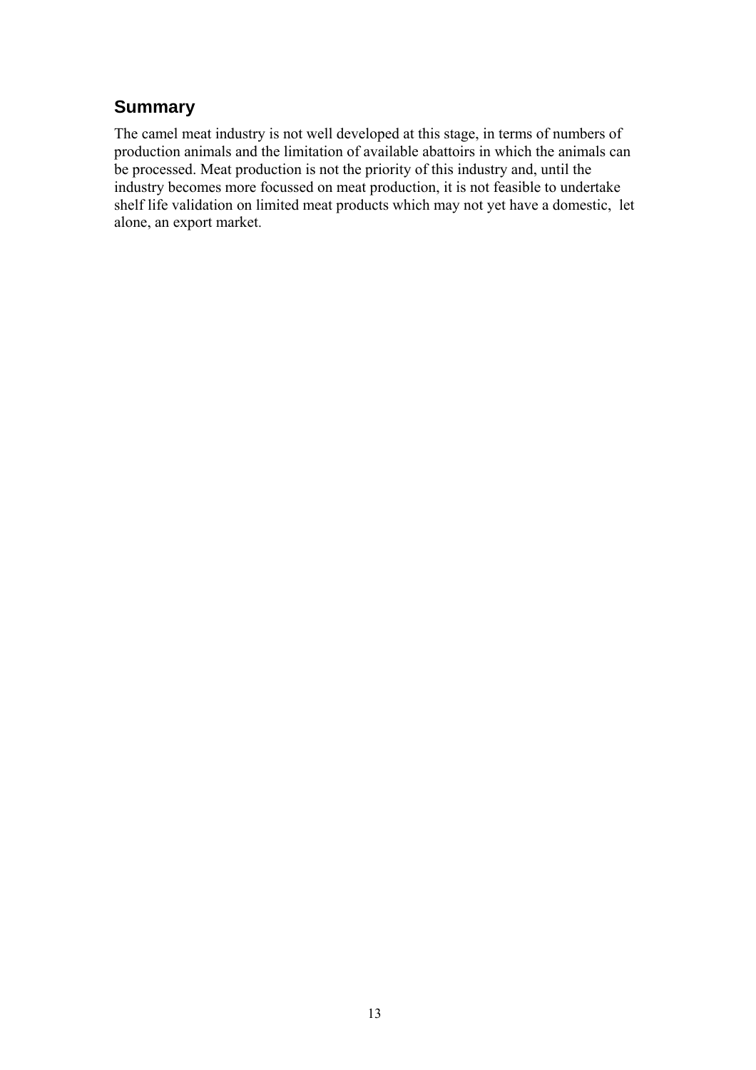## Summary

The camel meat industry is not well developed at this stage, in terms of numbers of production animals and the limitation of available abattoirs in which the animals can be processed. Meat production is not the priority of this industry and, until the industry becomes more focussed on meat production, it is not feasible to undertake shelf life validation on limited meat products which may not yet have a domestic, let alone, an export market.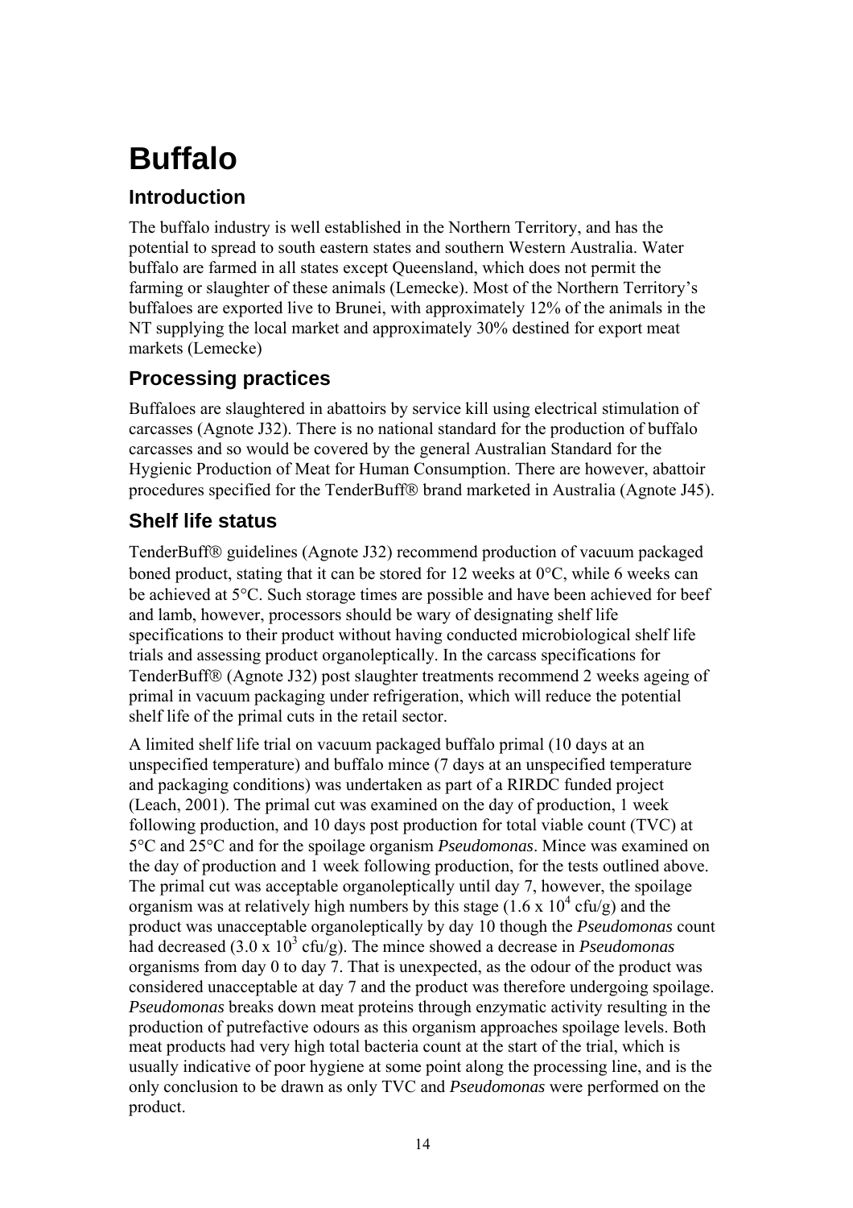// Page 38 of 106 (document 14c30e353dfc)

# Buffalo

## Introduction

The buffalo industry is well established in the Northern Territory, and has the potential to spread to south eastern states and southern Western Australia. Water buffalo are farmed in all states except Queensland, which does not permit the farming or slaughter of these animals (Lemecke). Most of the Northern Territory's buffaloes are exported live to Brunei, with approximately 12% of the animals in the NT supplying the local market and approximately 30% destined for export meat markets (Lemecke)

## Processing practices

Buffaloes are slaughtered in abattoirs by service kill using electrical stimulation of carcasses (Agnote J32). There is no national standard for the production of buffalo carcasses and so would be covered by the general Australian Standard for the Hygienic Production of Meat for Human Consumption. There are however, abattoir procedures specified for the TenderBuff® brand marketed in Australia (Agnote J45).

## Shelf life status

TenderBuff® guidelines (Agnote J32) recommend production of vacuum packaged boned product, stating that it can be stored for 12 weeks at 0°C, while 6 weeks can be achieved at 5°C. Such storage times are possible and have been achieved for beef and lamb, however, processors should be wary of designating shelf life specifications to their product without having conducted microbiological shelf life trials and assessing product organoleptically. In the carcass specifications for TenderBuff® (Agnote J32) post slaughter treatments recommend 2 weeks ageing of primal in vacuum packaging under refrigeration, which will reduce the potential shelf life of the primal cuts in the retail sector.

A limited shelf life trial on vacuum packaged buffalo primal (10 days at an unspecified temperature) and buffalo mince (7 days at an unspecified temperature and packaging conditions) was undertaken as part of a RIRDC funded project (Leach, 2001). The primal cut was examined on the day of production, 1 week following production, and 10 days post production for total viable count (TVC) at 5°C and 25°C and for the spoilage organism *Pseudomonas*. Mince was examined on the day of production and 1 week following production, for the tests outlined above. The primal cut was acceptable organoleptically until day 7, however, the spoilage organism was at relatively high numbers by this stage ($1.6 \times 10^4$ cfu/g) and the product was unacceptable organoleptically by day 10 though the *Pseudomonas* count had decreased ($3.0 \times 10^3$ cfu/g). The mince showed a decrease in *Pseudomonas* organisms from day 0 to day 7. That is unexpected, as the odour of the product was considered unacceptable at day 7 and the product was therefore undergoing spoilage. *Pseudomonas* breaks down meat proteins through enzymatic activity resulting in the production of putrefactive odours as this organism approaches spoilage levels. Both meat products had very high total bacteria count at the start of the trial, which is usually indicative of poor hygiene at some point along the processing line, and is the only conclusion to be drawn as only TVC and *Pseudomonas* were performed on the product.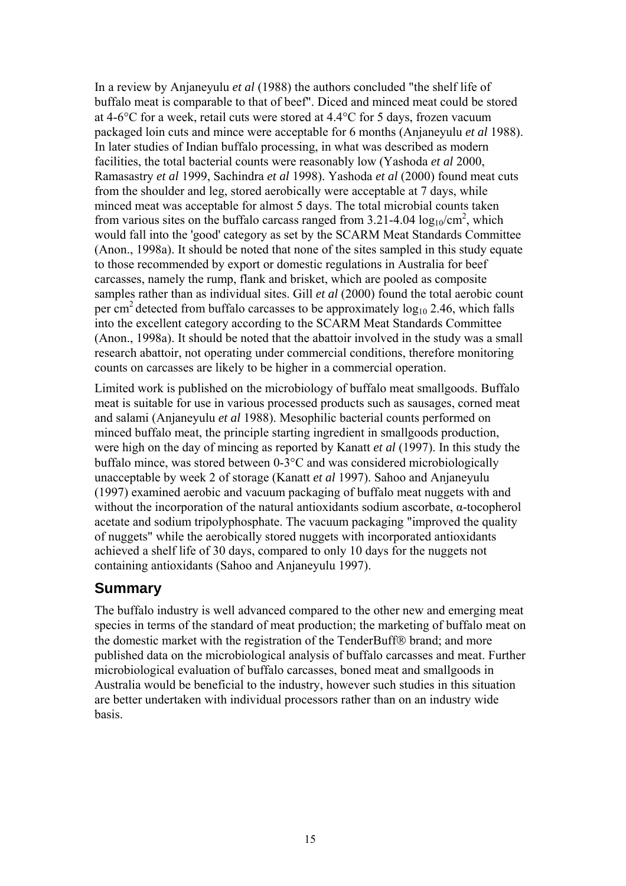In a review by Anjaneyulu *et al* (1988) the authors concluded "the shelf life of buffalo meat is comparable to that of beef". Diced and minced meat could be stored at 4-6°C for a week, retail cuts were stored at 4.4°C for 5 days, frozen vacuum packaged loin cuts and mince were acceptable for 6 months (Anjaneyulu *et al* 1988). In later studies of Indian buffalo processing, in what was described as modern facilities, the total bacterial counts were reasonably low (Yashoda *et al* 2000, Ramasastry *et al* 1999, Sachindra *et al* 1998). Yashoda *et al* (2000) found meat cuts from the shoulder and leg, stored aerobically were acceptable at 7 days, while minced meat was acceptable for almost 5 days. The total microbial counts taken from various sites on the buffalo carcass ranged from 3.21-4.04 $\log_{10}/cm^2$, which would fall into the 'good' category as set by the SCARM Meat Standards Committee (Anon., 1998a). It should be noted that none of the sites sampled in this study equate to those recommended by export or domestic regulations in Australia for beef carcasses, namely the rump, flank and brisket, which are pooled as composite samples rather than as individual sites. Gill *et al* (2000) found the total aerobic count per $cm^2$ detected from buffalo carcasses to be approximately $\log_{10}$ 2.46, which falls into the excellent category according to the SCARM Meat Standards Committee (Anon., 1998a). It should be noted that the abattoir involved in the study was a small research abattoir, not operating under commercial conditions, therefore monitoring counts on carcasses are likely to be higher in a commercial operation.

Limited work is published on the microbiology of buffalo meat smallgoods. Buffalo meat is suitable for use in various processed products such as sausages, corned meat and salami (Anjaneyulu *et al* 1988). Mesophilic bacterial counts performed on minced buffalo meat, the principle starting ingredient in smallgoods production, were high on the day of mincing as reported by Kanatt *et al* (1997). In this study the buffalo mince, was stored between 0-3°C and was considered microbiologically unacceptable by week 2 of storage (Kanatt *et al* 1997). Sahoo and Anjaneyulu (1997) examined aerobic and vacuum packaging of buffalo meat nuggets with and without the incorporation of the natural antioxidants sodium ascorbate, α-tocopherol acetate and sodium tripolyphosphate. The vacuum packaging "improved the quality of nuggets" while the aerobically stored nuggets with incorporated antioxidants achieved a shelf life of 30 days, compared to only 10 days for the nuggets not containing antioxidants (Sahoo and Anjaneyulu 1997).

## Summary

The buffalo industry is well advanced compared to the other new and emerging meat species in terms of the standard of meat production; the marketing of buffalo meat on the domestic market with the registration of the TenderBuff® brand; and more published data on the microbiological analysis of buffalo carcasses and meat. Further microbiological evaluation of buffalo carcasses, boned meat and smallgoods in Australia would be beneficial to the industry, however such studies in this situation are better undertaken with individual processors rather than on an industry wide basis.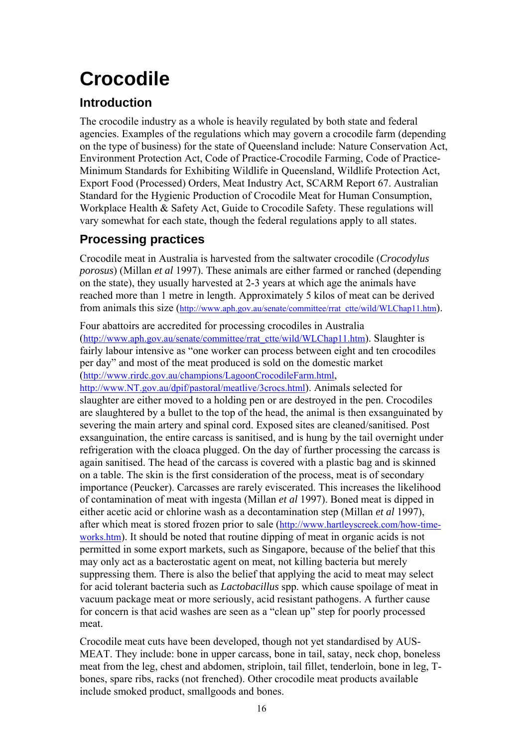# Crocodile

## Introduction

The crocodile industry as a whole is heavily regulated by both state and federal agencies. Examples of the regulations which may govern a crocodile farm (depending on the type of business) for the state of Queensland include: Nature Conservation Act, Environment Protection Act, Code of Practice-Crocodile Farming, Code of Practice-Minimum Standards for Exhibiting Wildlife in Queensland, Wildlife Protection Act, Export Food (Processed) Orders, Meat Industry Act, SCARM Report 67. Australian Standard for the Hygienic Production of Crocodile Meat for Human Consumption, Workplace Health & Safety Act, Guide to Crocodile Safety. These regulations will vary somewhat for each state, though the federal regulations apply to all states.

## Processing practices

Crocodile meat in Australia is harvested from the saltwater crocodile (*Crocodylus porosus*) (Millan *et al* 1997). These animals are either farmed or ranched (depending on the state), they usually harvested at 2-3 years at which age the animals have reached more than 1 metre in length. Approximately 5 kilos of meat can be derived from animals this size (http://www.aph.gov.au/senate/committee/rrat_ctte/wild/WLChap11.htm).

Four abattoirs are accredited for processing crocodiles in Australia (http://www.aph.gov.au/senate/committee/rrat_ctte/wild/WLChap11.htm). Slaughter is fairly labour intensive as "one worker can process between eight and ten crocodiles per day" and most of the meat produced is sold on the domestic market (http://www.rirdc.gov.au/champions/LagoonCrocodileFarm.html, http://www.NT.gov.au/dpif/pastoral/meatlive/3crocs.html). Animals selected for slaughter are either moved to a holding pen or are destroyed in the pen. Crocodiles are slaughtered by a bullet to the top of the head, the animal is then exsanguinated by severing the main artery and spinal cord. Exposed sites are cleaned/sanitised. Post exsanguination, the entire carcass is sanitised, and is hung by the tail overnight under refrigeration with the cloaca plugged. On the day of further processing the carcass is again sanitised. The head of the carcass is covered with a plastic bag and is skinned on a table. The skin is the first consideration of the process, meat is of secondary importance (Peucker). Carcasses are rarely eviscerated. This increases the likelihood of contamination of meat with ingesta (Millan *et al* 1997). Boned meat is dipped in either acetic acid or chlorine wash as a decontamination step (Millan *et al* 1997), after which meat is stored frozen prior to sale (http://www.hartleyscreek.com/how-time-works.htm). It should be noted that routine dipping of meat in organic acids is not permitted in some export markets, such as Singapore, because of the belief that this may only act as a bacterostatic agent on meat, not killing bacteria but merely suppressing them. There is also the belief that applying the acid to meat may select for acid tolerant bacteria such as *Lactobacillus* spp. which cause spoilage of meat in vacuum package meat or more seriously, acid resistant pathogens. A further cause for concern is that acid washes are seen as a "clean up" step for poorly processed meat.

Crocodile meat cuts have been developed, though not yet standardised by AUS-MEAT. They include: bone in upper carcass, bone in tail, satay, neck chop, boneless meat from the leg, chest and abdomen, striploin, tail fillet, tenderloin, bone in leg, T-bones, spare ribs, racks (not frenched). Other crocodile meat products available include smoked product, smallgoods and bones.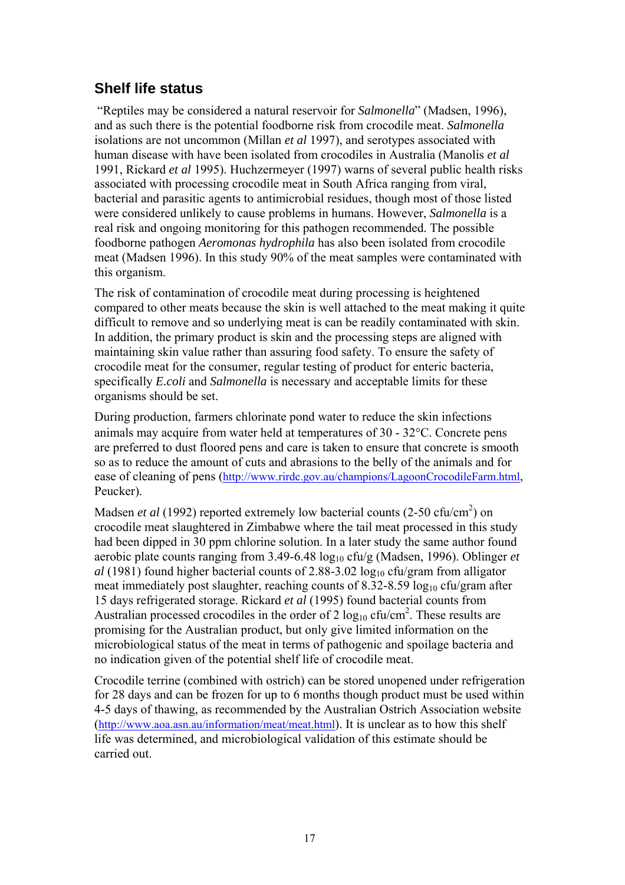## Shelf life status

"Reptiles may be considered a natural reservoir for *Salmonella*" (Madsen, 1996), and as such there is the potential foodborne risk from crocodile meat. *Salmonella* isolations are not uncommon (Millan *et al* 1997), and serotypes associated with human disease with have been isolated from crocodiles in Australia (Manolis *et al* 1991, Rickard *et al* 1995). Huchzermeyer (1997) warns of several public health risks associated with processing crocodile meat in South Africa ranging from viral, bacterial and parasitic agents to antimicrobial residues, though most of those listed were considered unlikely to cause problems in humans. However, *Salmonella* is a real risk and ongoing monitoring for this pathogen recommended. The possible foodborne pathogen *Aeromonas hydrophila* has also been isolated from crocodile meat (Madsen 1996). In this study 90% of the meat samples were contaminated with this organism.

The risk of contamination of crocodile meat during processing is heightened compared to other meats because the skin is well attached to the meat making it quite difficult to remove and so underlying meat is can be readily contaminated with skin. In addition, the primary product is skin and the processing steps are aligned with maintaining skin value rather than assuring food safety. To ensure the safety of crocodile meat for the consumer, regular testing of product for enteric bacteria, specifically *E.coli* and *Salmonella* is necessary and acceptable limits for these organisms should be set.

During production, farmers chlorinate pond water to reduce the skin infections animals may acquire from water held at temperatures of 30 - 32°C. Concrete pens are preferred to dust floored pens and care is taken to ensure that concrete is smooth so as to reduce the amount of cuts and abrasions to the belly of the animals and for ease of cleaning of pens (http://www.rirdc.gov.au/champions/LagoonCrocodileFarm.html, Peucker).

Madsen *et al* (1992) reported extremely low bacterial counts (2-50 cfu/cm$^2$) on crocodile meat slaughtered in Zimbabwe where the tail meat processed in this study had been dipped in 30 ppm chlorine solution. In a later study the same author found aerobic plate counts ranging from 3.49-6.48 $\log_{10}$ cfu/g (Madsen, 1996). Oblinger *et al* (1981) found higher bacterial counts of 2.88-3.02 $\log_{10}$ cfu/gram from alligator meat immediately post slaughter, reaching counts of 8.32-8.59 $\log_{10}$ cfu/gram after 15 days refrigerated storage. Rickard *et al* (1995) found bacterial counts from Australian processed crocodiles in the order of 2 $\log_{10}$ cfu/cm$^2$. These results are promising for the Australian product, but only give limited information on the microbiological status of the meat in terms of pathogenic and spoilage bacteria and no indication given of the potential shelf life of crocodile meat.

Crocodile terrine (combined with ostrich) can be stored unopened under refrigeration for 28 days and can be frozen for up to 6 months though product must be used within 4-5 days of thawing, as recommended by the Australian Ostrich Association website (http://www.aoa.asn.au/information/meat/meat.html). It is unclear as to how this shelf life was determined, and microbiological validation of this estimate should be carried out.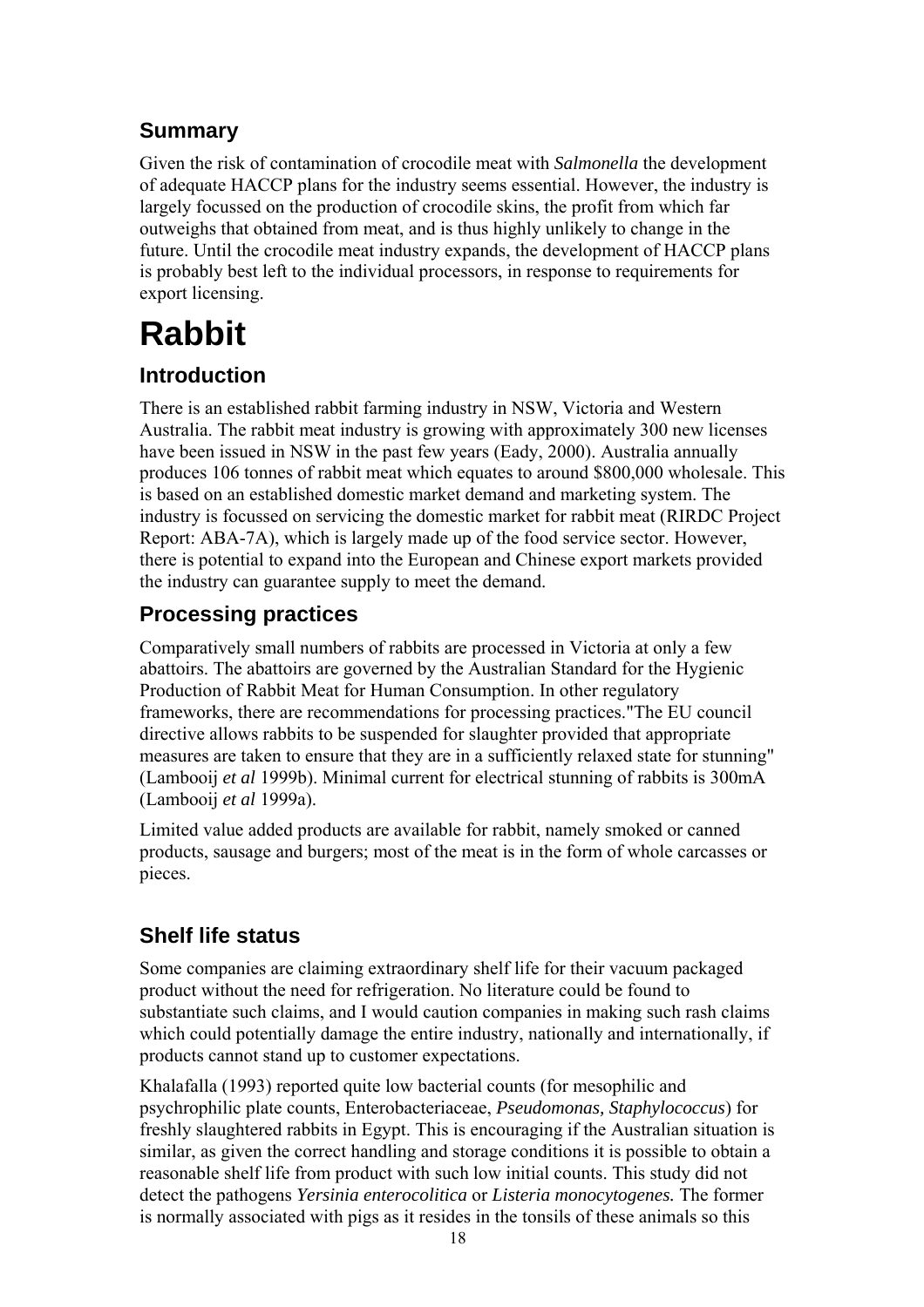## Summary

Given the risk of contamination of crocodile meat with *Salmonella* the development of adequate HACCP plans for the industry seems essential. However, the industry is largely focussed on the production of crocodile skins, the profit from which far outweighs that obtained from meat, and is thus highly unlikely to change in the future. Until the crocodile meat industry expands, the development of HACCP plans is probably best left to the individual processors, in response to requirements for export licensing.

# Rabbit

## Introduction

There is an established rabbit farming industry in NSW, Victoria and Western Australia. The rabbit meat industry is growing with approximately 300 new licenses have been issued in NSW in the past few years (Eady, 2000). Australia annually produces 106 tonnes of rabbit meat which equates to around $800,000 wholesale. This is based on an established domestic market demand and marketing system. The industry is focussed on servicing the domestic market for rabbit meat (RIRDC Project Report: ABA-7A), which is largely made up of the food service sector. However, there is potential to expand into the European and Chinese export markets provided the industry can guarantee supply to meet the demand.

## Processing practices

Comparatively small numbers of rabbits are processed in Victoria at only a few abattoirs. The abattoirs are governed by the Australian Standard for the Hygienic Production of Rabbit Meat for Human Consumption. In other regulatory frameworks, there are recommendations for processing practices."The EU council directive allows rabbits to be suspended for slaughter provided that appropriate measures are taken to ensure that they are in a sufficiently relaxed state for stunning" (Lambooij *et al* 1999b). Minimal current for electrical stunning of rabbits is 300mA (Lambooij *et al* 1999a).

Limited value added products are available for rabbit, namely smoked or canned products, sausage and burgers; most of the meat is in the form of whole carcasses or pieces.

## Shelf life status

Some companies are claiming extraordinary shelf life for their vacuum packaged product without the need for refrigeration. No literature could be found to substantiate such claims, and I would caution companies in making such rash claims which could potentially damage the entire industry, nationally and internationally, if products cannot stand up to customer expectations.

Khalafalla (1993) reported quite low bacterial counts (for mesophilic and psychrophilic plate counts, Enterobacteriaceae, *Pseudomonas, Staphylococcus*) for freshly slaughtered rabbits in Egypt. This is encouraging if the Australian situation is similar, as given the correct handling and storage conditions it is possible to obtain a reasonable shelf life from product with such low initial counts. This study did not detect the pathogens *Yersinia enterocolitica* or *Listeria monocytogenes.* The former is normally associated with pigs as it resides in the tonsils of these animals so this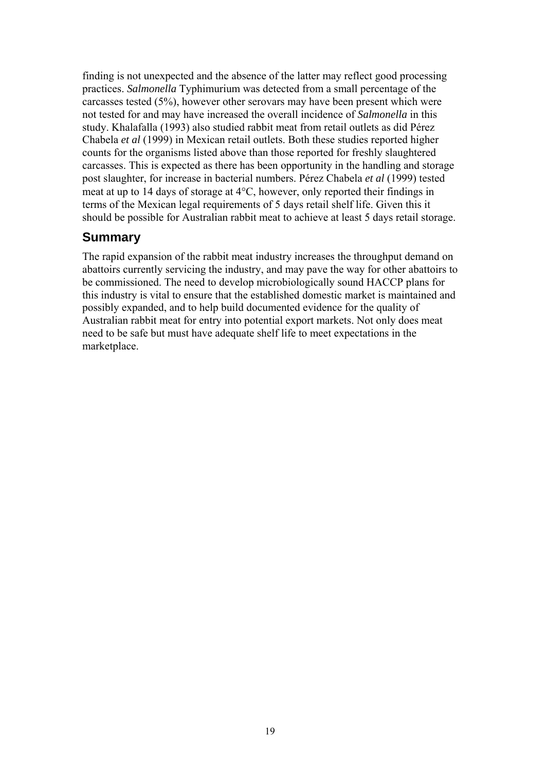finding is not unexpected and the absence of the latter may reflect good processing practices. *Salmonella* Typhimurium was detected from a small percentage of the carcasses tested (5%), however other serovars may have been present which were not tested for and may have increased the overall incidence of *Salmonella* in this study. Khalafalla (1993) also studied rabbit meat from retail outlets as did Pérez Chabela *et al* (1999) in Mexican retail outlets. Both these studies reported higher counts for the organisms listed above than those reported for freshly slaughtered carcasses. This is expected as there has been opportunity in the handling and storage post slaughter, for increase in bacterial numbers. Pérez Chabela *et al* (1999) tested meat at up to 14 days of storage at 4°C, however, only reported their findings in terms of the Mexican legal requirements of 5 days retail shelf life. Given this it should be possible for Australian rabbit meat to achieve at least 5 days retail storage.

## Summary

The rapid expansion of the rabbit meat industry increases the throughput demand on abattoirs currently servicing the industry, and may pave the way for other abattoirs to be commissioned. The need to develop microbiologically sound HACCP plans for this industry is vital to ensure that the established domestic market is maintained and possibly expanded, and to help build documented evidence for the quality of Australian rabbit meat for entry into potential export markets. Not only does meat need to be safe but must have adequate shelf life to meet expectations in the marketplace.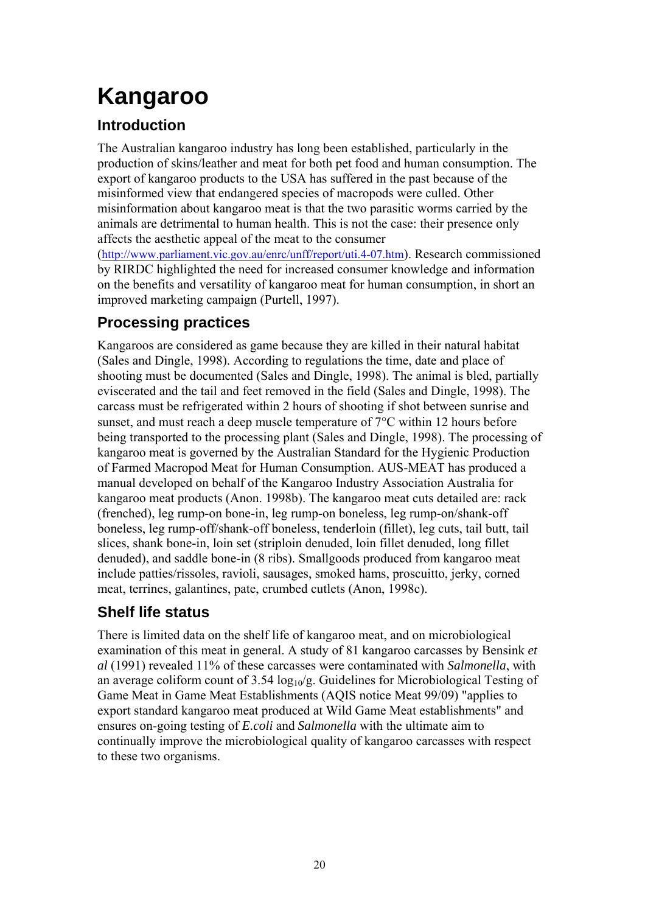# Kangaroo

## Introduction

The Australian kangaroo industry has long been established, particularly in the production of skins/leather and meat for both pet food and human consumption. The export of kangaroo products to the USA has suffered in the past because of the misinformed view that endangered species of macropods were culled. Other misinformation about kangaroo meat is that the two parasitic worms carried by the animals are detrimental to human health. This is not the case: their presence only affects the aesthetic appeal of the meat to the consumer (http://www.parliament.vic.gov.au/enrc/unff/report/uti.4-07.htm). Research commissioned by RIRDC highlighted the need for increased consumer knowledge and information on the benefits and versatility of kangaroo meat for human consumption, in short an improved marketing campaign (Purtell, 1997).

## Processing practices

Kangaroos are considered as game because they are killed in their natural habitat (Sales and Dingle, 1998). According to regulations the time, date and place of shooting must be documented (Sales and Dingle, 1998). The animal is bled, partially eviscerated and the tail and feet removed in the field (Sales and Dingle, 1998). The carcass must be refrigerated within 2 hours of shooting if shot between sunrise and sunset, and must reach a deep muscle temperature of 7°C within 12 hours before being transported to the processing plant (Sales and Dingle, 1998). The processing of kangaroo meat is governed by the Australian Standard for the Hygienic Production of Farmed Macropod Meat for Human Consumption. AUS-MEAT has produced a manual developed on behalf of the Kangaroo Industry Association Australia for kangaroo meat products (Anon. 1998b). The kangaroo meat cuts detailed are: rack (frenched), leg rump-on bone-in, leg rump-on boneless, leg rump-on/shank-off boneless, leg rump-off/shank-off boneless, tenderloin (fillet), leg cuts, tail butt, tail slices, shank bone-in, loin set (striploin denuded, loin fillet denuded, long fillet denuded), and saddle bone-in (8 ribs). Smallgoods produced from kangaroo meat include patties/rissoles, ravioli, sausages, smoked hams, proscuitto, jerky, corned meat, terrines, galantines, pate, crumbed cutlets (Anon, 1998c).

## Shelf life status

There is limited data on the shelf life of kangaroo meat, and on microbiological examination of this meat in general. A study of 81 kangaroo carcasses by Bensink *et al* (1991) revealed 11% of these carcasses were contaminated with *Salmonella*, with an average coliform count of 3.54 $\log_{10}$/g. Guidelines for Microbiological Testing of Game Meat in Game Meat Establishments (AQIS notice Meat 99/09) "applies to export standard kangaroo meat produced at Wild Game Meat establishments" and ensures on-going testing of *E.coli* and *Salmonella* with the ultimate aim to continually improve the microbiological quality of kangaroo carcasses with respect to these two organisms.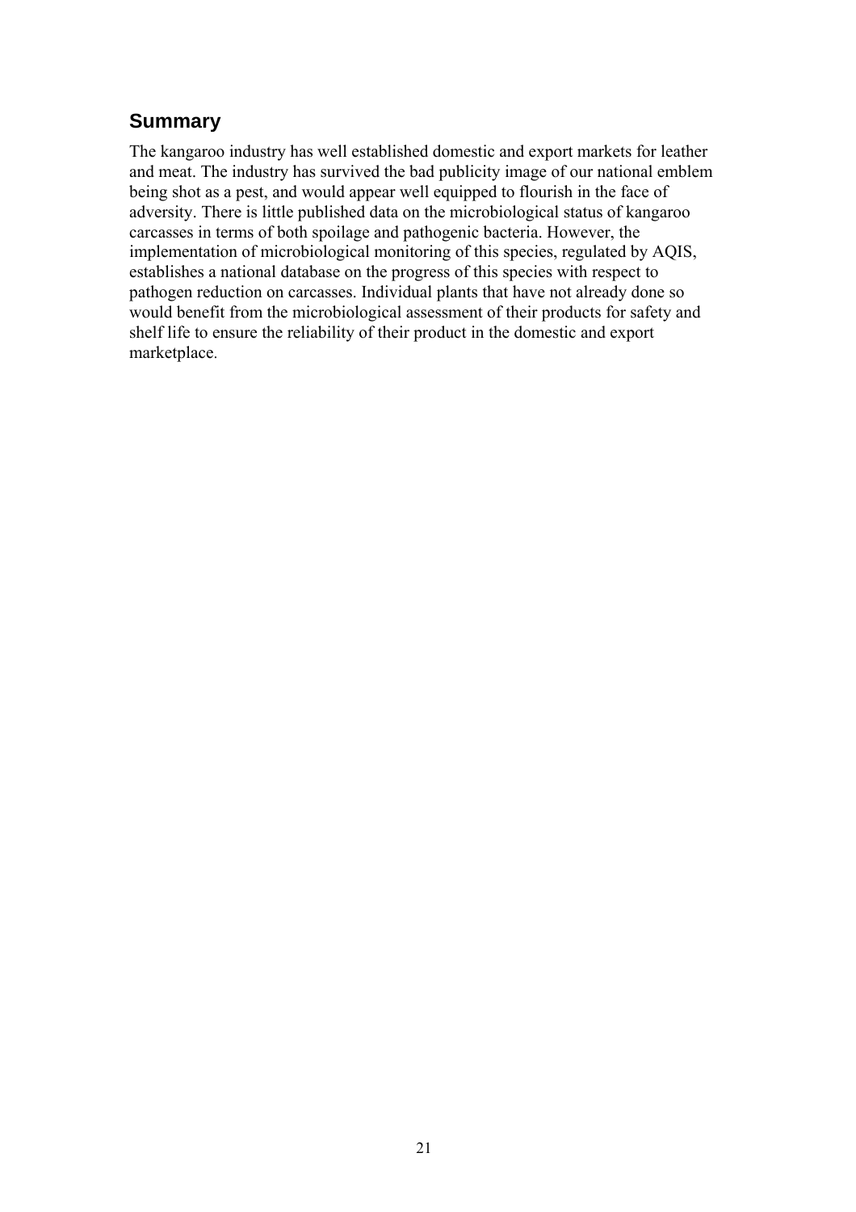## Summary

The kangaroo industry has well established domestic and export markets for leather and meat. The industry has survived the bad publicity image of our national emblem being shot as a pest, and would appear well equipped to flourish in the face of adversity. There is little published data on the microbiological status of kangaroo carcasses in terms of both spoilage and pathogenic bacteria. However, the implementation of microbiological monitoring of this species, regulated by AQIS, establishes a national database on the progress of this species with respect to pathogen reduction on carcasses. Individual plants that have not already done so would benefit from the microbiological assessment of their products for safety and shelf life to ensure the reliability of their product in the domestic and export marketplace.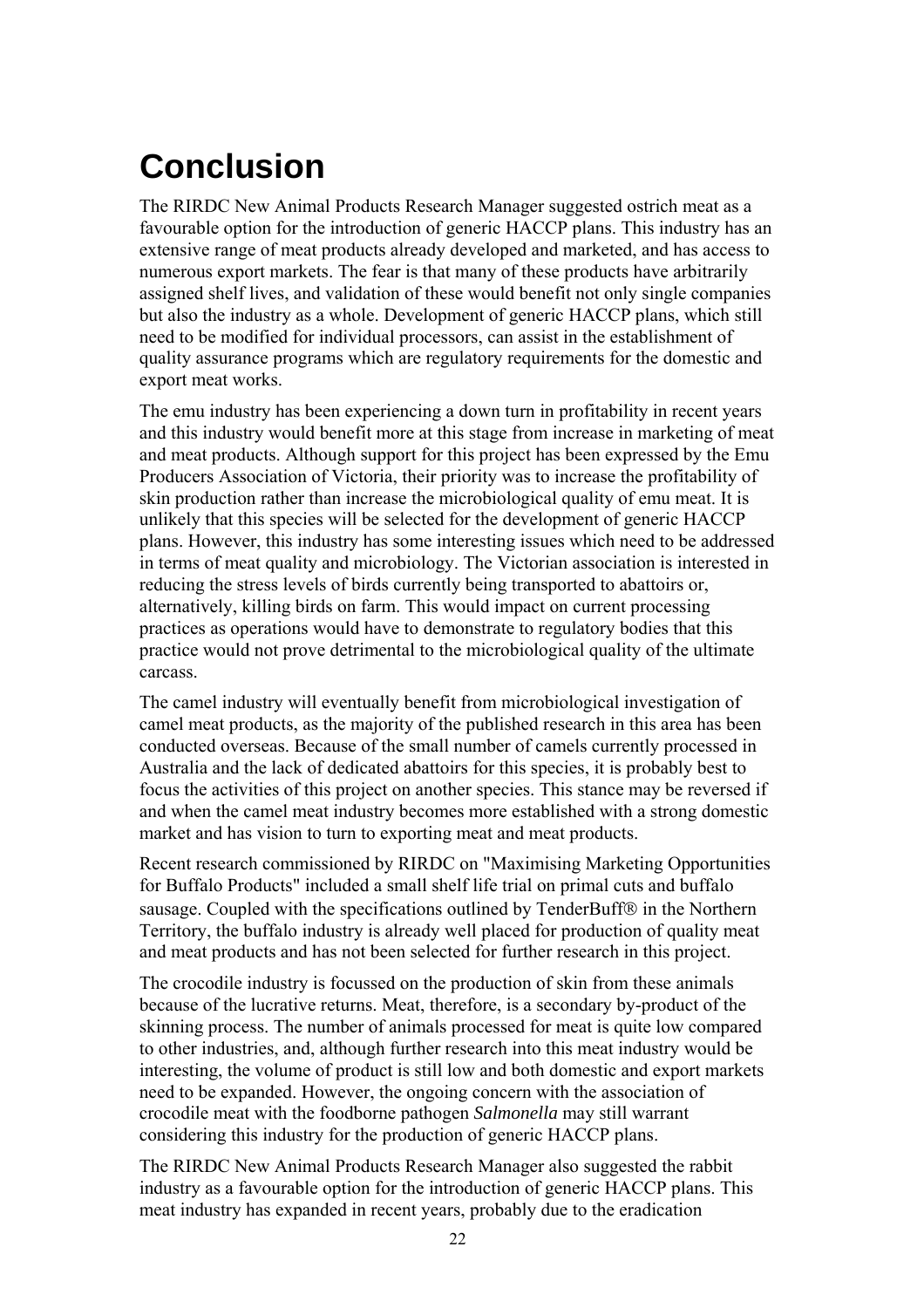# Conclusion

The RIRDC New Animal Products Research Manager suggested ostrich meat as a favourable option for the introduction of generic HACCP plans. This industry has an extensive range of meat products already developed and marketed, and has access to numerous export markets. The fear is that many of these products have arbitrarily assigned shelf lives, and validation of these would benefit not only single companies but also the industry as a whole. Development of generic HACCP plans, which still need to be modified for individual processors, can assist in the establishment of quality assurance programs which are regulatory requirements for the domestic and export meat works.

The emu industry has been experiencing a down turn in profitability in recent years and this industry would benefit more at this stage from increase in marketing of meat and meat products. Although support for this project has been expressed by the Emu Producers Association of Victoria, their priority was to increase the profitability of skin production rather than increase the microbiological quality of emu meat. It is unlikely that this species will be selected for the development of generic HACCP plans. However, this industry has some interesting issues which need to be addressed in terms of meat quality and microbiology. The Victorian association is interested in reducing the stress levels of birds currently being transported to abattoirs or, alternatively, killing birds on farm. This would impact on current processing practices as operations would have to demonstrate to regulatory bodies that this practice would not prove detrimental to the microbiological quality of the ultimate carcass.

The camel industry will eventually benefit from microbiological investigation of camel meat products, as the majority of the published research in this area has been conducted overseas. Because of the small number of camels currently processed in Australia and the lack of dedicated abattoirs for this species, it is probably best to focus the activities of this project on another species. This stance may be reversed if and when the camel meat industry becomes more established with a strong domestic market and has vision to turn to exporting meat and meat products.

Recent research commissioned by RIRDC on "Maximising Marketing Opportunities for Buffalo Products" included a small shelf life trial on primal cuts and buffalo sausage. Coupled with the specifications outlined by TenderBuff® in the Northern Territory, the buffalo industry is already well placed for production of quality meat and meat products and has not been selected for further research in this project.

The crocodile industry is focussed on the production of skin from these animals because of the lucrative returns. Meat, therefore, is a secondary by-product of the skinning process. The number of animals processed for meat is quite low compared to other industries, and, although further research into this meat industry would be interesting, the volume of product is still low and both domestic and export markets need to be expanded. However, the ongoing concern with the association of crocodile meat with the foodborne pathogen *Salmonella* may still warrant considering this industry for the production of generic HACCP plans.

The RIRDC New Animal Products Research Manager also suggested the rabbit industry as a favourable option for the introduction of generic HACCP plans. This meat industry has expanded in recent years, probably due to the eradication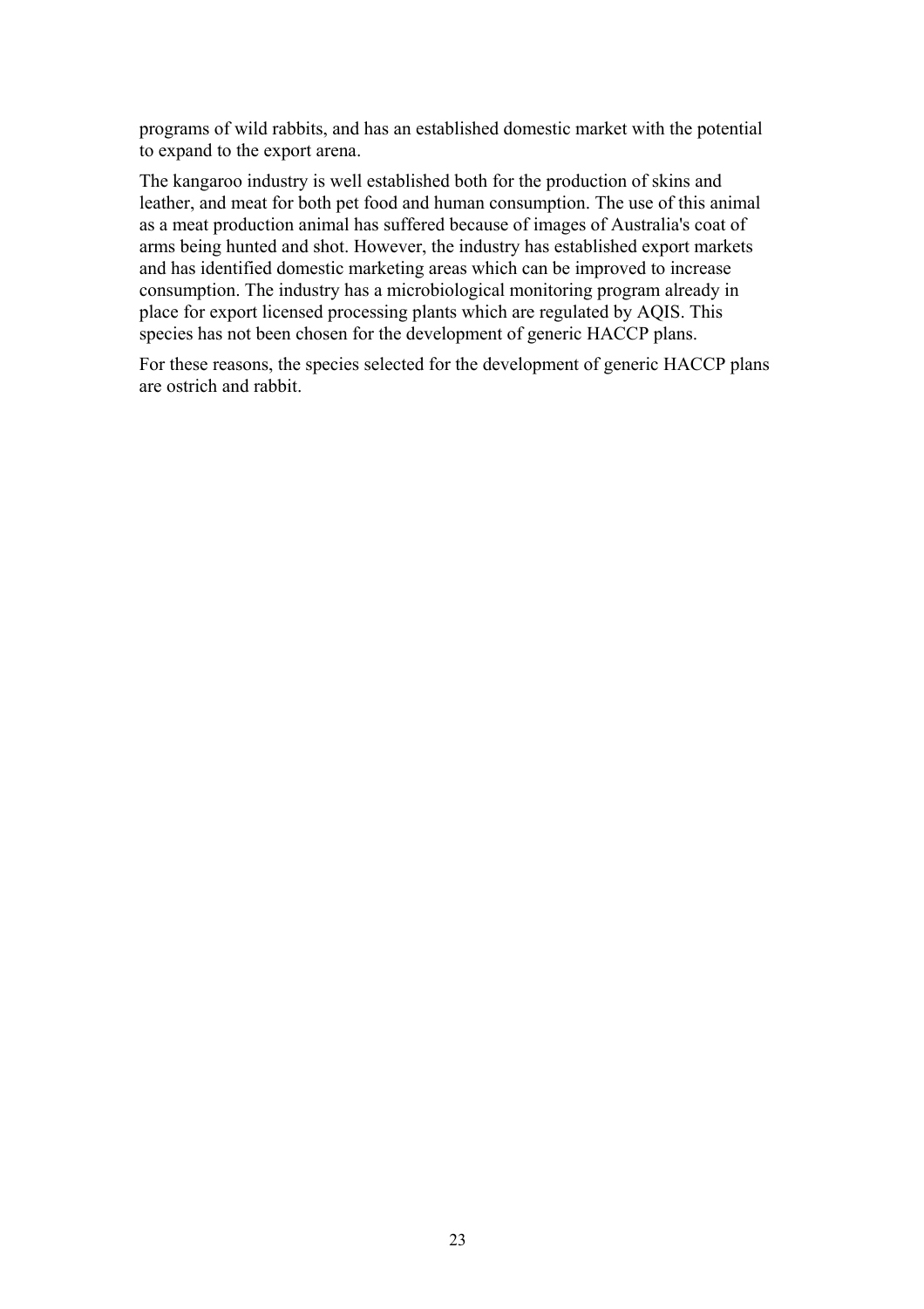programs of wild rabbits, and has an established domestic market with the potential to expand to the export arena.

The kangaroo industry is well established both for the production of skins and leather, and meat for both pet food and human consumption. The use of this animal as a meat production animal has suffered because of images of Australia's coat of arms being hunted and shot. However, the industry has established export markets and has identified domestic marketing areas which can be improved to increase consumption. The industry has a microbiological monitoring program already in place for export licensed processing plants which are regulated by AQIS. This species has not been chosen for the development of generic HACCP plans.

For these reasons, the species selected for the development of generic HACCP plans are ostrich and rabbit.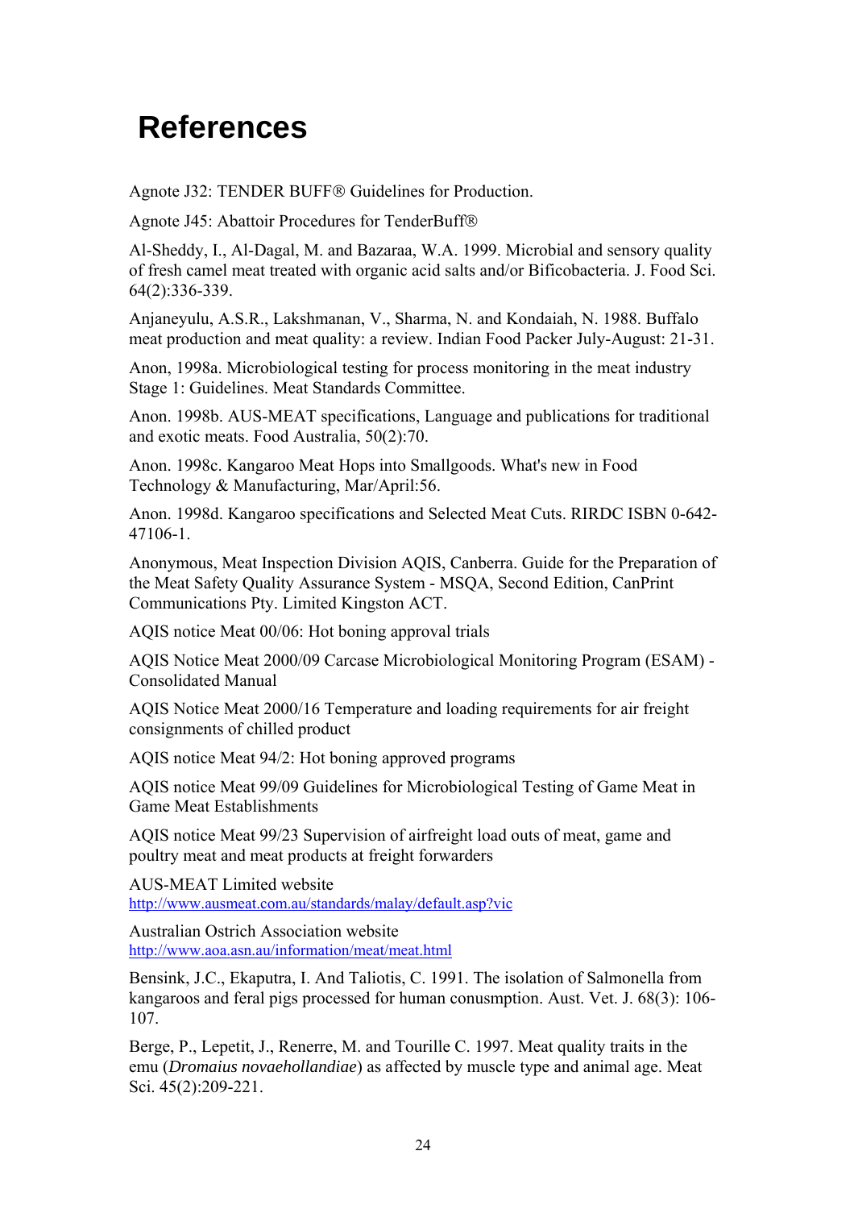# References

Agnote J32: TENDER BUFF® Guidelines for Production.

Agnote J45: Abattoir Procedures for TenderBuff®

Al-Sheddy, I., Al-Dagal, M. and Bazaraa, W.A. 1999. Microbial and sensory quality of fresh camel meat treated with organic acid salts and/or Bificobacteria. J. Food Sci. 64(2):336-339.

Anjaneyulu, A.S.R., Lakshmanan, V., Sharma, N. and Kondaiah, N. 1988. Buffalo meat production and meat quality: a review. Indian Food Packer July-August: 21-31.

Anon, 1998a. Microbiological testing for process monitoring in the meat industry Stage 1: Guidelines. Meat Standards Committee.

Anon. 1998b. AUS-MEAT specifications, Language and publications for traditional and exotic meats. Food Australia, 50(2):70.

Anon. 1998c. Kangaroo Meat Hops into Smallgoods. What's new in Food Technology & Manufacturing, Mar/April:56.

Anon. 1998d. Kangaroo specifications and Selected Meat Cuts. RIRDC ISBN 0-642-47106-1.

Anonymous, Meat Inspection Division AQIS, Canberra. Guide for the Preparation of the Meat Safety Quality Assurance System - MSQA, Second Edition, CanPrint Communications Pty. Limited Kingston ACT.

AQIS notice Meat 00/06: Hot boning approval trials

AQIS Notice Meat 2000/09 Carcase Microbiological Monitoring Program (ESAM) - Consolidated Manual

AQIS Notice Meat 2000/16 Temperature and loading requirements for air freight consignments of chilled product

AQIS notice Meat 94/2: Hot boning approved programs

AQIS notice Meat 99/09 Guidelines for Microbiological Testing of Game Meat in Game Meat Establishments

AQIS notice Meat 99/23 Supervision of airfreight load outs of meat, game and poultry meat and meat products at freight forwarders

AUS-MEAT Limited website
http://www.ausmeat.com.au/standards/malay/default.asp?vic

Australian Ostrich Association website
http://www.aoa.asn.au/information/meat/meat.html

Bensink, J.C., Ekaputra, I. And Taliotis, C. 1991. The isolation of Salmonella from kangaroos and feral pigs processed for human conusmption. Aust. Vet. J. 68(3): 106-107.

Berge, P., Lepetit, J., Renerre, M. and Tourille C. 1997. Meat quality traits in the emu (*Dromaius novaehollandiae*) as affected by muscle type and animal age. Meat Sci. 45(2):209-221.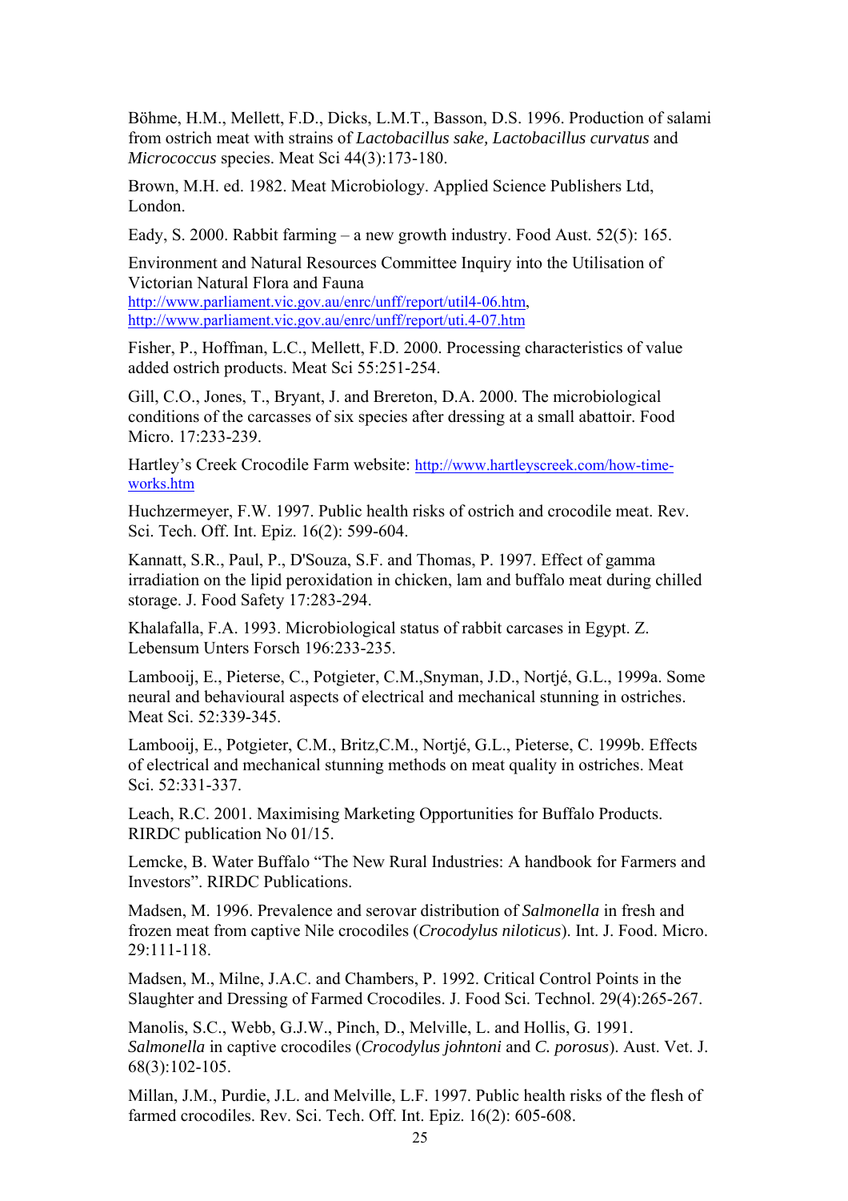Böhme, H.M., Mellett, F.D., Dicks, L.M.T., Basson, D.S. 1996. Production of salami from ostrich meat with strains of *Lactobacillus sake, Lactobacillus curvatus* and *Micrococcus* species. Meat Sci 44(3):173-180.

Brown, M.H. ed. 1982. Meat Microbiology. Applied Science Publishers Ltd, London.

Eady, S. 2000. Rabbit farming – a new growth industry. Food Aust. 52(5): 165.

Environment and Natural Resources Committee Inquiry into the Utilisation of Victorian Natural Flora and Fauna
http://www.parliament.vic.gov.au/enrc/unff/report/util4-06.htm,
http://www.parliament.vic.gov.au/enrc/unff/report/uti.4-07.htm

Fisher, P., Hoffman, L.C., Mellett, F.D. 2000. Processing characteristics of value added ostrich products. Meat Sci 55:251-254.

Gill, C.O., Jones, T., Bryant, J. and Brereton, D.A. 2000. The microbiological conditions of the carcasses of six species after dressing at a small abattoir. Food Micro. 17:233-239.

Hartley's Creek Crocodile Farm website: http://www.hartleyscreek.com/how-time-works.htm

Huchzermeyer, F.W. 1997. Public health risks of ostrich and crocodile meat. Rev. Sci. Tech. Off. Int. Epiz. 16(2): 599-604.

Kannatt, S.R., Paul, P., D'Souza, S.F. and Thomas, P. 1997. Effect of gamma irradiation on the lipid peroxidation in chicken, lam and buffalo meat during chilled storage. J. Food Safety 17:283-294.

Khalafalla, F.A. 1993. Microbiological status of rabbit carcases in Egypt. Z. Lebensum Unters Forsch 196:233-235.

Lambooij, E., Pieterse, C., Potgieter, C.M.,Snyman, J.D., Nortjé, G.L., 1999a. Some neural and behavioural aspects of electrical and mechanical stunning in ostriches. Meat Sci. 52:339-345.

Lambooij, E., Potgieter, C.M., Britz,C.M., Nortjé, G.L., Pieterse, C. 1999b. Effects of electrical and mechanical stunning methods on meat quality in ostriches. Meat Sci. 52:331-337.

Leach, R.C. 2001. Maximising Marketing Opportunities for Buffalo Products. RIRDC publication No 01/15.

Lemcke, B. Water Buffalo "The New Rural Industries: A handbook for Farmers and Investors". RIRDC Publications.

Madsen, M. 1996. Prevalence and serovar distribution of *Salmonella* in fresh and frozen meat from captive Nile crocodiles (*Crocodylus niloticus*). Int. J. Food. Micro. 29:111-118.

Madsen, M., Milne, J.A.C. and Chambers, P. 1992. Critical Control Points in the Slaughter and Dressing of Farmed Crocodiles. J. Food Sci. Technol. 29(4):265-267.

Manolis, S.C., Webb, G.J.W., Pinch, D., Melville, L. and Hollis, G. 1991. *Salmonella* in captive crocodiles (*Crocodylus johntoni* and *C. porosus*). Aust. Vet. J. 68(3):102-105.

Millan, J.M., Purdie, J.L. and Melville, L.F. 1997. Public health risks of the flesh of farmed crocodiles. Rev. Sci. Tech. Off. Int. Epiz. 16(2): 605-608.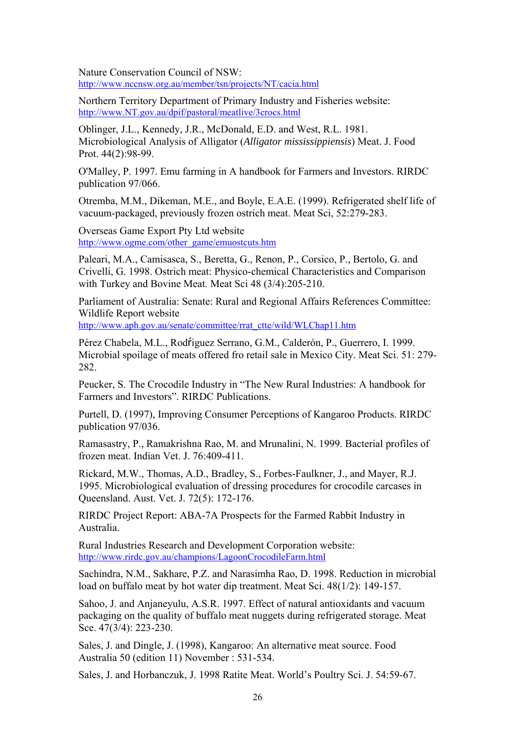Nature Conservation Council of NSW:
http://www.nccnsw.org.au/member/tsn/projects/NT/cacia.html

Northern Territory Department of Primary Industry and Fisheries website:
http://www.NT.gov.au/dpif/pastoral/meatlive/3crocs.html

Oblinger, J.L., Kennedy, J.R., McDonald, E.D. and West, R.L. 1981. Microbiological Analysis of Alligator (*Alligator mississippiensis*) Meat. J. Food Prot. 44(2):98-99.

O'Malley, P. 1997. Emu farming in A handbook for Farmers and Investors. RIRDC publication 97/066.

Otremba, M.M., Dikeman, M.E., and Boyle, E.A.E. (1999). Refrigerated shelf life of vacuum-packaged, previously frozen ostrich meat. Meat Sci, 52:279-283.

Overseas Game Export Pty Ltd website
http://www.ogme.com/other_game/emuostcuts.htm

Paleari, M.A., Camisasca, S., Beretta, G., Renon, P., Corsico, P., Bertolo, G. and Crivelli, G. 1998. Ostrich meat: Physico-chemical Characteristics and Comparison with Turkey and Bovine Meat. Meat Sci 48 (3/4):205-210.

Parliament of Australia: Senate: Rural and Regional Affairs References Committee: Wildlife Report website
http://www.aph.gov.au/senate/committee/rrat_ctte/wild/WLChap11.htm

Pérez Chabela, M.L., Rodŕiguez Serrano, G.M., Calderón, P., Guerrero, I. 1999. Microbial spoilage of meats offered fro retail sale in Mexico City. Meat Sci. 51: 279-282.

Peucker, S. The Crocodile Industry in "The New Rural Industries: A handbook for Farmers and Investors". RIRDC Publications.

Purtell, D. (1997), Improving Consumer Perceptions of Kangaroo Products. RIRDC publication 97/036.

Ramasastry, P., Ramakrishna Rao, M. and Mrunalini, N. 1999. Bacterial profiles of frozen meat. Indian Vet. J. 76:409-411.

Rickard, M.W., Thomas, A.D., Bradley, S., Forbes-Faulkner, J., and Mayer, R.J. 1995. Microbiological evaluation of dressing procedures for crocodile carcases in Queensland. Aust. Vet. J. 72(5): 172-176.

RIRDC Project Report: ABA-7A Prospects for the Farmed Rabbit Industry in Australia.

Rural Industries Research and Development Corporation website:
http://www.rirdc.gov.au/champions/LagoonCrocodileFarm.html

Sachindra, N.M., Sakhare, P.Z. and Narasimha Rao, D. 1998. Reduction in microbial load on buffalo meat by hot water dip treatment. Meat Sci. 48(1/2): 149-157.

Sahoo, J. and Anjaneyulu, A.S.R. 1997. Effect of natural antioxidants and vacuum packaging on the quality of buffalo meat nuggets during refrigerated storage. Meat Sce. 47(3/4): 223-230.

Sales, J. and Dingle, J. (1998), Kangaroo: An alternative meat source. Food Australia 50 (edition 11) November : 531-534.

Sales, J. and Horbanczuk, J. 1998 Ratite Meat. World's Poultry Sci. J. 54:59-67.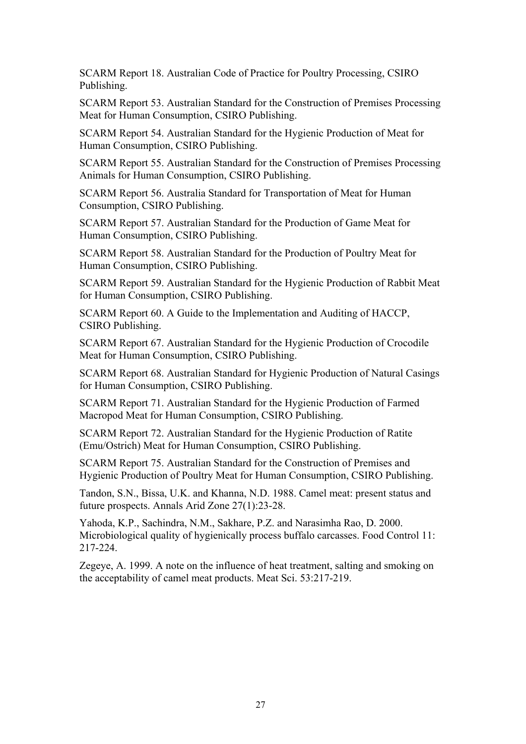SCARM Report 18. Australian Code of Practice for Poultry Processing, CSIRO Publishing.

SCARM Report 53. Australian Standard for the Construction of Premises Processing Meat for Human Consumption, CSIRO Publishing.

SCARM Report 54. Australian Standard for the Hygienic Production of Meat for Human Consumption, CSIRO Publishing.

SCARM Report 55. Australian Standard for the Construction of Premises Processing Animals for Human Consumption, CSIRO Publishing.

SCARM Report 56. Australia Standard for Transportation of Meat for Human Consumption, CSIRO Publishing.

SCARM Report 57. Australian Standard for the Production of Game Meat for Human Consumption, CSIRO Publishing.

SCARM Report 58. Australian Standard for the Production of Poultry Meat for Human Consumption, CSIRO Publishing.

SCARM Report 59. Australian Standard for the Hygienic Production of Rabbit Meat for Human Consumption, CSIRO Publishing.

SCARM Report 60. A Guide to the Implementation and Auditing of HACCP, CSIRO Publishing.

SCARM Report 67. Australian Standard for the Hygienic Production of Crocodile Meat for Human Consumption, CSIRO Publishing.

SCARM Report 68. Australian Standard for Hygienic Production of Natural Casings for Human Consumption, CSIRO Publishing.

SCARM Report 71. Australian Standard for the Hygienic Production of Farmed Macropod Meat for Human Consumption, CSIRO Publishing.

SCARM Report 72. Australian Standard for the Hygienic Production of Ratite (Emu/Ostrich) Meat for Human Consumption, CSIRO Publishing.

SCARM Report 75. Australian Standard for the Construction of Premises and Hygienic Production of Poultry Meat for Human Consumption, CSIRO Publishing.

Tandon, S.N., Bissa, U.K. and Khanna, N.D. 1988. Camel meat: present status and future prospects. Annals Arid Zone 27(1):23-28.

Yahoda, K.P., Sachindra, N.M., Sakhare, P.Z. and Narasimha Rao, D. 2000. Microbiological quality of hygienically process buffalo carcasses. Food Control 11: 217-224.

Zegeye, A. 1999. A note on the influence of heat treatment, salting and smoking on the acceptability of camel meat products. Meat Sci. 53:217-219.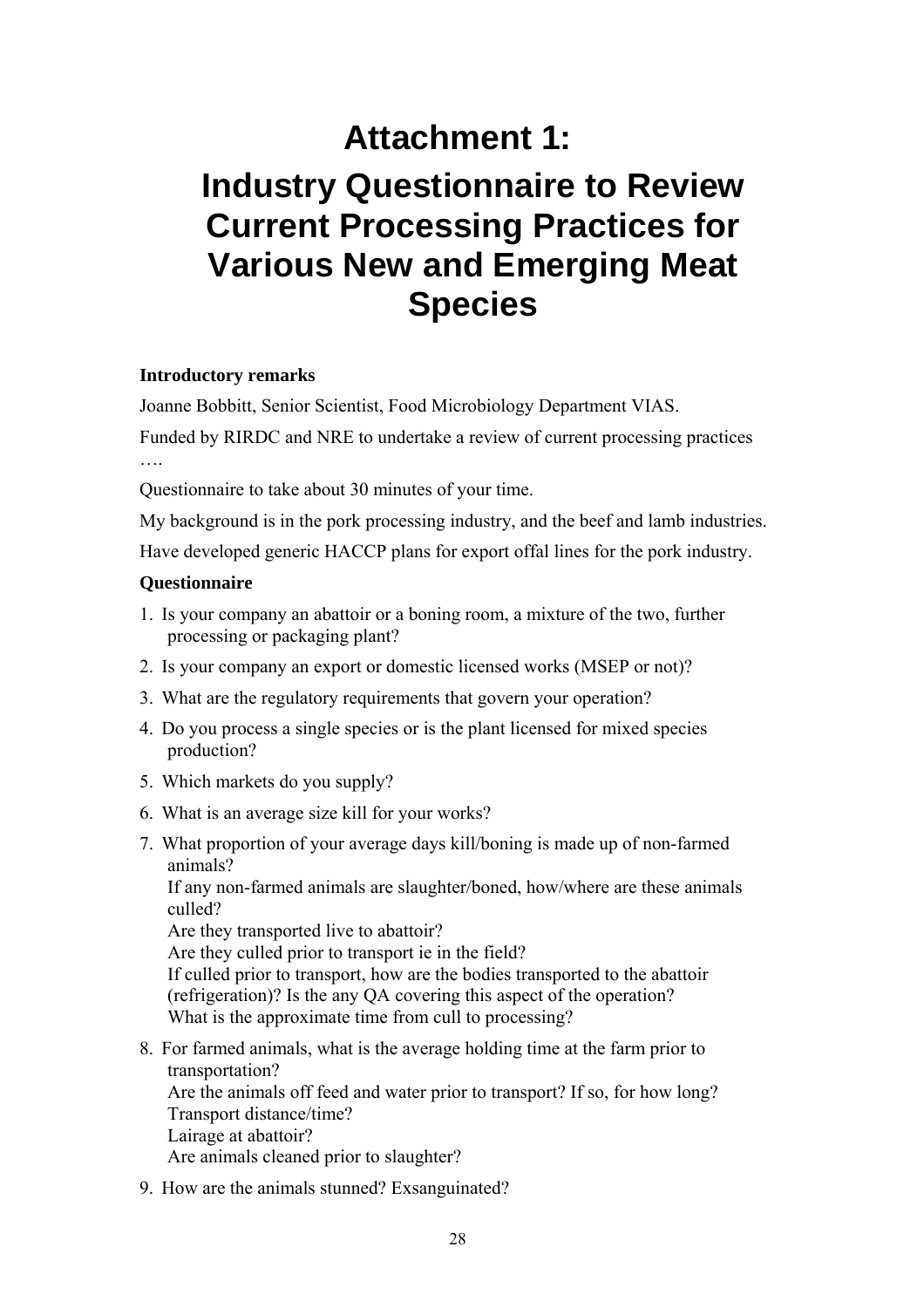# Attachment 1:

# Industry Questionnaire to Review Current Processing Practices for Various New and Emerging Meat Species

**Introductory remarks**

Joanne Bobbitt, Senior Scientist, Food Microbiology Department VIAS.

Funded by RIRDC and NRE to undertake a review of current processing practices ….

Questionnaire to take about 30 minutes of your time.

My background is in the pork processing industry, and the beef and lamb industries.

Have developed generic HACCP plans for export offal lines for the pork industry.

**Questionnaire**

1. Is your company an abattoir or a boning room, a mixture of the two, further processing or packaging plant?
2. Is your company an export or domestic licensed works (MSEP or not)?
3. What are the regulatory requirements that govern your operation?
4. Do you process a single species or is the plant licensed for mixed species production?
5. Which markets do you supply?
6. What is an average size kill for your works?
7. What proportion of your average days kill/boning is made up of non-farmed animals?
   If any non-farmed animals are slaughter/boned, how/where are these animals culled?
   Are they transported live to abattoir?
   Are they culled prior to transport ie in the field?
   If culled prior to transport, how are the bodies transported to the abattoir (refrigeration)? Is the any QA covering this aspect of the operation?
   What is the approximate time from cull to processing?
8. For farmed animals, what is the average holding time at the farm prior to transportation?
   Are the animals off feed and water prior to transport? If so, for how long?
   Transport distance/time?
   Lairage at abattoir?
   Are animals cleaned prior to slaughter?
9. How are the animals stunned? Exsanguinated?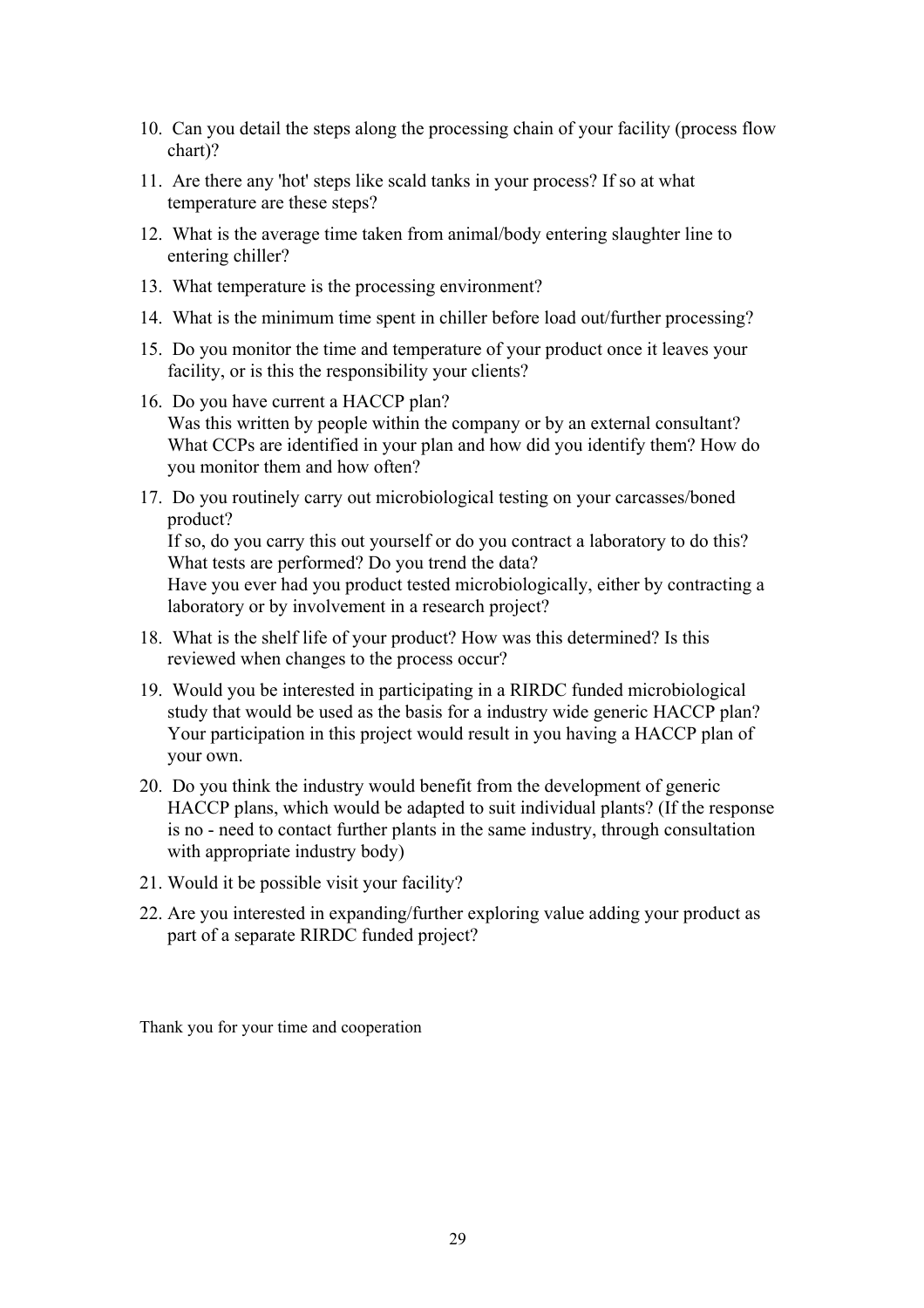10. Can you detail the steps along the processing chain of your facility (process flow chart)?

11. Are there any 'hot' steps like scald tanks in your process? If so at what temperature are these steps?

12. What is the average time taken from animal/body entering slaughter line to entering chiller?

13. What temperature is the processing environment?

14. What is the minimum time spent in chiller before load out/further processing?

15. Do you monitor the time and temperature of your product once it leaves your facility, or is this the responsibility your clients?

16. Do you have current a HACCP plan?
    Was this written by people within the company or by an external consultant?
    What CCPs are identified in your plan and how did you identify them? How do you monitor them and how often?

17. Do you routinely carry out microbiological testing on your carcasses/boned product?
    If so, do you carry this out yourself or do you contract a laboratory to do this?
    What tests are performed? Do you trend the data?
    Have you ever had you product tested microbiologically, either by contracting a laboratory or by involvement in a research project?

18. What is the shelf life of your product? How was this determined? Is this reviewed when changes to the process occur?

19. Would you be interested in participating in a RIRDC funded microbiological study that would be used as the basis for a industry wide generic HACCP plan? Your participation in this project would result in you having a HACCP plan of your own.

20. Do you think the industry would benefit from the development of generic HACCP plans, which would be adapted to suit individual plants? (If the response is no - need to contact further plants in the same industry, through consultation with appropriate industry body)

21. Would it be possible visit your facility?

22. Are you interested in expanding/further exploring value adding your product as part of a separate RIRDC funded project?

Thank you for your time and cooperation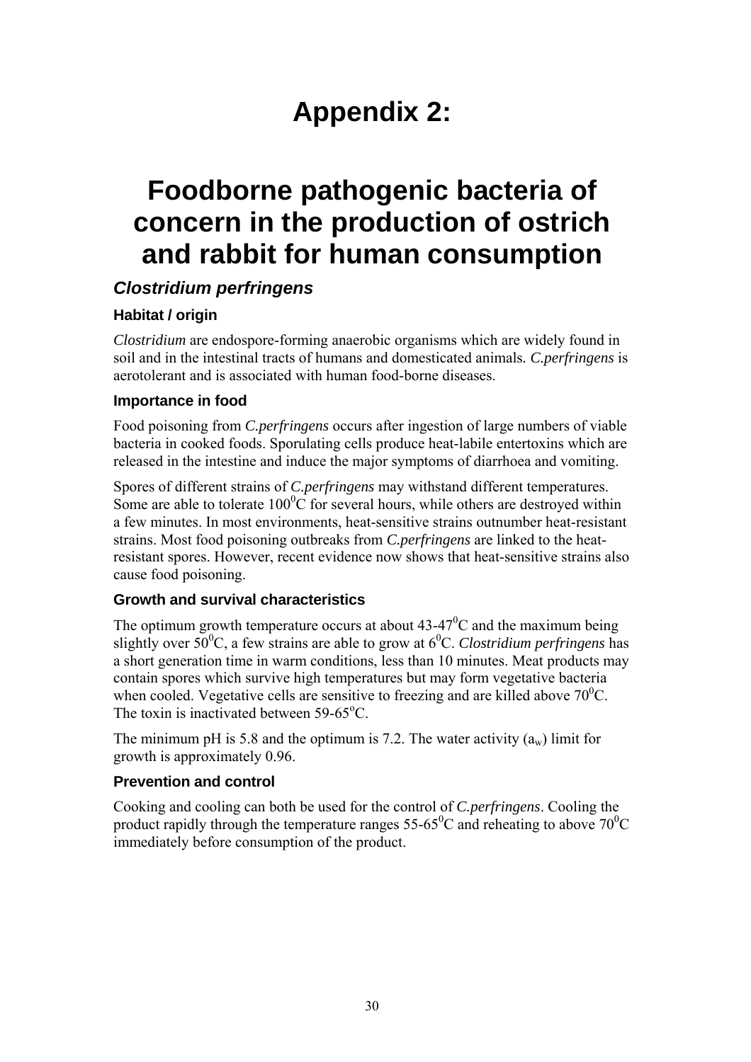# Appendix 2:

# Foodborne pathogenic bacteria of concern in the production of ostrich and rabbit for human consumption

## *Clostridium perfringens*

### Habitat / origin

*Clostridium* are endospore-forming anaerobic organisms which are widely found in soil and in the intestinal tracts of humans and domesticated animals. *C.perfringens* is aerotolerant and is associated with human food-borne diseases.

### Importance in food

Food poisoning from *C.perfringens* occurs after ingestion of large numbers of viable bacteria in cooked foods. Sporulating cells produce heat-labile entertoxins which are released in the intestine and induce the major symptoms of diarrhoea and vomiting.

Spores of different strains of *C.perfringens* may withstand different temperatures. Some are able to tolerate $100^0$C for several hours, while others are destroyed within a few minutes. In most environments, heat-sensitive strains outnumber heat-resistant strains. Most food poisoning outbreaks from *C.perfringens* are linked to the heat-resistant spores. However, recent evidence now shows that heat-sensitive strains also cause food poisoning.

### Growth and survival characteristics

The optimum growth temperature occurs at about $43$-$47^0$C and the maximum being slightly over $50^0$C, a few strains are able to grow at $6^0$C. *Clostridium perfringens* has a short generation time in warm conditions, less than 10 minutes. Meat products may contain spores which survive high temperatures but may form vegetative bacteria when cooled. Vegetative cells are sensitive to freezing and are killed above $70^0$C. The toxin is inactivated between $59$-$65^o$C.

The minimum pH is 5.8 and the optimum is 7.2. The water activity ($a_w$) limit for growth is approximately 0.96.

### Prevention and control

Cooking and cooling can both be used for the control of *C.perfringens*. Cooling the product rapidly through the temperature ranges $55$-$65^0$C and reheating to above $70^0$C immediately before consumption of the product.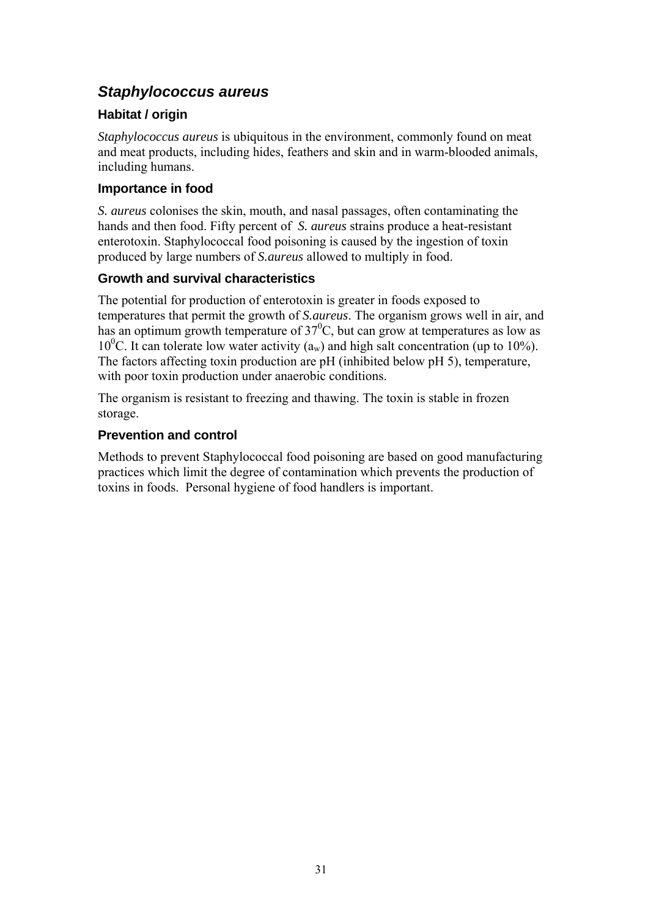## *Staphylococcus aureus*

### Habitat / origin

*Staphylococcus aureus* is ubiquitous in the environment, commonly found on meat and meat products, including hides, feathers and skin and in warm-blooded animals, including humans.

### Importance in food

*S. aureus* colonises the skin, mouth, and nasal passages, often contaminating the hands and then food. Fifty percent of *S. aureus* strains produce a heat-resistant enterotoxin. Staphylococcal food poisoning is caused by the ingestion of toxin produced by large numbers of *S.aureus* allowed to multiply in food.

### Growth and survival characteristics

The potential for production of enterotoxin is greater in foods exposed to temperatures that permit the growth of *S.aureus*. The organism grows well in air, and has an optimum growth temperature of $37^0$C, but can grow at temperatures as low as $10^0$C. It can tolerate low water activity ($a_w$) and high salt concentration (up to 10%). The factors affecting toxin production are pH (inhibited below pH 5), temperature, with poor toxin production under anaerobic conditions.

The organism is resistant to freezing and thawing. The toxin is stable in frozen storage.

### Prevention and control

Methods to prevent Staphylococcal food poisoning are based on good manufacturing practices which limit the degree of contamination which prevents the production of toxins in foods. Personal hygiene of food handlers is important.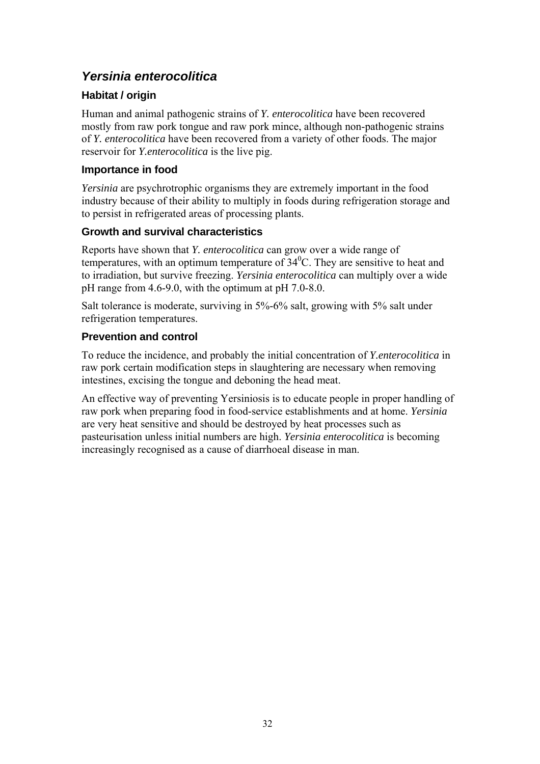## *Yersinia enterocolitica*

### Habitat / origin

Human and animal pathogenic strains of *Y. enterocolitica* have been recovered mostly from raw pork tongue and raw pork mince, although non-pathogenic strains of *Y. enterocolitica* have been recovered from a variety of other foods. The major reservoir for *Y.enterocolitica* is the live pig.

### Importance in food

*Yersinia* are psychrotrophic organisms they are extremely important in the food industry because of their ability to multiply in foods during refrigeration storage and to persist in refrigerated areas of processing plants.

### Growth and survival characteristics

Reports have shown that *Y. enterocolitica* can grow over a wide range of temperatures, with an optimum temperature of $34^0$C. They are sensitive to heat and to irradiation, but survive freezing. *Yersinia enterocolitica* can multiply over a wide pH range from 4.6-9.0, with the optimum at pH 7.0-8.0.

Salt tolerance is moderate, surviving in 5%-6% salt, growing with 5% salt under refrigeration temperatures.

### Prevention and control

To reduce the incidence, and probably the initial concentration of *Y.enterocolitica* in raw pork certain modification steps in slaughtering are necessary when removing intestines, excising the tongue and deboning the head meat.

An effective way of preventing Yersiniosis is to educate people in proper handling of raw pork when preparing food in food-service establishments and at home. *Yersinia* are very heat sensitive and should be destroyed by heat processes such as pasteurisation unless initial numbers are high. *Yersinia enterocolitica* is becoming increasingly recognised as a cause of diarrhoeal disease in man.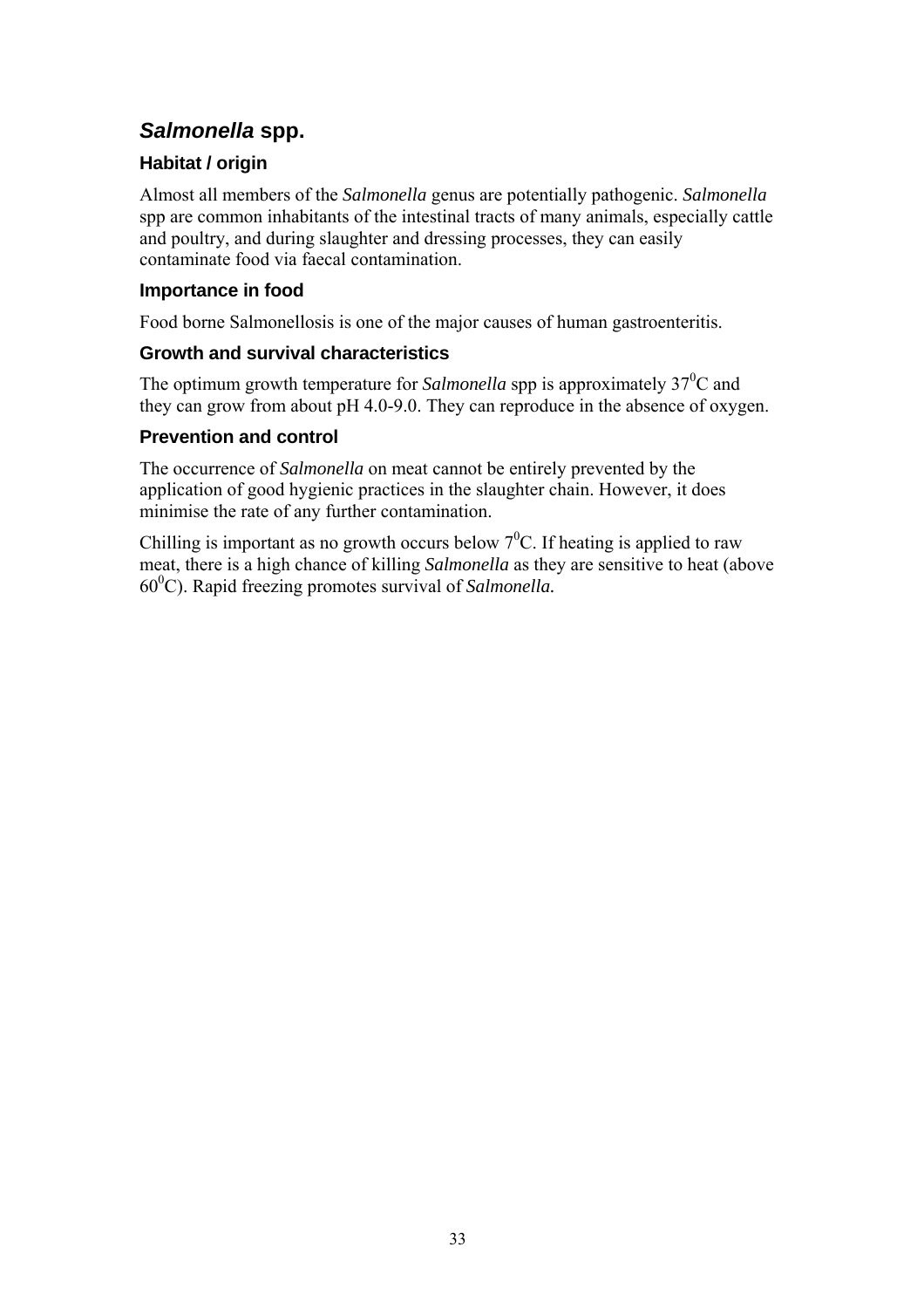## *Salmonella* spp.

### Habitat / origin

Almost all members of the *Salmonella* genus are potentially pathogenic. *Salmonella* spp are common inhabitants of the intestinal tracts of many animals, especially cattle and poultry, and during slaughter and dressing processes, they can easily contaminate food via faecal contamination.

### Importance in food

Food borne Salmonellosis is one of the major causes of human gastroenteritis.

### Growth and survival characteristics

The optimum growth temperature for *Salmonella* spp is approximately $37^0$C and they can grow from about pH 4.0-9.0. They can reproduce in the absence of oxygen.

### Prevention and control

The occurrence of *Salmonella* on meat cannot be entirely prevented by the application of good hygienic practices in the slaughter chain. However, it does minimise the rate of any further contamination.

Chilling is important as no growth occurs below $7^0$C. If heating is applied to raw meat, there is a high chance of killing *Salmonella* as they are sensitive to heat (above $60^0$C). Rapid freezing promotes survival of ***Salmonella.***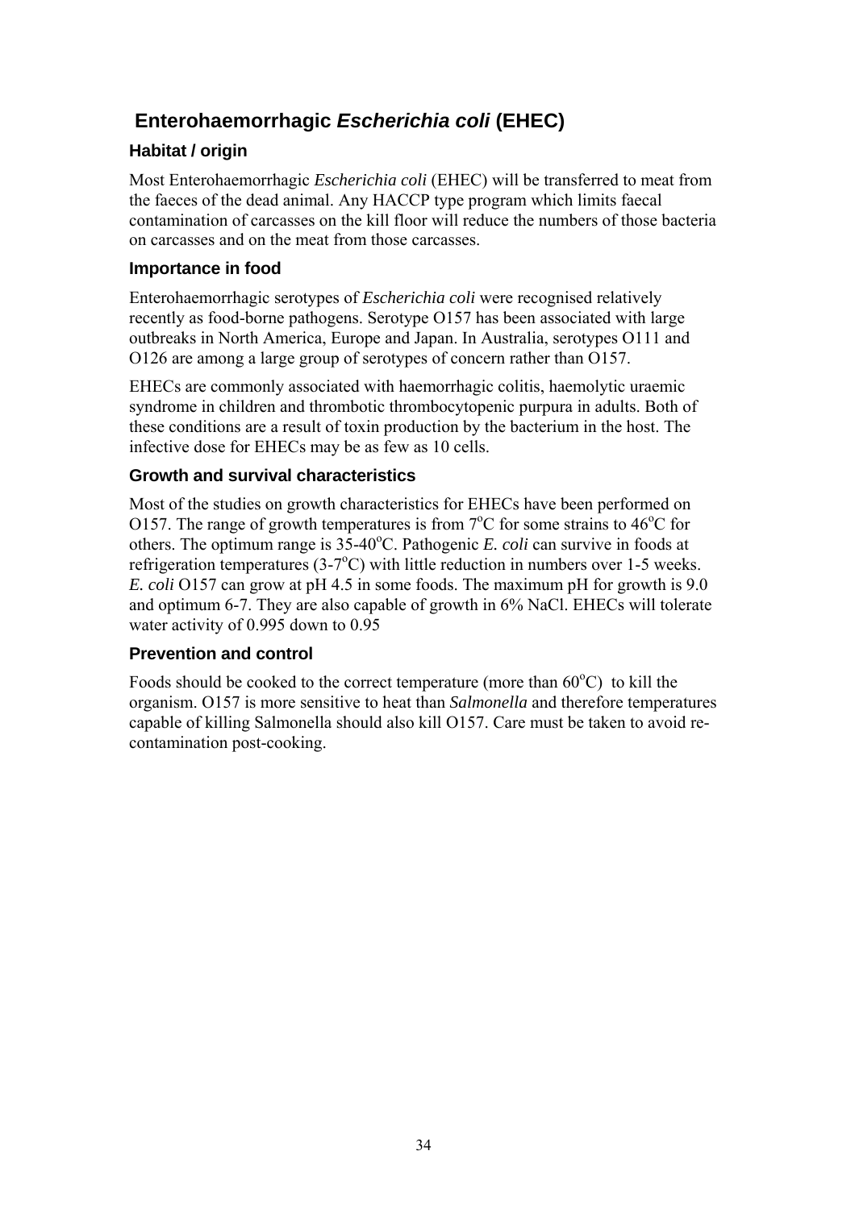## Enterohaemorrhagic *Escherichia coli* (EHEC)

### Habitat / origin

Most Enterohaemorrhagic *Escherichia coli* (EHEC) will be transferred to meat from the faeces of the dead animal. Any HACCP type program which limits faecal contamination of carcasses on the kill floor will reduce the numbers of those bacteria on carcasses and on the meat from those carcasses.

### Importance in food

Enterohaemorrhagic serotypes of *Escherichia coli* were recognised relatively recently as food-borne pathogens. Serotype O157 has been associated with large outbreaks in North America, Europe and Japan. In Australia, serotypes O111 and O126 are among a large group of serotypes of concern rather than O157.

EHECs are commonly associated with haemorrhagic colitis, haemolytic uraemic syndrome in children and thrombotic thrombocytopenic purpura in adults. Both of these conditions are a result of toxin production by the bacterium in the host. The infective dose for EHECs may be as few as 10 cells.

### Growth and survival characteristics

Most of the studies on growth characteristics for EHECs have been performed on O157. The range of growth temperatures is from 7°C for some strains to 46°C for others. The optimum range is 35-40°C. Pathogenic *E. coli* can survive in foods at refrigeration temperatures (3-7°C) with little reduction in numbers over 1-5 weeks. *E. coli* O157 can grow at pH 4.5 in some foods. The maximum pH for growth is 9.0 and optimum 6-7. They are also capable of growth in 6% NaCl. EHECs will tolerate water activity of 0.995 down to 0.95

### Prevention and control

Foods should be cooked to the correct temperature (more than 60°C) to kill the organism. O157 is more sensitive to heat than *Salmonella* and therefore temperatures capable of killing Salmonella should also kill O157. Care must be taken to avoid re-contamination post-cooking.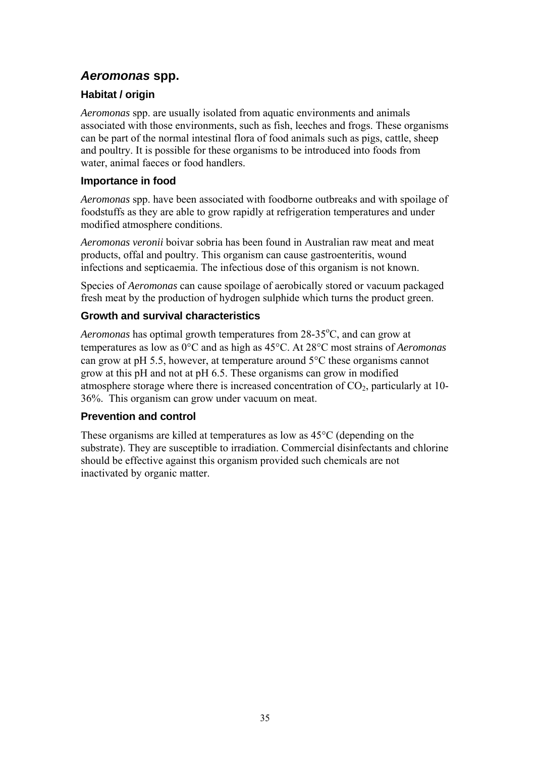## *Aeromonas* spp.

### Habitat / origin

*Aeromonas* spp. are usually isolated from aquatic environments and animals associated with those environments, such as fish, leeches and frogs. These organisms can be part of the normal intestinal flora of food animals such as pigs, cattle, sheep and poultry. It is possible for these organisms to be introduced into foods from water, animal faeces or food handlers.

### Importance in food

*Aeromonas* spp. have been associated with foodborne outbreaks and with spoilage of foodstuffs as they are able to grow rapidly at refrigeration temperatures and under modified atmosphere conditions.

*Aeromonas veronii* boivar sobria has been found in Australian raw meat and meat products, offal and poultry. This organism can cause gastroenteritis, wound infections and septicaemia. The infectious dose of this organism is not known.

Species of *Aeromonas* can cause spoilage of aerobically stored or vacuum packaged fresh meat by the production of hydrogen sulphide which turns the product green.

### Growth and survival characteristics

*Aeromonas* has optimal growth temperatures from 28-35°C, and can grow at temperatures as low as 0°C and as high as 45°C. At 28°C most strains of *Aeromonas* can grow at pH 5.5, however, at temperature around 5°C these organisms cannot grow at this pH and not at pH 6.5. These organisms can grow in modified atmosphere storage where there is increased concentration of $CO_2$, particularly at 10-36%. This organism can grow under vacuum on meat.

### Prevention and control

These organisms are killed at temperatures as low as 45°C (depending on the substrate). They are susceptible to irradiation. Commercial disinfectants and chlorine should be effective against this organism provided such chemicals are not inactivated by organic matter.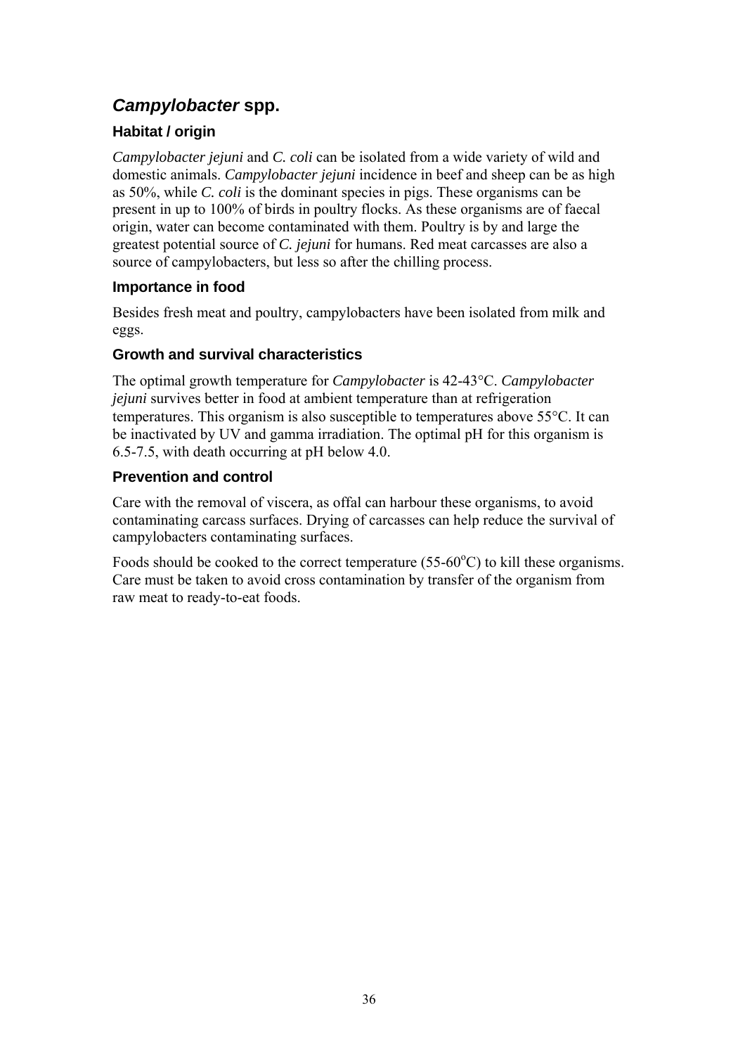## *Campylobacter* spp.

### Habitat / origin

*Campylobacter jejuni* and *C. coli* can be isolated from a wide variety of wild and domestic animals. *Campylobacter jejuni* incidence in beef and sheep can be as high as 50%, while *C. coli* is the dominant species in pigs. These organisms can be present in up to 100% of birds in poultry flocks. As these organisms are of faecal origin, water can become contaminated with them. Poultry is by and large the greatest potential source of *C. jejuni* for humans. Red meat carcasses are also a source of campylobacters, but less so after the chilling process.

### Importance in food

Besides fresh meat and poultry, campylobacters have been isolated from milk and eggs.

### Growth and survival characteristics

The optimal growth temperature for *Campylobacter* is 42-43°C. *Campylobacter jejuni* survives better in food at ambient temperature than at refrigeration temperatures. This organism is also susceptible to temperatures above 55°C. It can be inactivated by UV and gamma irradiation. The optimal pH for this organism is 6.5-7.5, with death occurring at pH below 4.0.

### Prevention and control

Care with the removal of viscera, as offal can harbour these organisms, to avoid contaminating carcass surfaces. Drying of carcasses can help reduce the survival of campylobacters contaminating surfaces.

Foods should be cooked to the correct temperature (55-60°C) to kill these organisms. Care must be taken to avoid cross contamination by transfer of the organism from raw meat to ready-to-eat foods.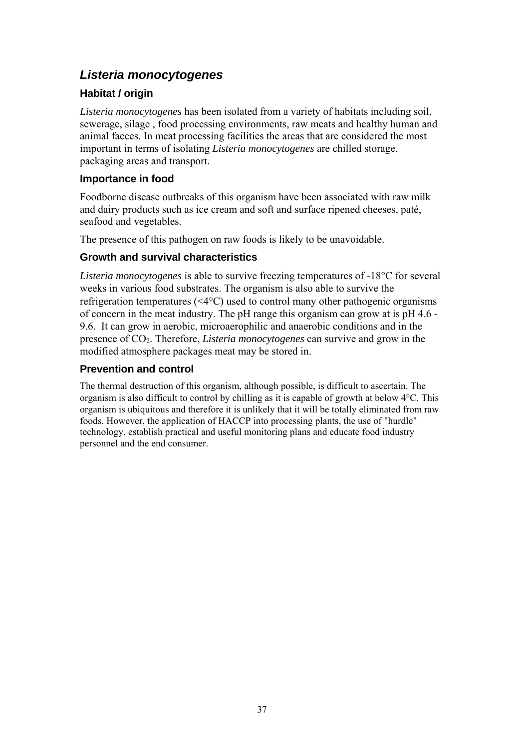## *Listeria monocytogenes*

### Habitat / origin

*Listeria monocytogenes* has been isolated from a variety of habitats including soil, sewerage, silage , food processing environments, raw meats and healthy human and animal faeces. In meat processing facilities the areas that are considered the most important in terms of isolating *Listeria monocytogenes* are chilled storage, packaging areas and transport.

### Importance in food

Foodborne disease outbreaks of this organism have been associated with raw milk and dairy products such as ice cream and soft and surface ripened cheeses, paté, seafood and vegetables.

The presence of this pathogen on raw foods is likely to be unavoidable.

### Growth and survival characteristics

*Listeria monocytogenes* is able to survive freezing temperatures of -18°C for several weeks in various food substrates. The organism is also able to survive the refrigeration temperatures (<4°C) used to control many other pathogenic organisms of concern in the meat industry. The pH range this organism can grow at is pH 4.6 - 9.6. It can grow in aerobic, microaerophilic and anaerobic conditions and in the presence of $CO_2$. Therefore, *Listeria monocytogenes* can survive and grow in the modified atmosphere packages meat may be stored in.

### Prevention and control

The thermal destruction of this organism, although possible, is difficult to ascertain. The organism is also difficult to control by chilling as it is capable of growth at below 4°C. This organism is ubiquitous and therefore it is unlikely that it will be totally eliminated from raw foods. However, the application of HACCP into processing plants, the use of "hurdle" technology, establish practical and useful monitoring plans and educate food industry personnel and the end consumer.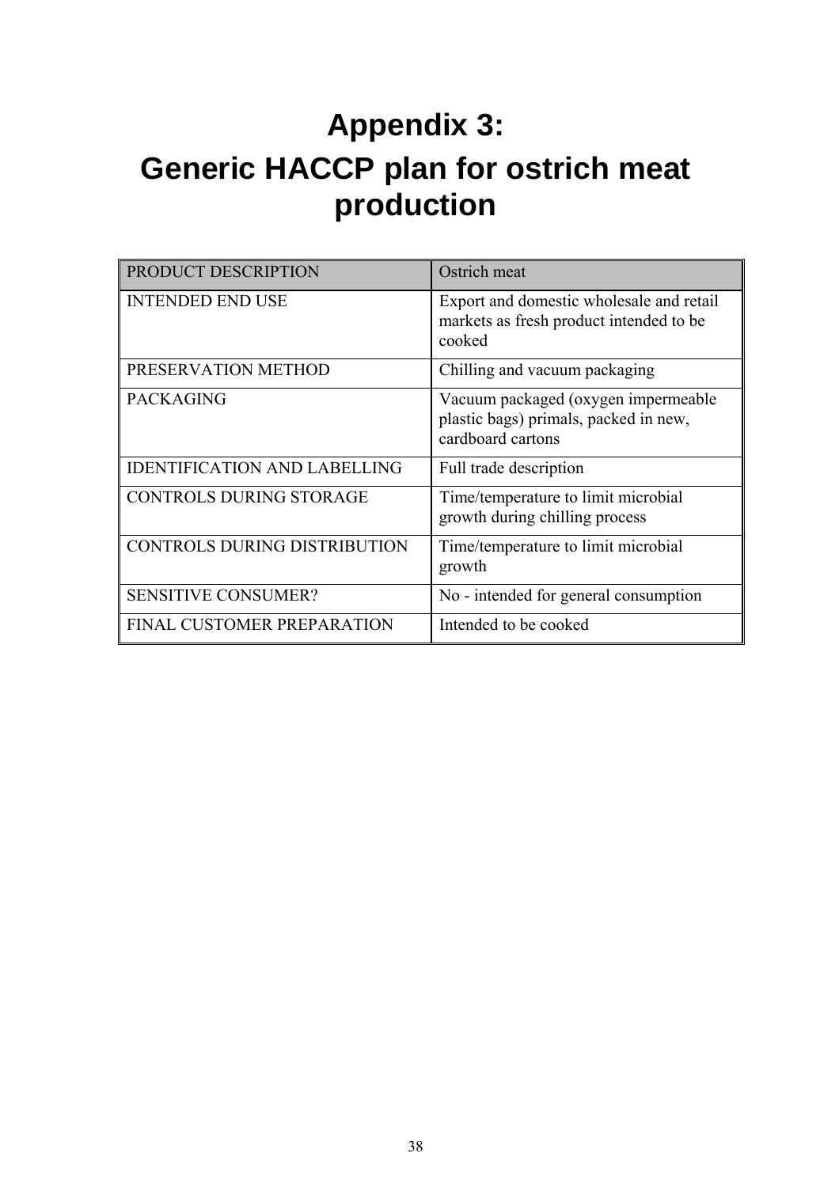# Appendix 3:
# Generic HACCP plan for ostrich meat production

| PRODUCT DESCRIPTION | Ostrich meat |
|---|---|
| INTENDED END USE | Export and domestic wholesale and retail markets as fresh product intended to be cooked |
| PRESERVATION METHOD | Chilling and vacuum packaging |
| PACKAGING | Vacuum packaged (oxygen impermeable plastic bags) primals, packed in new, cardboard cartons |
| IDENTIFICATION AND LABELLING | Full trade description |
| CONTROLS DURING STORAGE | Time/temperature to limit microbial growth during chilling process |
| CONTROLS DURING DISTRIBUTION | Time/temperature to limit microbial growth |
| SENSITIVE CONSUMER? | No - intended for general consumption |
| FINAL CUSTOMER PREPARATION | Intended to be cooked |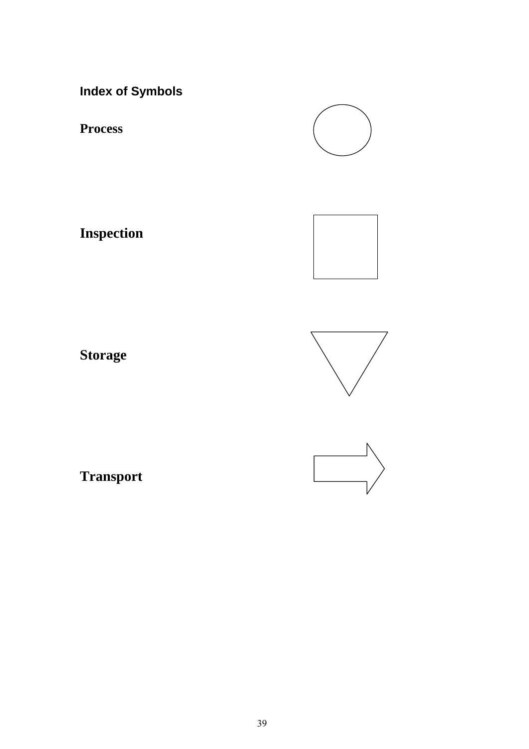## Index of Symbols

**Process**

**Inspection**

**Storage**

**Transport**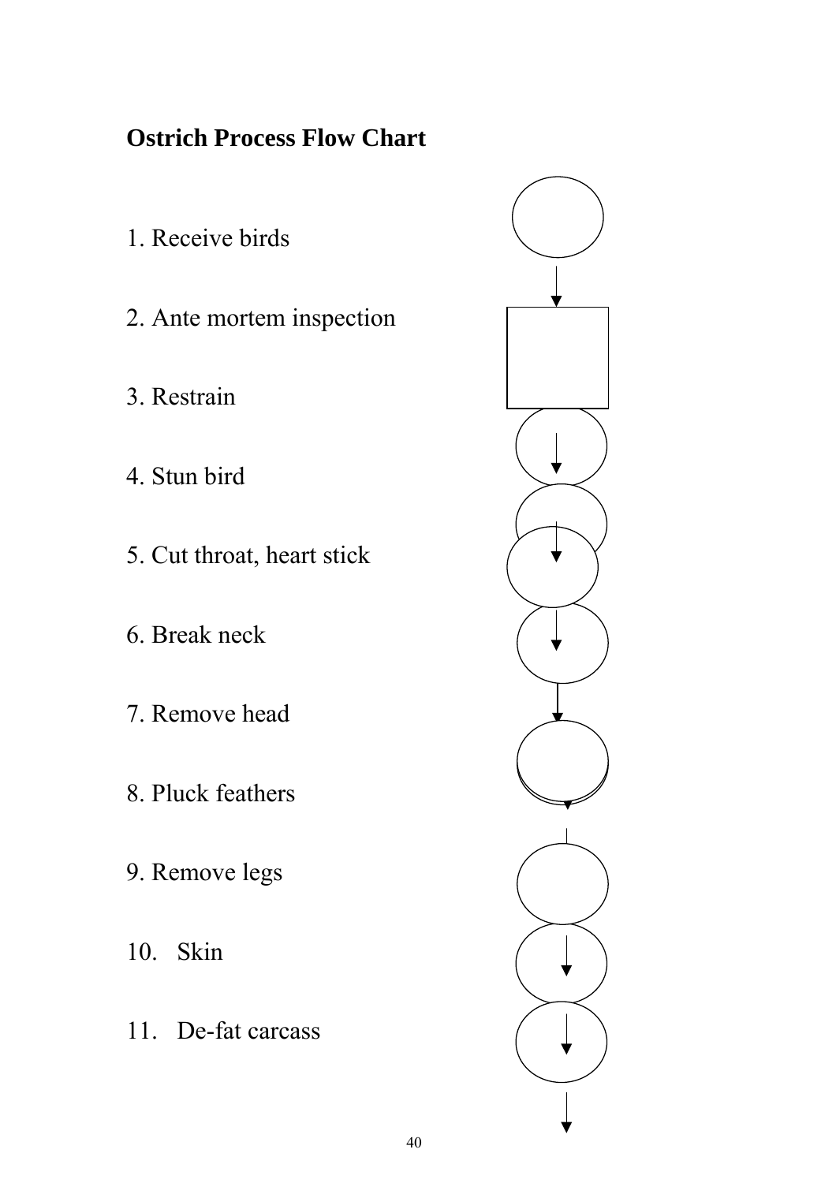**Ostrich Process Flow Chart**

1. Receive birds
2. Ante mortem inspection
3. Restrain
4. Stun bird
5. Cut throat, heart stick
6. Break neck
7. Remove head
8. Pluck feathers
9. Remove legs
10. Skin
11. De-fat carcass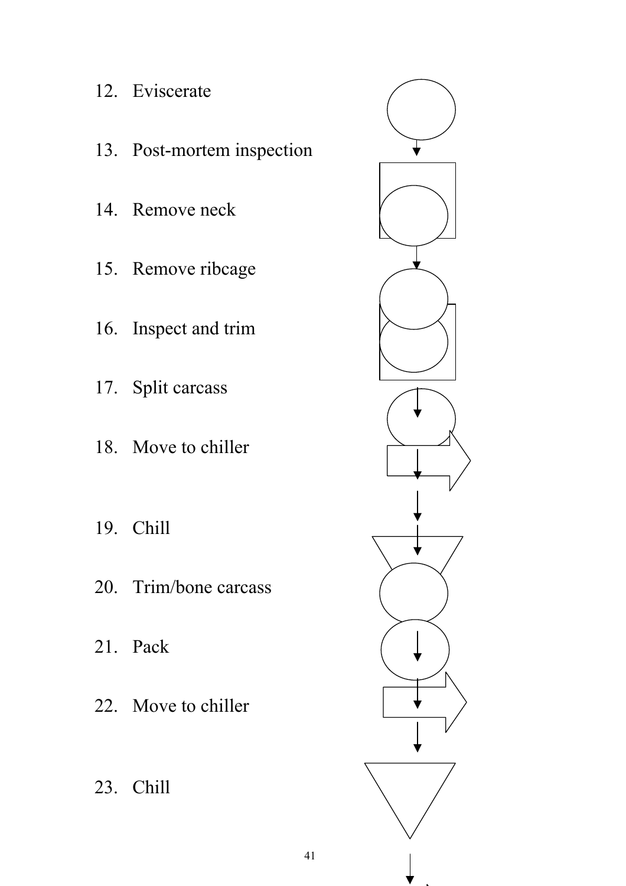12. Eviscerate

13. Post-mortem inspection

14. Remove neck

15. Remove ribcage

16. Inspect and trim

17. Split carcass

18. Move to chiller

19. Chill

20. Trim/bone carcass

21. Pack

22. Move to chiller

23. Chill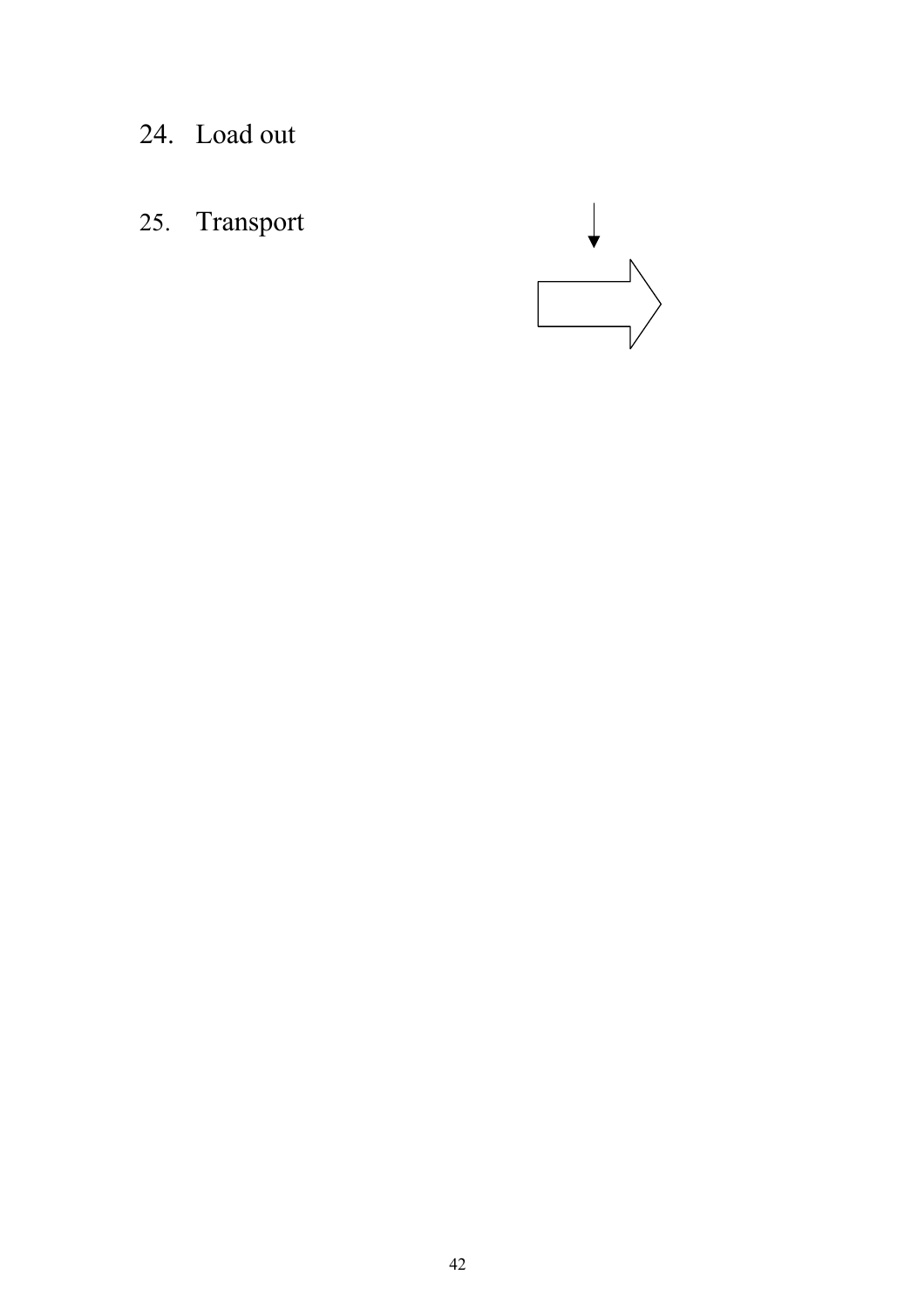24. Load out

25. Transport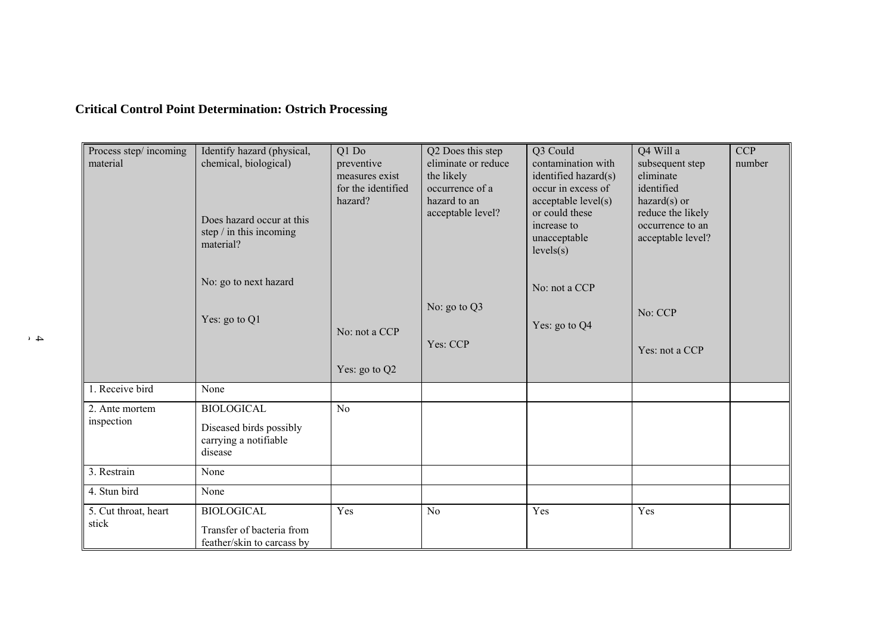## Critical Control Point Determination: Ostrich Processing

| Process step/ incoming material | Identify hazard (physical, chemical, biological)<br><br>Does hazard occur at this step / in this incoming material?<br><br>No: go to next hazard<br><br>Yes: go to Q1 | Q1 Do preventive measures exist for the identified hazard?<br><br>No: not a CCP<br><br>Yes: go to Q2 | Q2 Does this step eliminate or reduce the likely occurrence of a hazard to an acceptable level?<br><br>No: go to Q3<br><br>Yes: CCP | Q3 Could contamination with identified hazard(s) occur in excess of acceptable level(s) or could these increase to unacceptable levels(s)<br><br>No: not a CCP<br><br>Yes: go to Q4 | Q4 Will a subsequent step eliminate identified hazard(s) or reduce the likely occurrence to an acceptable level?<br><br>No: CCP<br><br>Yes: not a CCP | CCP number |
|---|---|---|---|---|---|---|
| 1. Receive bird | None | | | | | |
| 2. Ante mortem inspection | BIOLOGICAL<br><br>Diseased birds possibly carrying a notifiable disease | No | | | | |
| 3. Restrain | None | | | | | |
| 4. Stun bird | None | | | | | |
| 5. Cut throat, heart stick | BIOLOGICAL<br><br>Transfer of bacteria from feather/skin to carcass by | Yes | No | Yes | Yes | |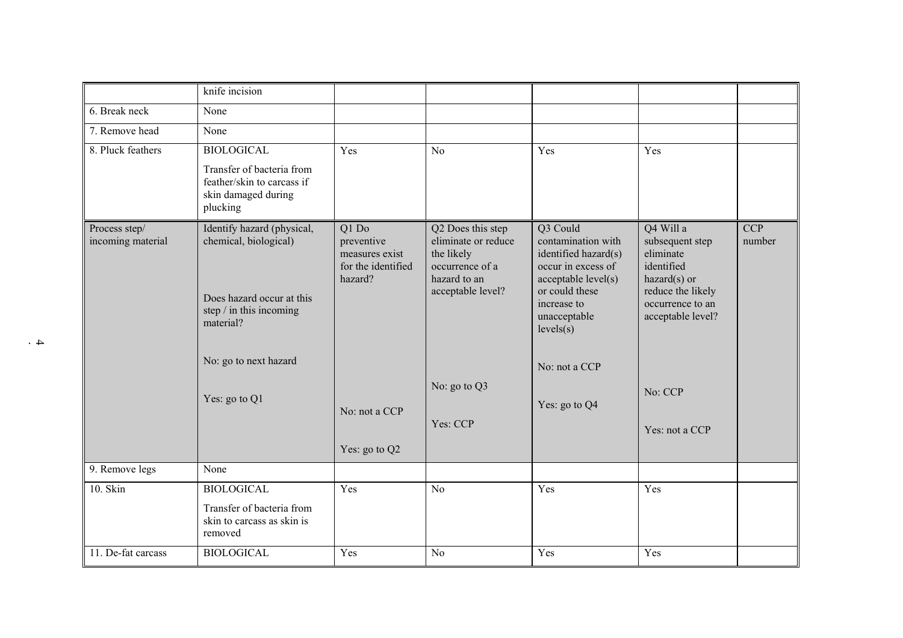| | knife incision | | | | | |
|---|---|---|---|---|---|---|
| 6. Break neck | None | | | | | |
| 7. Remove head | None | | | | | |
| 8. Pluck feathers | BIOLOGICAL<br><br>Transfer of bacteria from feather/skin to carcass if skin damaged during plucking | Yes | No | Yes | Yes | |
| Process step/ incoming material | Identify hazard (physical, chemical, biological)<br><br>Does hazard occur at this step / in this incoming material?<br><br>No: go to next hazard<br><br>Yes: go to Q1 | Q1 Do preventive measures exist for the identified hazard?<br><br>No: not a CCP<br><br>Yes: go to Q2 | Q2 Does this step eliminate or reduce the likely occurrence of a hazard to an acceptable level?<br><br>No: go to Q3<br><br>Yes: CCP | Q3 Could contamination with identified hazard(s) occur in excess of acceptable level(s) or could these increase to unacceptable levels(s)<br><br>No: not a CCP<br><br>Yes: go to Q4 | Q4 Will a subsequent step eliminate identified hazard(s) or reduce the likely occurrence to an acceptable level?<br><br>No: CCP<br><br>Yes: not a CCP | CCP number |
| 9. Remove legs | None | | | | | |
| 10. Skin | BIOLOGICAL<br><br>Transfer of bacteria from skin to carcass as skin is removed | Yes | No | Yes | Yes | |
| 11. De-fat carcass | BIOLOGICAL | Yes | No | Yes | Yes | |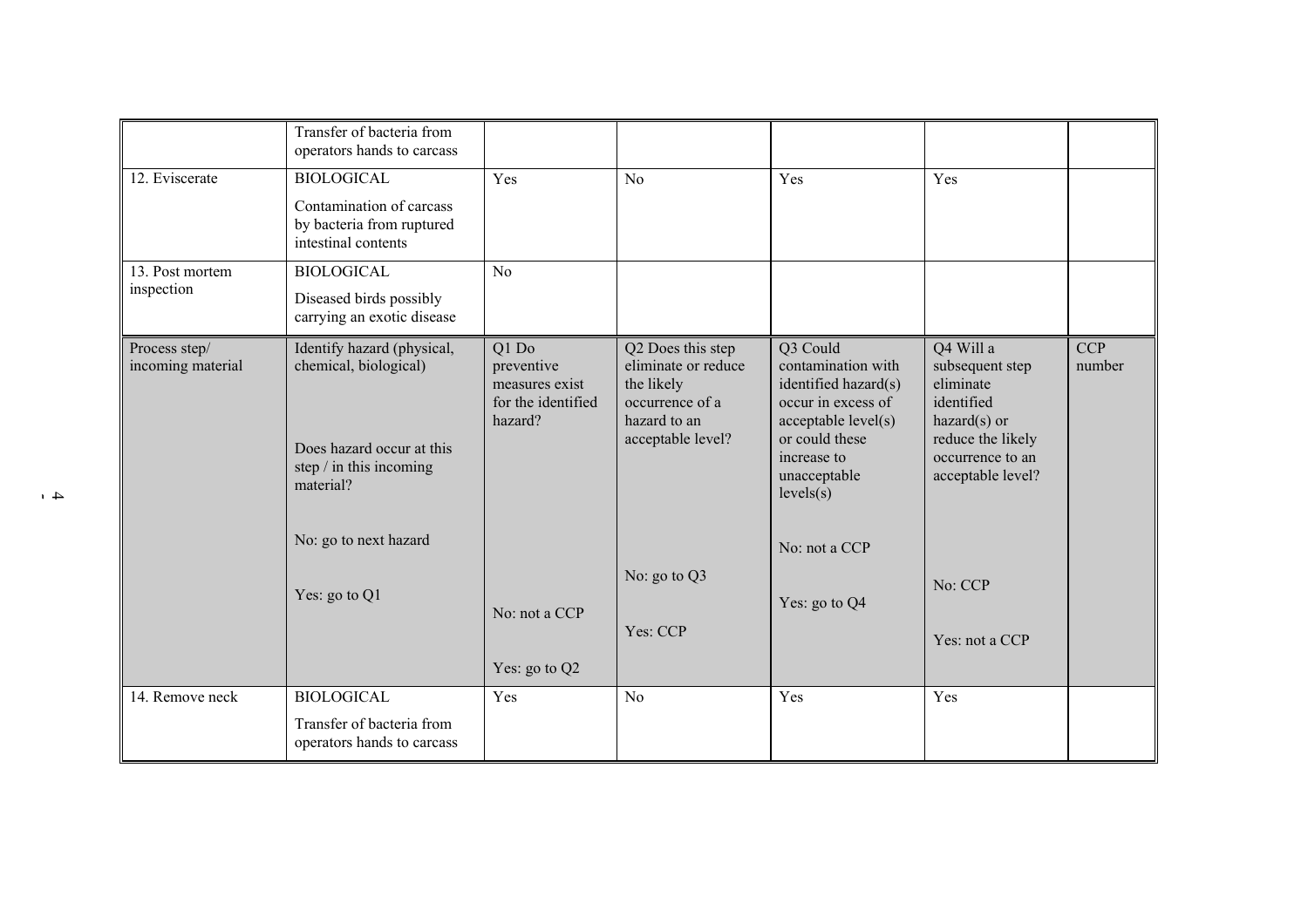| | | | | | | |
|---|---|---|---|---|---|---|
| | Transfer of bacteria from operators hands to carcass | | | | | |
| 12. Eviscerate | BIOLOGICAL<br>Contamination of carcass by bacteria from ruptured intestinal contents | Yes | No | Yes | Yes | |
| 13. Post mortem inspection | BIOLOGICAL<br>Diseased birds possibly carrying an exotic disease | No | | | | |
| Process step/ incoming material | Identify hazard (physical, chemical, biological)<br><br>Does hazard occur at this step / in this incoming material?<br><br>No: go to next hazard<br><br>Yes: go to Q1 | Q1 Do preventive measures exist for the identified hazard?<br><br>No: not a CCP<br><br>Yes: go to Q2 | Q2 Does this step eliminate or reduce the likely occurrence of a hazard to an acceptable level?<br><br>No: go to Q3<br><br>Yes: CCP | Q3 Could contamination with identified hazard(s) occur in excess of acceptable level(s) or could these increase to unacceptable levels(s)<br><br>No: not a CCP<br><br>Yes: go to Q4 | Q4 Will a subsequent step eliminate identified hazard(s) or reduce the likely occurrence to an acceptable level?<br><br>No: CCP<br><br>Yes: not a CCP | CCP number |
| 14. Remove neck | BIOLOGICAL<br>Transfer of bacteria from operators hands to carcass | Yes | No | Yes | Yes | |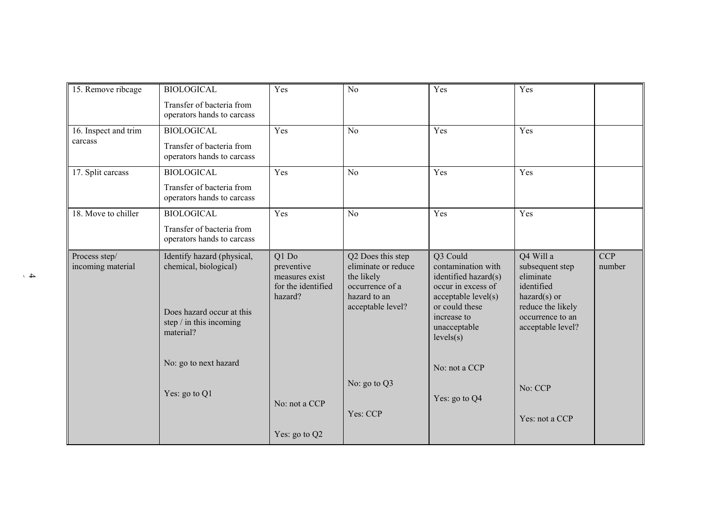| 15. Remove ribcage | BIOLOGICAL<br><br>Transfer of bacteria from operators hands to carcass | Yes | No | Yes | Yes | |
|---|---|---|---|---|---|---|
| 16. Inspect and trim carcass | BIOLOGICAL<br><br>Transfer of bacteria from operators hands to carcass | Yes | No | Yes | Yes | |
| 17. Split carcass | BIOLOGICAL<br><br>Transfer of bacteria from operators hands to carcass | Yes | No | Yes | Yes | |
| 18. Move to chiller | BIOLOGICAL<br><br>Transfer of bacteria from operators hands to carcass | Yes | No | Yes | Yes | |
| Process step/ incoming material | Identify hazard (physical, chemical, biological)<br><br>Does hazard occur at this step / in this incoming material?<br><br>No: go to next hazard<br><br>Yes: go to Q1 | Q1 Do preventive measures exist for the identified hazard?<br><br>No: not a CCP<br><br>Yes: go to Q2 | Q2 Does this step eliminate or reduce the likely occurrence of a hazard to an acceptable level?<br><br>No: go to Q3<br><br>Yes: CCP | Q3 Could contamination with identified hazard(s) occur in excess of acceptable level(s) or could these increase to unacceptable levels(s)<br><br>No: not a CCP<br><br>Yes: go to Q4 | Q4 Will a subsequent step eliminate identified hazard(s) or reduce the likely occurrence to an acceptable level?<br><br>No: CCP<br><br>Yes: not a CCP | CCP number |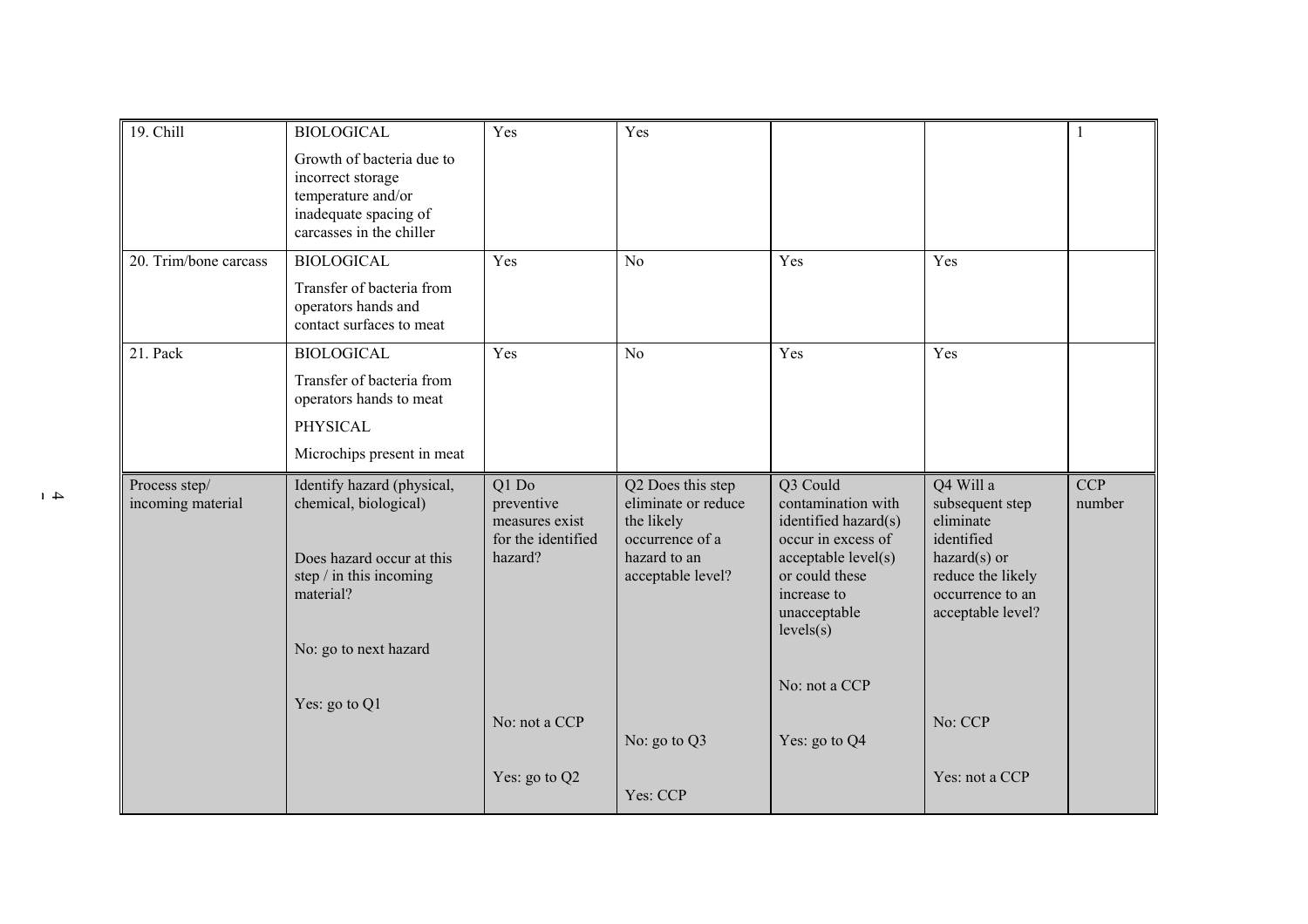| 19. Chill | BIOLOGICAL<br>Growth of bacteria due to incorrect storage temperature and/or inadequate spacing of carcasses in the chiller | Yes | Yes | | | 1 |
|---|---|---|---|---|---|---|
| 20. Trim/bone carcass | BIOLOGICAL<br>Transfer of bacteria from operators hands and contact surfaces to meat | Yes | No | Yes | Yes | |
| 21. Pack | BIOLOGICAL<br>Transfer of bacteria from operators hands to meat<br>PHYSICAL<br>Microchips present in meat | Yes | No | Yes | Yes | |
| Process step/ incoming material | Identify hazard (physical, chemical, biological)<br><br>Does hazard occur at this step / in this incoming material?<br><br>No: go to next hazard<br><br>Yes: go to Q1 | Q1 Do preventive measures exist for the identified hazard?<br><br>No: not a CCP<br><br>Yes: go to Q2 | Q2 Does this step eliminate or reduce the likely occurrence of a hazard to an acceptable level?<br><br>No: go to Q3<br><br>Yes: CCP | Q3 Could contamination with identified hazard(s) occur in excess of acceptable level(s) or could these increase to unacceptable levels(s)<br><br>No: not a CCP<br><br>Yes: go to Q4 | Q4 Will a subsequent step eliminate identified hazard(s) or reduce the likely occurrence to an acceptable level?<br><br>No: CCP<br><br>Yes: not a CCP | CCP number |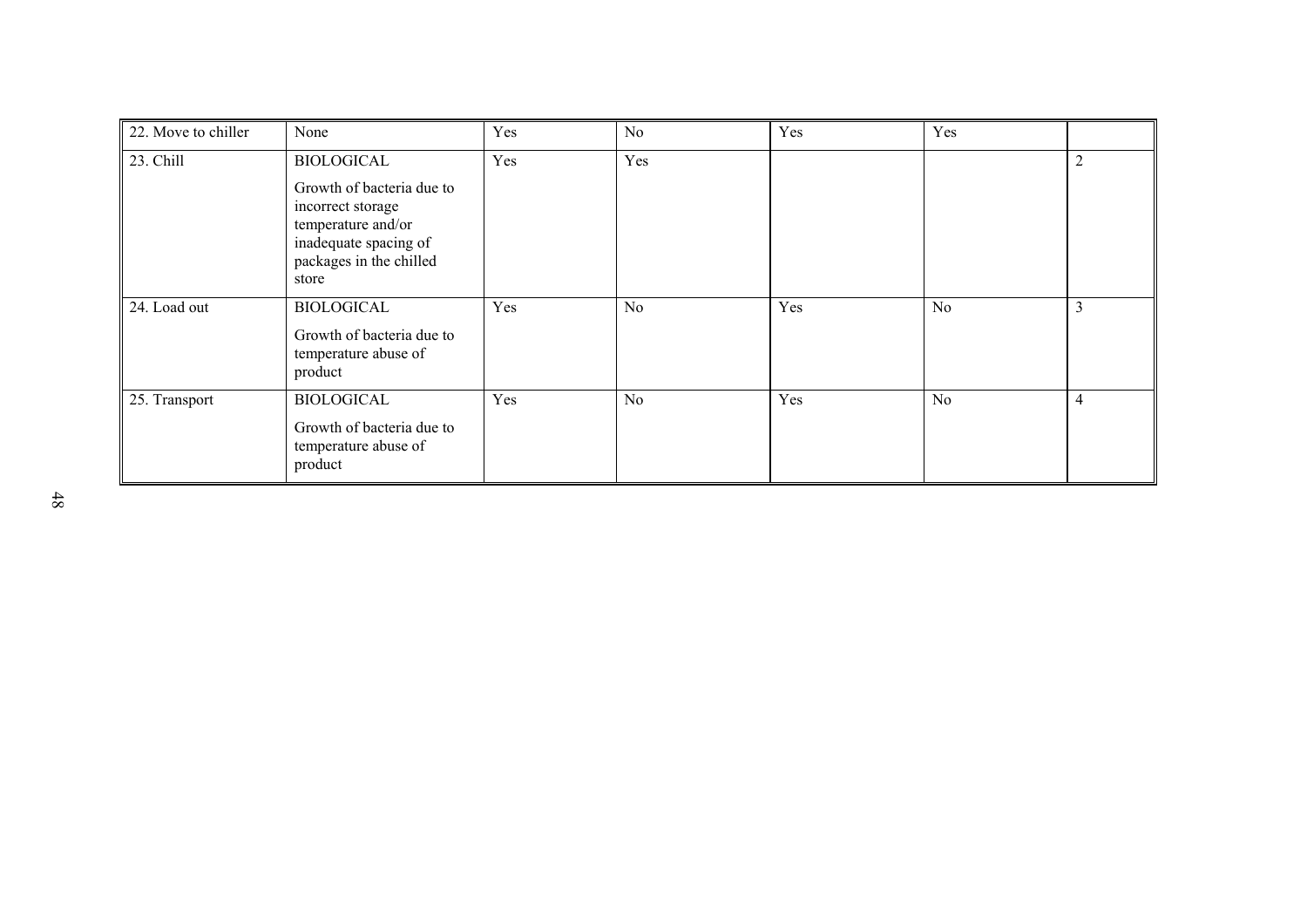| | | | | | | |
|---|---|---|---|---|---|---|
| 22. Move to chiller | None | Yes | No | Yes | Yes | |
| 23. Chill | BIOLOGICAL<br><br>Growth of bacteria due to incorrect storage temperature and/or inadequate spacing of packages in the chilled store | Yes | Yes | | | 2 |
| 24. Load out | BIOLOGICAL<br><br>Growth of bacteria due to temperature abuse of product | Yes | No | Yes | No | 3 |
| 25. Transport | BIOLOGICAL<br><br>Growth of bacteria due to temperature abuse of product | Yes | No | Yes | No | 4 |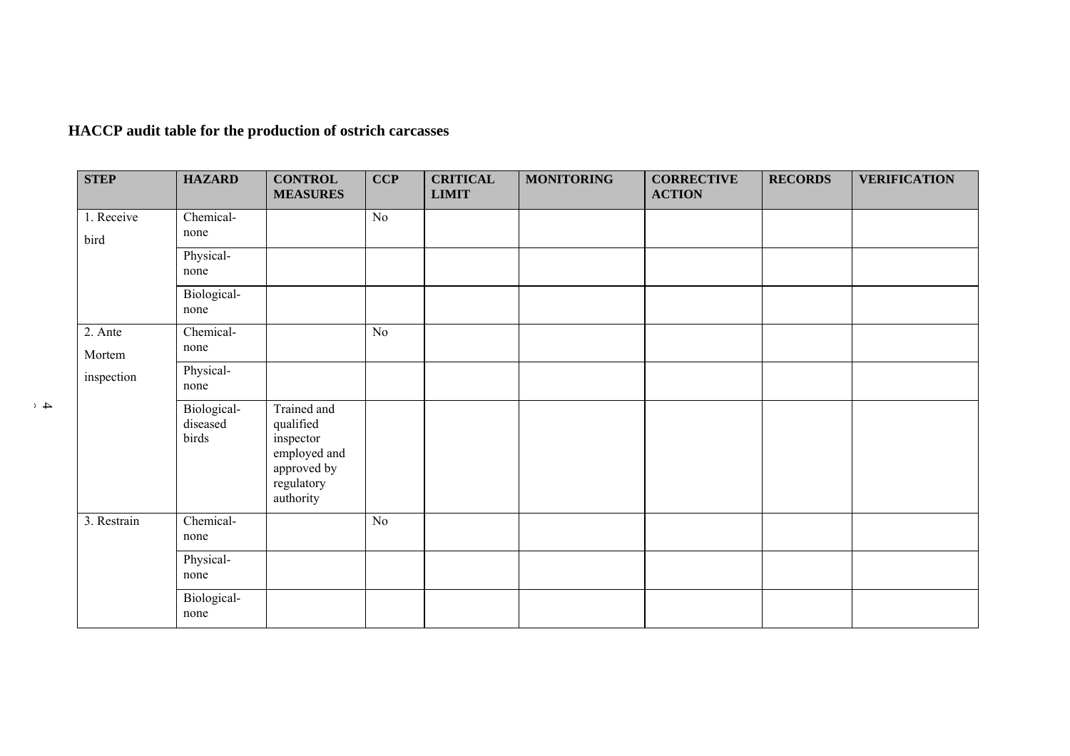**HACCP audit table for the production of ostrich carcasses**

| STEP | HAZARD | CONTROL MEASURES | CCP | CRITICAL LIMIT | MONITORING | CORRECTIVE ACTION | RECORDS | VERIFICATION |
|---|---|---|---|---|---|---|---|---|
| 1. Receive bird | Chemical- none | | No | | | | | |
| | Physical- none | | | | | | | |
| | Biological- none | | | | | | | |
| 2. Ante Mortem inspection | Chemical- none | | No | | | | | |
| | Physical- none | | | | | | | |
| | Biological- diseased birds | Trained and qualified inspector employed and approved by regulatory authority | | | | | | |
| 3. Restrain | Chemical- none | | No | | | | | |
| | Physical- none | | | | | | | |
| | Biological- none | | | | | | | |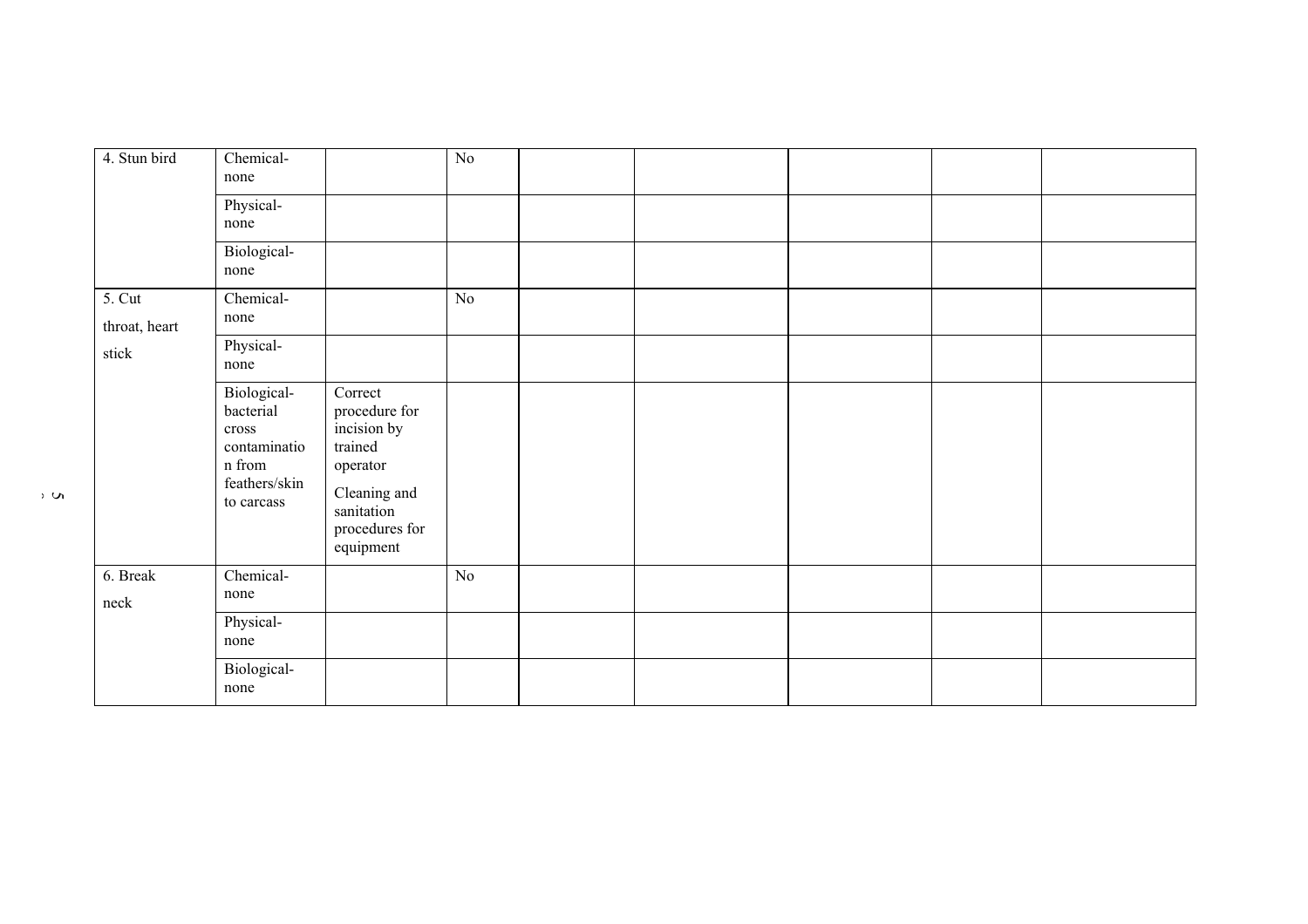| | | | | | | | | |
|---|---|---|---|---|---|---|---|---|
| 4. Stun bird | Chemical-none | | No | | | | | |
| | Physical-none | | | | | | | |
| | Biological-none | | | | | | | |
| 5. Cut throat, heart stick | Chemical-none | | No | | | | | |
| | Physical-none | | | | | | | |
| | Biological-bacterial cross contamination from feathers/skin to carcass | Correct procedure for incision by trained operator<br><br>Cleaning and sanitation procedures for equipment | | | | | | |
| 6. Break neck | Chemical-none | | No | | | | | |
| | Physical-none | | | | | | | |
| | Biological-none | | | | | | | |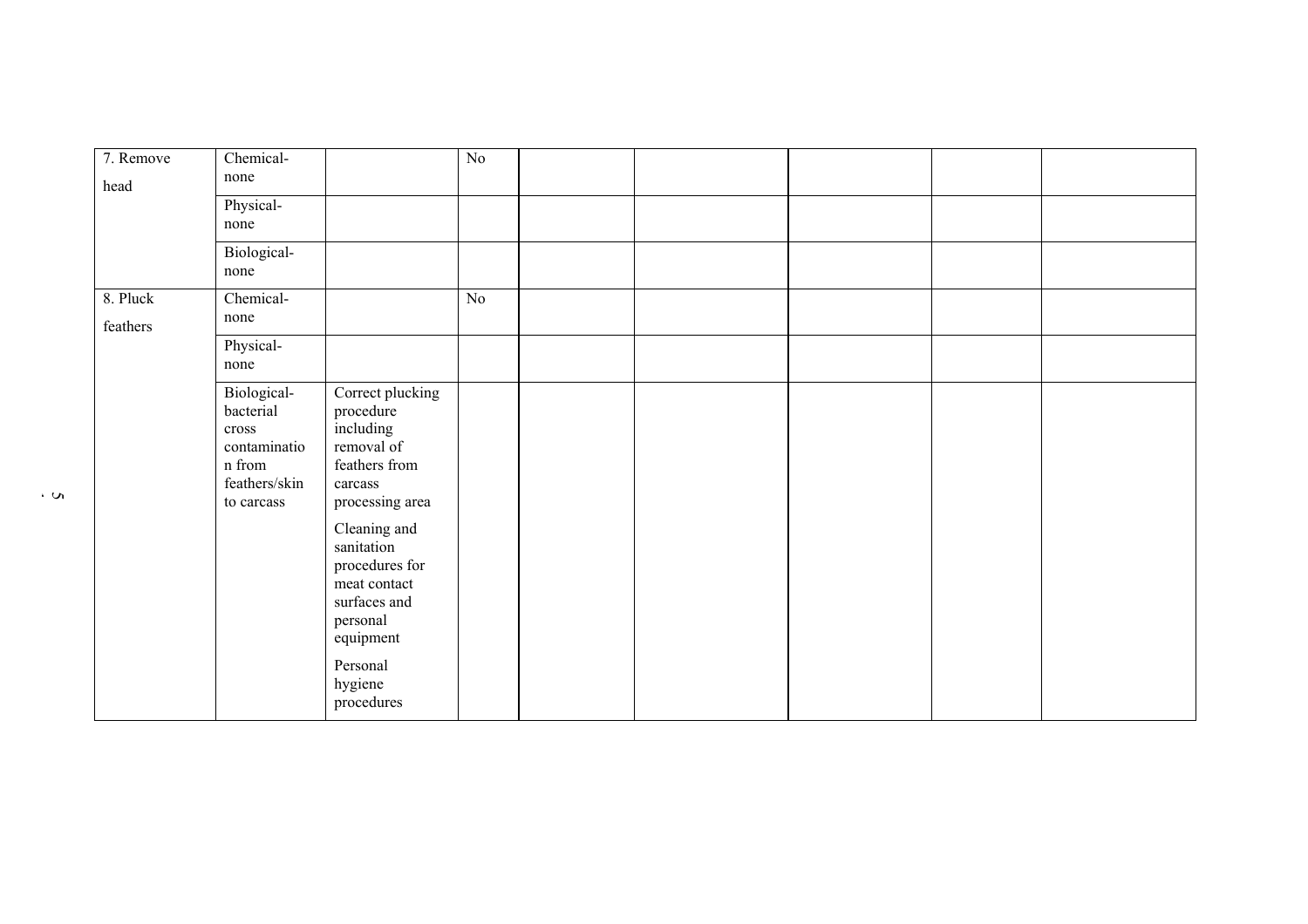| 7. Remove head | Chemical-none | | No | | | | | |
|---|---|---|---|---|---|---|---|---|
| | Physical-none | | | | | | | |
| | Biological-none | | | | | | | |
| 8. Pluck feathers | Chemical-none | | No | | | | | |
| | Physical-none | | | | | | | |
| | Biological-bacterial cross contamination from feathers/skin to carcass | Correct plucking procedure including removal of feathers from carcass processing area<br><br>Cleaning and sanitation procedures for meat contact surfaces and personal equipment<br><br>Personal hygiene procedures | | | | | | |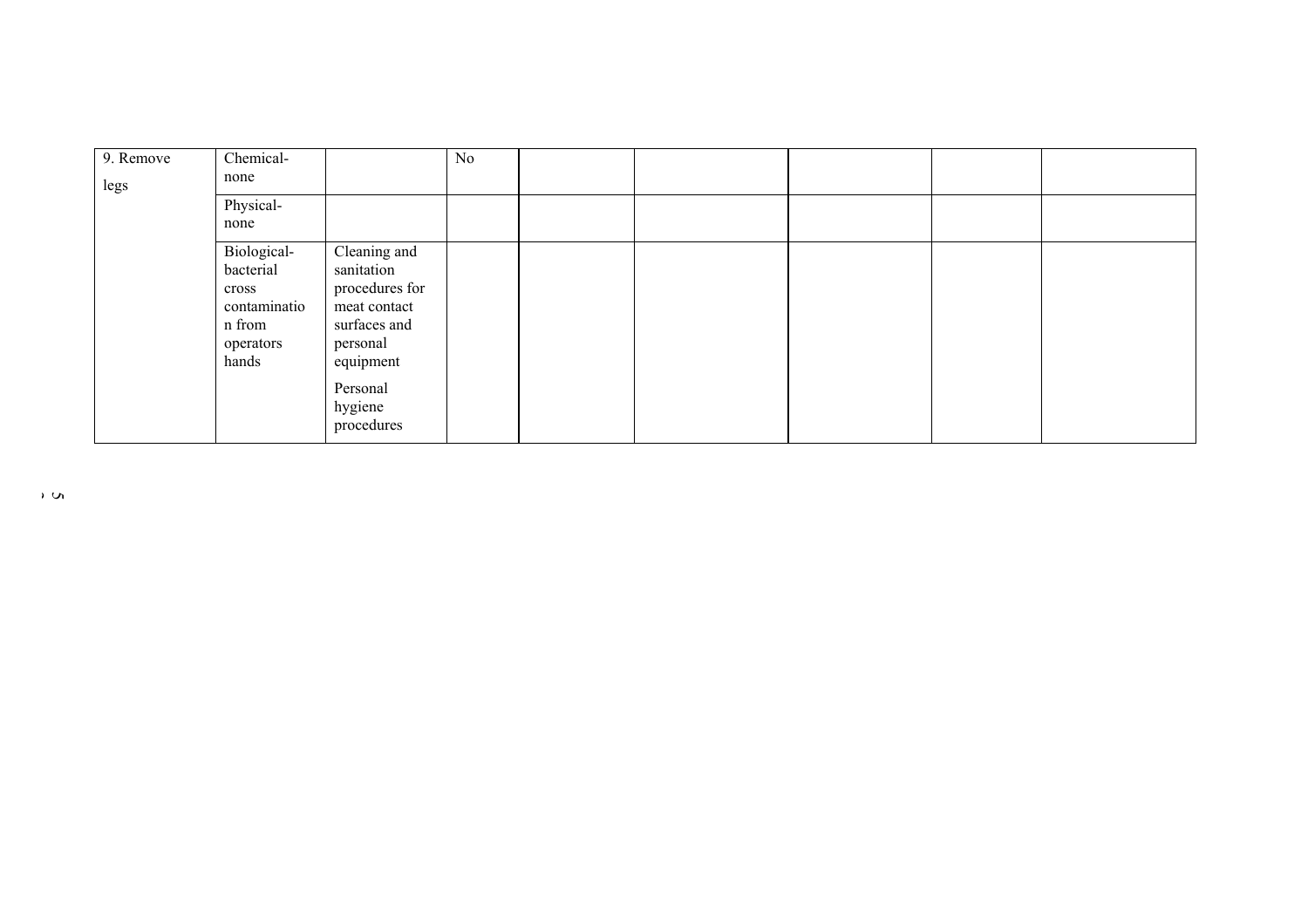| 9. Remove legs | Chemical- none | | No | | | | | |
|---|---|---|---|---|---|---|---|---|
| | Physical- none | | | | | | | |
| | Biological- bacterial cross contamination from operators hands | Cleaning and sanitation procedures for meat contact surfaces and personal equipment<br><br>Personal hygiene procedures | | | | | | |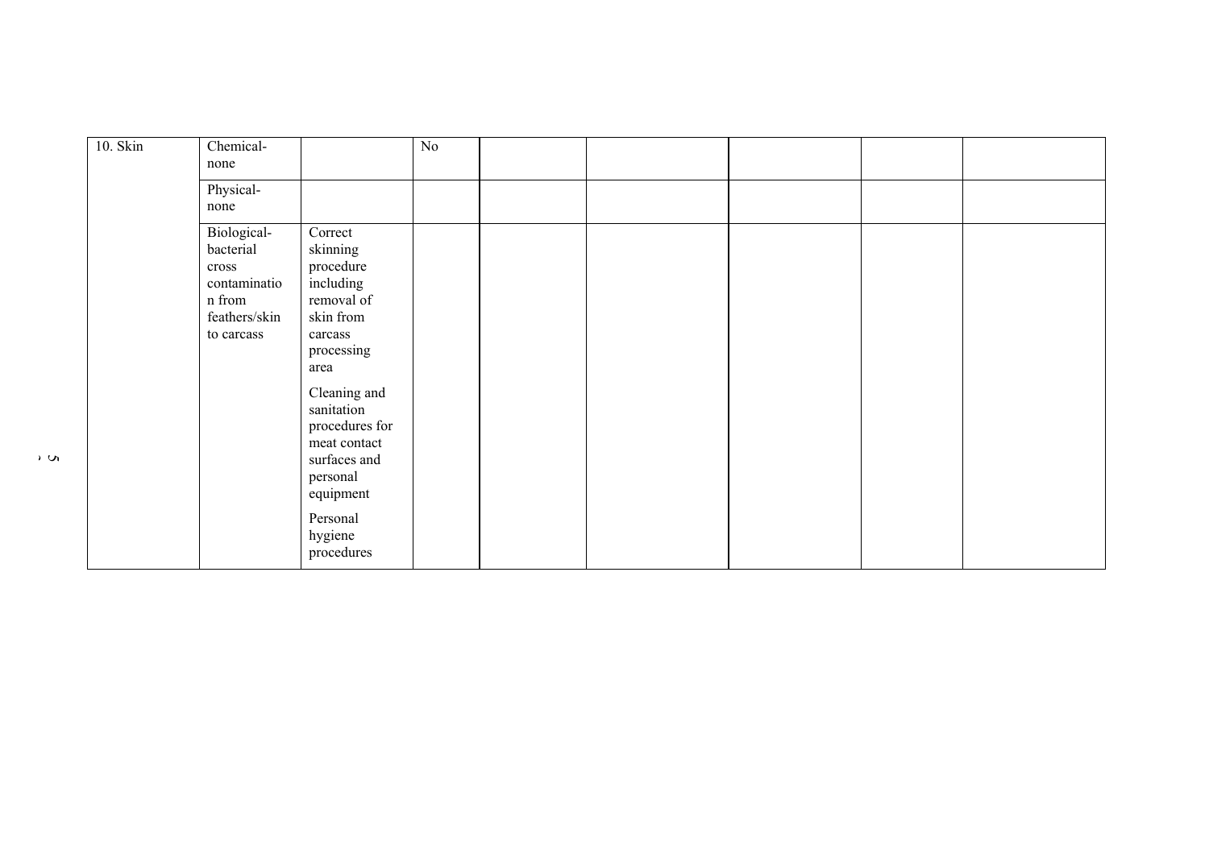| | | | | | | | | |
|---|---|---|---|---|---|---|---|---|
| 10. Skin | Chemical-none | | No | | | | | |
| | Physical-none | | | | | | | |
| | Biological-bacterial cross contamination from feathers/skin to carcass | Correct skinning procedure including removal of skin from carcass processing area<br><br>Cleaning and sanitation procedures for meat contact surfaces and personal equipment<br><br>Personal hygiene procedures | | | | | | |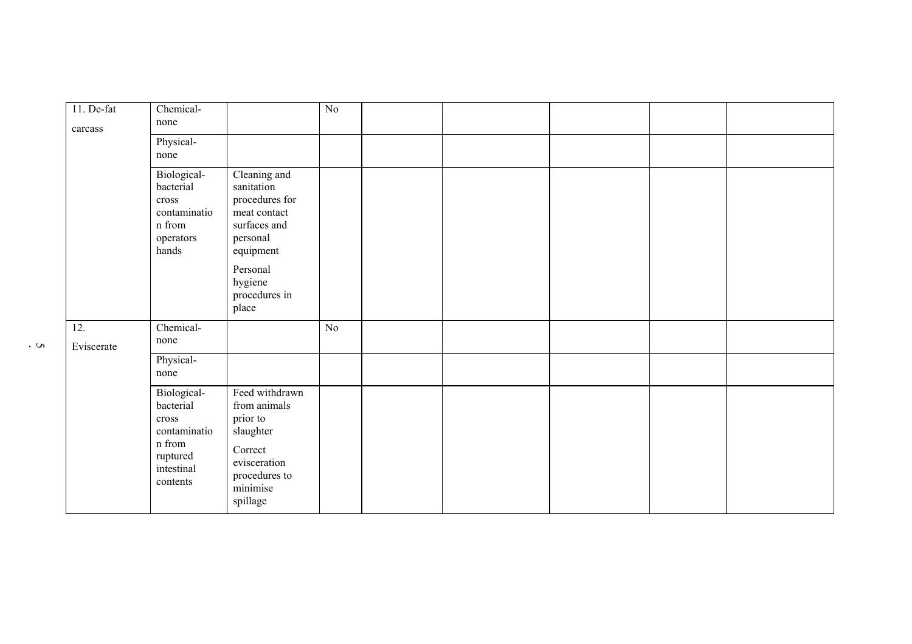| | | | | | | | | |
|---|---|---|---|---|---|---|---|---|
| 11. De-fat carcass | Chemical- none | | No | | | | | |
| | Physical- none | | | | | | | |
| | Biological- bacterial cross contamination from operators hands | Cleaning and sanitation procedures for meat contact surfaces and personal equipment<br><br>Personal hygiene procedures in place | | | | | | |
| 12. Eviscerate | Chemical- none | | No | | | | | |
| | Physical- none | | | | | | | |
| | Biological- bacterial cross contamination from ruptured intestinal contents | Feed withdrawn from animals prior to slaughter<br><br>Correct evisceration procedures to minimise spillage | | | | | | |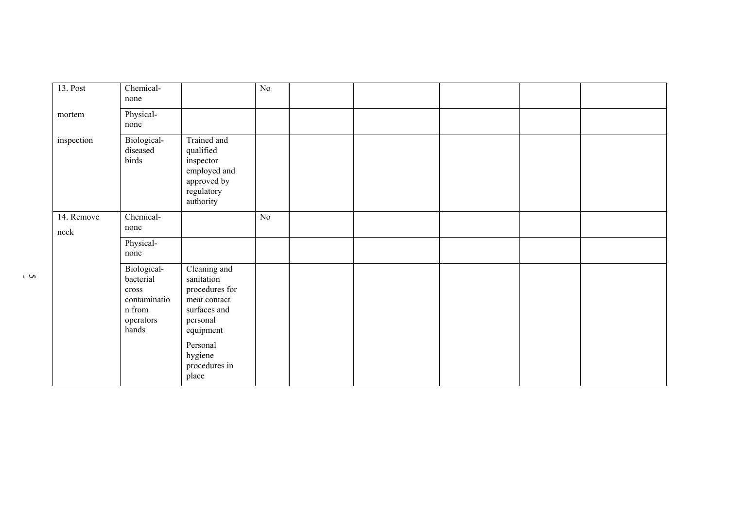| | | | | | | | | |
|---|---|---|---|---|---|---|---|---|
| 13. Post mortem inspection | Chemical- none | | No | | | | | |
| | Physical- none | | | | | | | |
| | Biological- diseased birds | Trained and qualified inspector employed and approved by regulatory authority | | | | | | |
| 14. Remove neck | Chemical- none | | No | | | | | |
| | Physical- none | | | | | | | |
| | Biological- bacterial cross contamination from operators hands | Cleaning and sanitation procedures for meat contact surfaces and personal equipment<br><br>Personal hygiene procedures in place | | | | | | |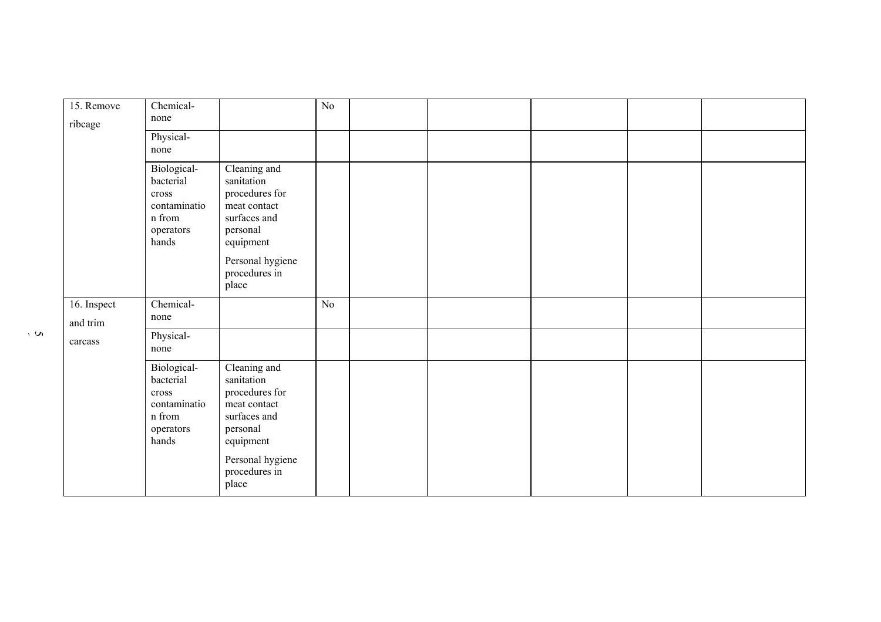| 15. Remove ribcage | Chemical- none | | No | | | | | |
|---|---|---|---|---|---|---|---|---|
| | Physical- none | | | | | | | |
| | Biological- bacterial cross contamination from operators hands | Cleaning and sanitation procedures for meat contact surfaces and personal equipment<br><br>Personal hygiene procedures in place | | | | | | |
| 16. Inspect and trim carcass | Chemical- none | | No | | | | | |
| | Physical- none | | | | | | | |
| | Biological- bacterial cross contamination from operators hands | Cleaning and sanitation procedures for meat contact surfaces and personal equipment<br><br>Personal hygiene procedures in place | | | | | | |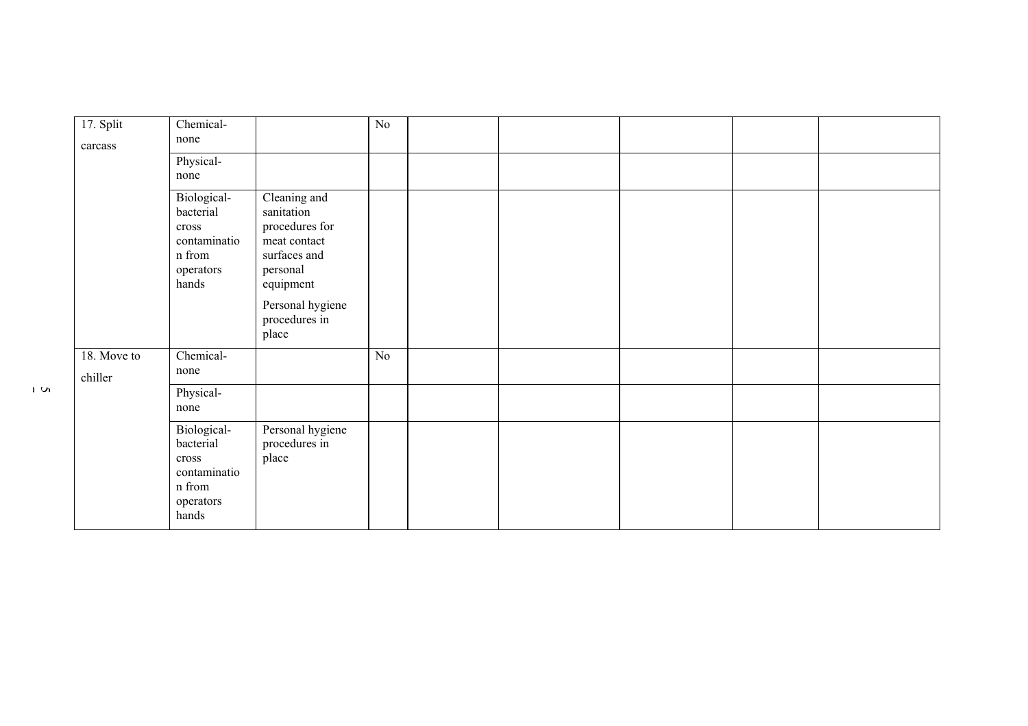| 17. Split carcass | Chemical- none | | No | | | | | |
|---|---|---|---|---|---|---|---|---|
| | Physical- none | | | | | | | |
| | Biological- bacterial cross contamination from operators hands | Cleaning and sanitation procedures for meat contact surfaces and personal equipment<br><br>Personal hygiene procedures in place | | | | | | |
| 18. Move to chiller | Chemical- none | | No | | | | | |
| | Physical- none | | | | | | | |
| | Biological- bacterial cross contamination from operators hands | Personal hygiene procedures in place | | | | | | |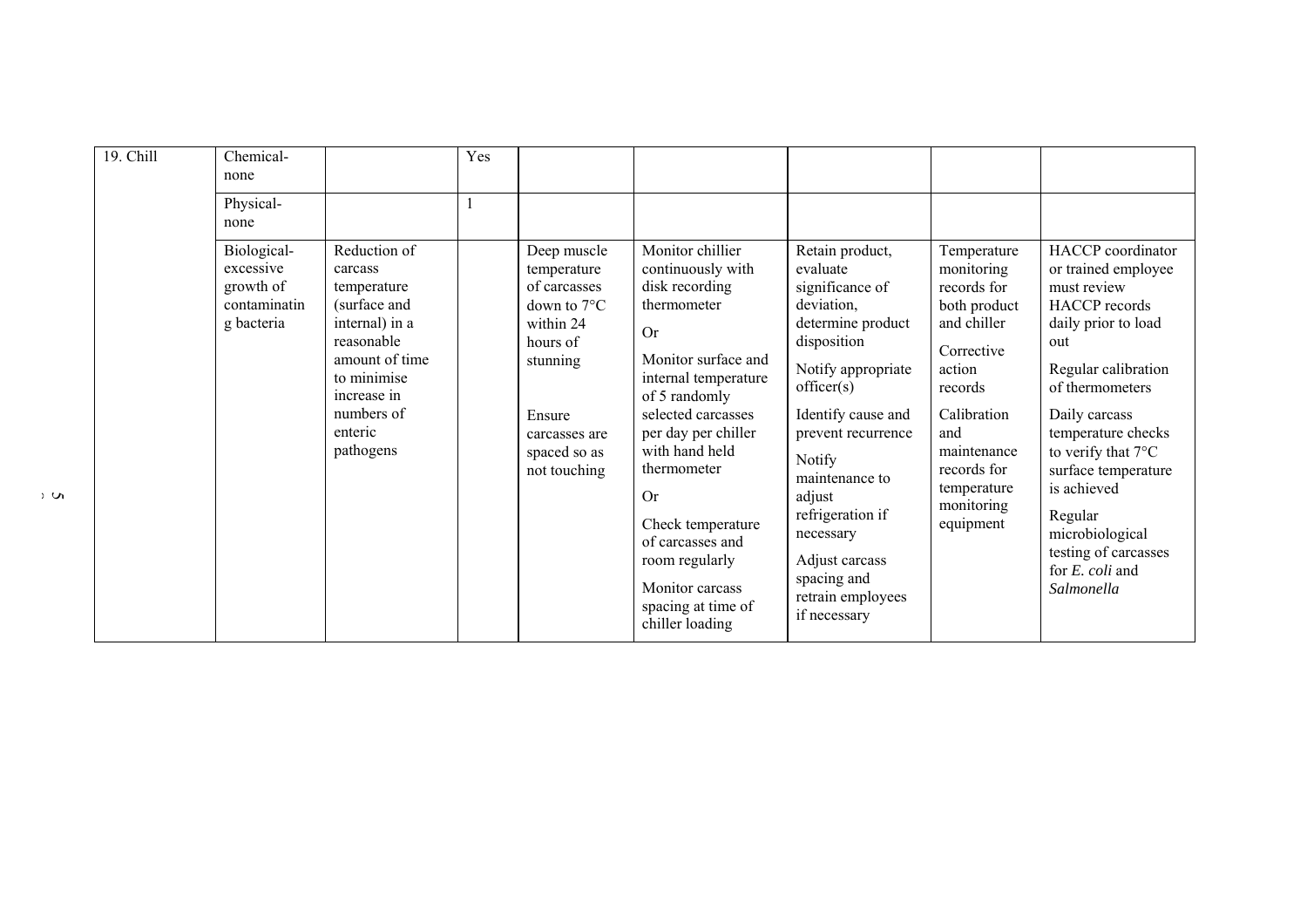| 19. Chill | Chemical-none | | Yes | | | | | |
|---|---|---|---|---|---|---|---|---|
| | Physical-none | | 1 | | | | | |
| | Biological-excessive growth of contaminating bacteria | Reduction of carcass temperature (surface and internal) in a reasonable amount of time to minimise increase in numbers of enteric pathogens | | Deep muscle temperature of carcasses down to 7°C within 24 hours of stunning<br><br>Ensure carcasses are spaced so as not touching | Monitor chillier continuously with disk recording thermometer<br><br>Or<br><br>Monitor surface and internal temperature of 5 randomly selected carcasses per day per chiller with hand held thermometer<br><br>Or<br><br>Check temperature of carcasses and room regularly<br><br>Monitor carcass spacing at time of chiller loading | Retain product, evaluate significance of deviation, determine product disposition<br><br>Notify appropriate officer(s)<br><br>Identify cause and prevent recurrence<br><br>Notify maintenance to adjust refrigeration if necessary<br><br>Adjust carcass spacing and retrain employees if necessary | Temperature monitoring records for both product and chiller<br><br>Corrective action records<br><br>Calibration and maintenance records for temperature monitoring equipment | HACCP coordinator or trained employee must review HACCP records daily prior to load out<br><br>Regular calibration of thermometers<br><br>Daily carcass temperature checks to verify that 7°C surface temperature is achieved<br><br>Regular microbiological testing of carcasses for *E. coli* and *Salmonella* |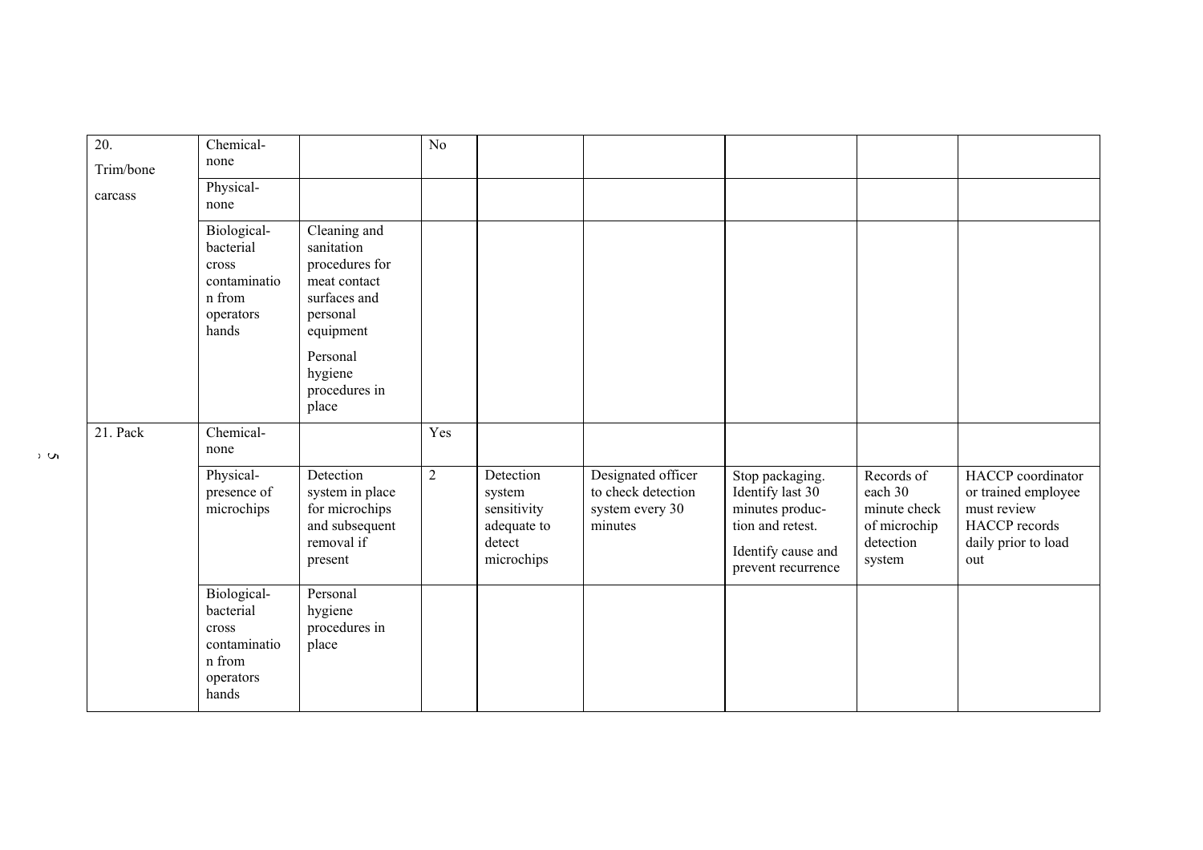| | | | | | | | | |
|---|---|---|---|---|---|---|---|---|
| 20. Trim/bone carcass | Chemical-none | | No | | | | | |
| | Physical-none | | | | | | | |
| | Biological-bacterial cross contamination from operators hands | Cleaning and sanitation procedures for meat contact surfaces and personal equipment<br><br>Personal hygiene procedures in place | | | | | | |
| 21. Pack | Chemical-none | | Yes | | | | | |
| | Physical-presence of microchips | Detection system in place for microchips and subsequent removal if present | 2 | Detection system sensitivity adequate to detect microchips | Designated officer to check detection system every 30 minutes | Stop packaging. Identify last 30 minutes produc-tion and retest.<br><br>Identify cause and prevent recurrence | Records of each 30 minute check of microchip detection system | HACCP coordinator or trained employee must review HACCP records daily prior to load out |
| | Biological-bacterial cross contamination from operators hands | Personal hygiene procedures in place | | | | | | |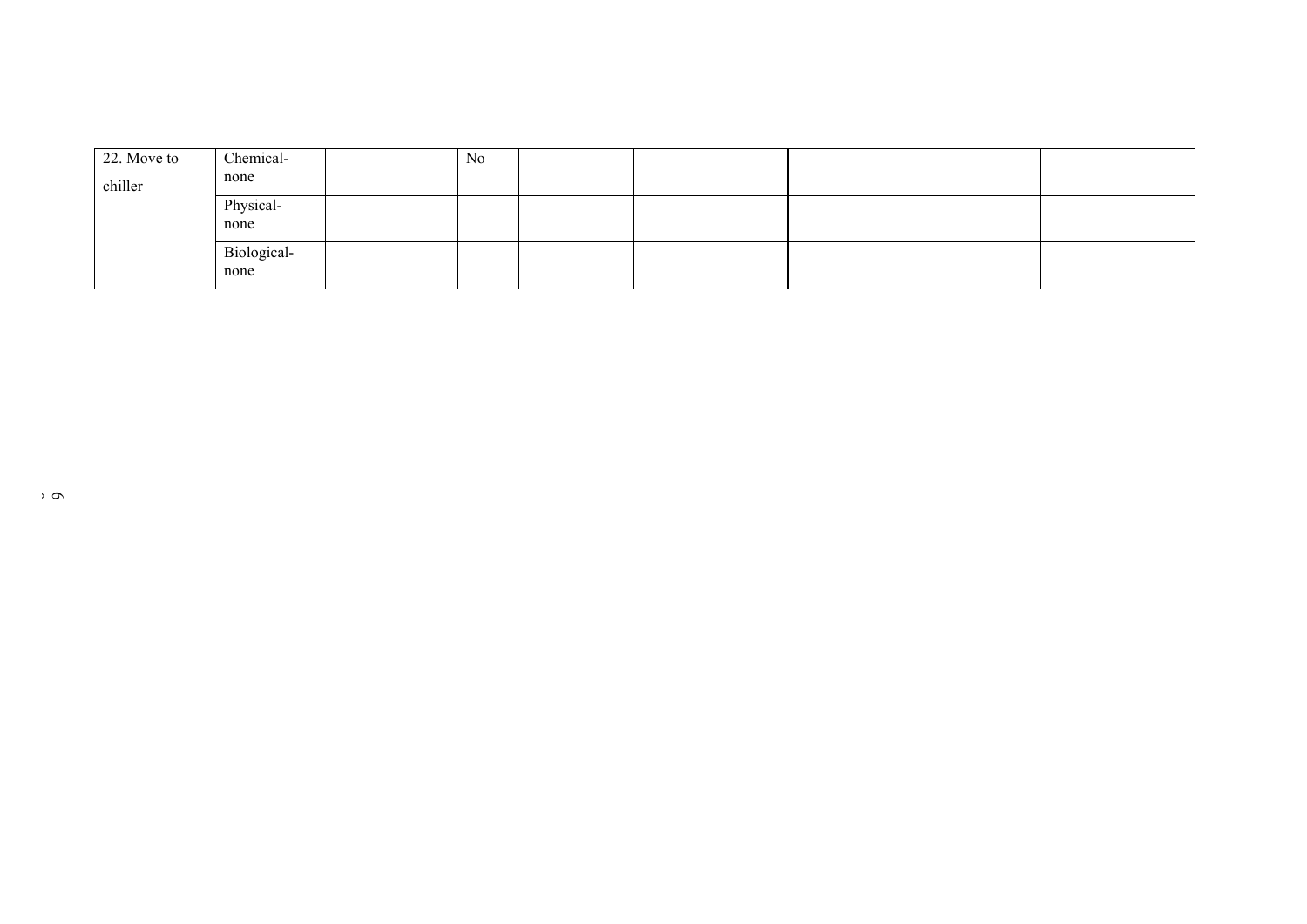|  |  |  |  |  |  |  |  |  |
|---|---|---|---|---|---|---|---|---|
| 22. Move to chiller | Chemical- none |  | No |  |  |  |  |  |
|  | Physical- none |  |  |  |  |  |  |  |
|  | Biological- none |  |  |  |  |  |  |  |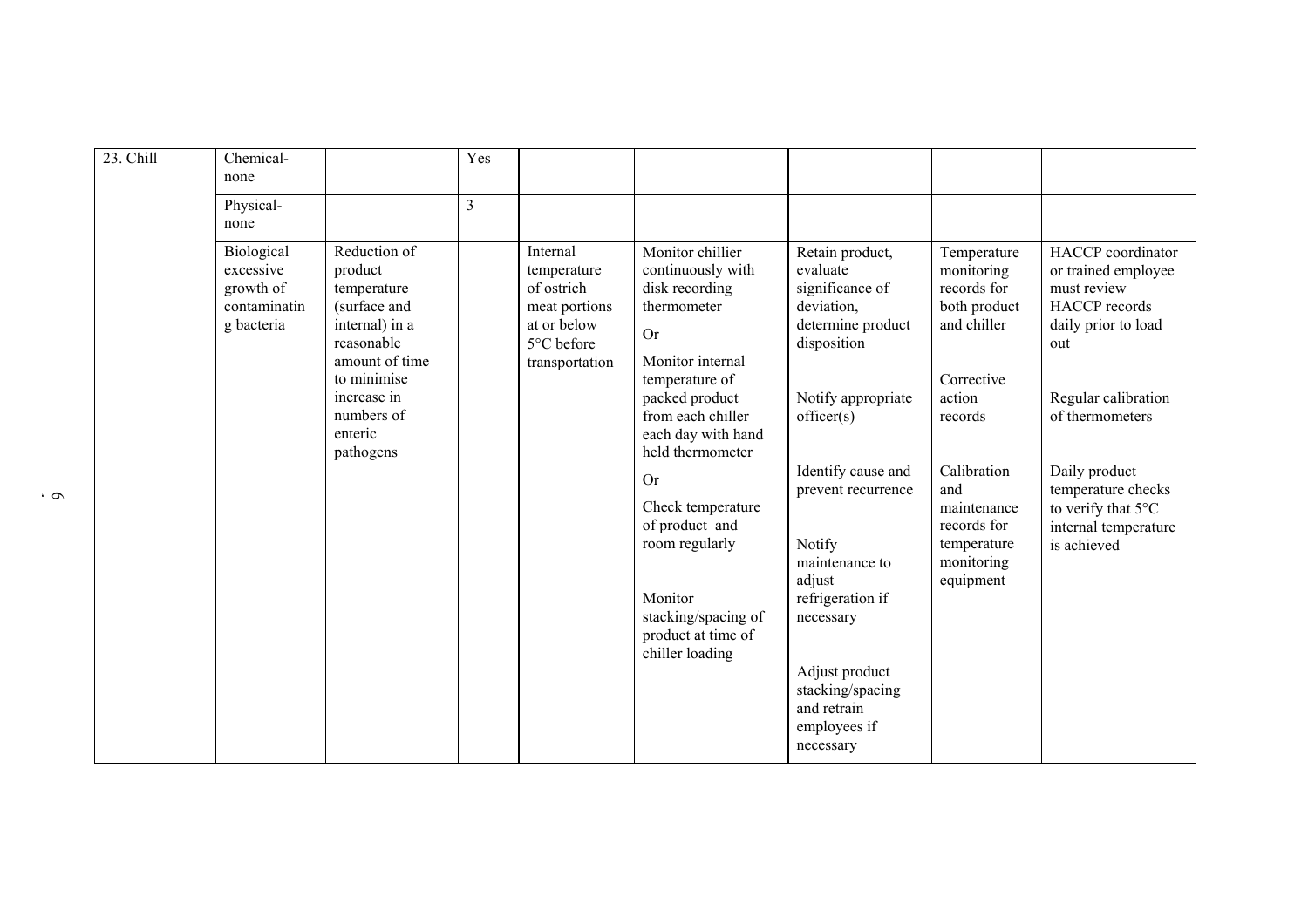| 23. Chill | Chemical- none | | Yes | | | | | |
|---|---|---|---|---|---|---|---|---|
| | Physical- none | | 3 | | | | | |
| | Biological excessive growth of contaminating bacteria | Reduction of product temperature (surface and internal) in a reasonable amount of time to minimise increase in numbers of enteric pathogens | | Internal temperature of ostrich meat portions at or below 5°C before transportation | Monitor chillier continuously with disk recording thermometer<br><br>Or<br><br>Monitor internal temperature of packed product from each chiller each day with hand held thermometer<br><br>Or<br><br>Check temperature of product and room regularly<br><br>Monitor stacking/spacing of product at time of chiller loading | Retain product, evaluate significance of deviation, determine product disposition<br><br>Notify appropriate officer(s)<br><br>Identify cause and prevent recurrence<br><br>Notify maintenance to adjust refrigeration if necessary<br><br>Adjust product stacking/spacing and retain employees if necessary | Temperature monitoring records for both product and chiller<br><br>Corrective action records<br><br>Calibration and maintenance records for temperature monitoring equipment | HACCP coordinator or trained employee must review HACCP records daily prior to load out<br><br>Regular calibration of thermometers<br><br>Daily product temperature checks to verify that 5°C internal temperature is achieved |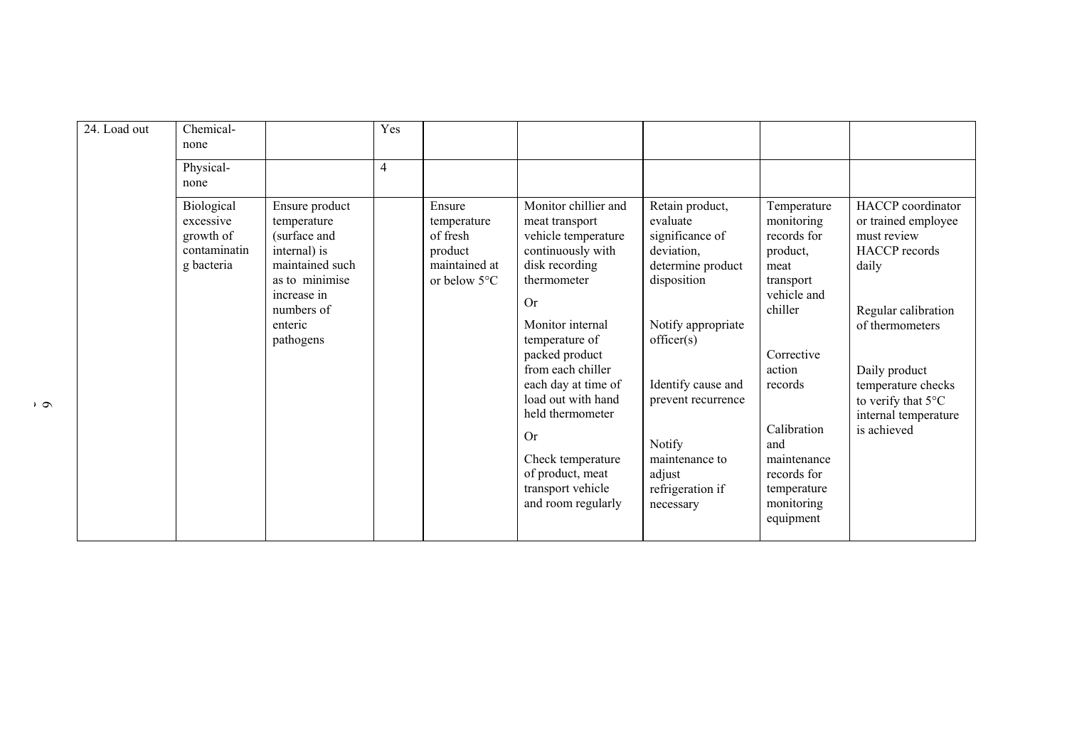| 24. Load out | Chemical- none | | Yes | | | | | |
|---|---|---|---|---|---|---|---|---|
| | Physical- none | | 4 | | | | | |
| | Biological excessive growth of contaminating bacteria | Ensure product temperature (surface and internal) is maintained such as to minimise increase in numbers of enteric pathogens | | Ensure temperature of fresh product maintained at or below 5°C | Monitor chillier and meat transport vehicle temperature continuously with disk recording thermometer<br><br>Or<br><br>Monitor internal temperature of packed product from each chiller each day at time of load out with hand held thermometer<br><br>Or<br><br>Check temperature of product, meat transport vehicle and room regularly | Retain product, evaluate significance of deviation, determine product disposition<br><br>Notify appropriate officer(s)<br><br>Identify cause and prevent recurrence<br><br>Notify maintenance to adjust refrigeration if necessary | Temperature monitoring records for product, meat transport vehicle and chiller<br><br>Corrective action records<br><br>Calibration and maintenance records for temperature monitoring equipment | HACCP coordinator or trained employee must review HACCP records daily<br><br>Regular calibration of thermometers<br><br>Daily product temperature checks to verify that 5°C internal temperature is achieved |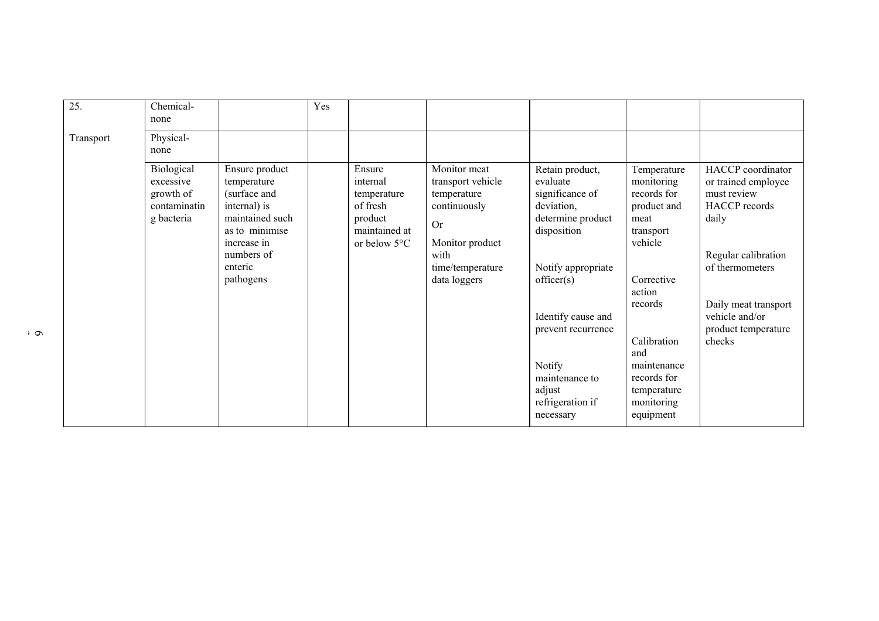| 25. Transport | Chemical-none | | Yes | | | | | |
|---|---|---|---|---|---|---|---|---|
| | Physical-none | | | | | | | |
| | Biological excessive growth of contaminating bacteria | Ensure product temperature (surface and internal) is maintained such as to minimise increase in numbers of enteric pathogens | | Ensure internal temperature of fresh product maintained at or below 5°C | Monitor meat transport vehicle temperature continuously<br><br>Or<br><br>Monitor product with time/temperature data loggers | Retain product, evaluate significance of deviation, determine product disposition<br><br>Notify appropriate officer(s)<br><br>Identify cause and prevent recurrence<br><br>Notify maintenance to adjust refrigeration if necessary | Temperature monitoring records for product and meat transport vehicle<br><br>Corrective action records<br><br>Calibration and maintenance records for temperature monitoring equipment | HACCP coordinator or trained employee must review HACCP records daily<br><br>Regular calibration of thermometers<br><br>Daily meat transport vehicle and/or product temperature checks |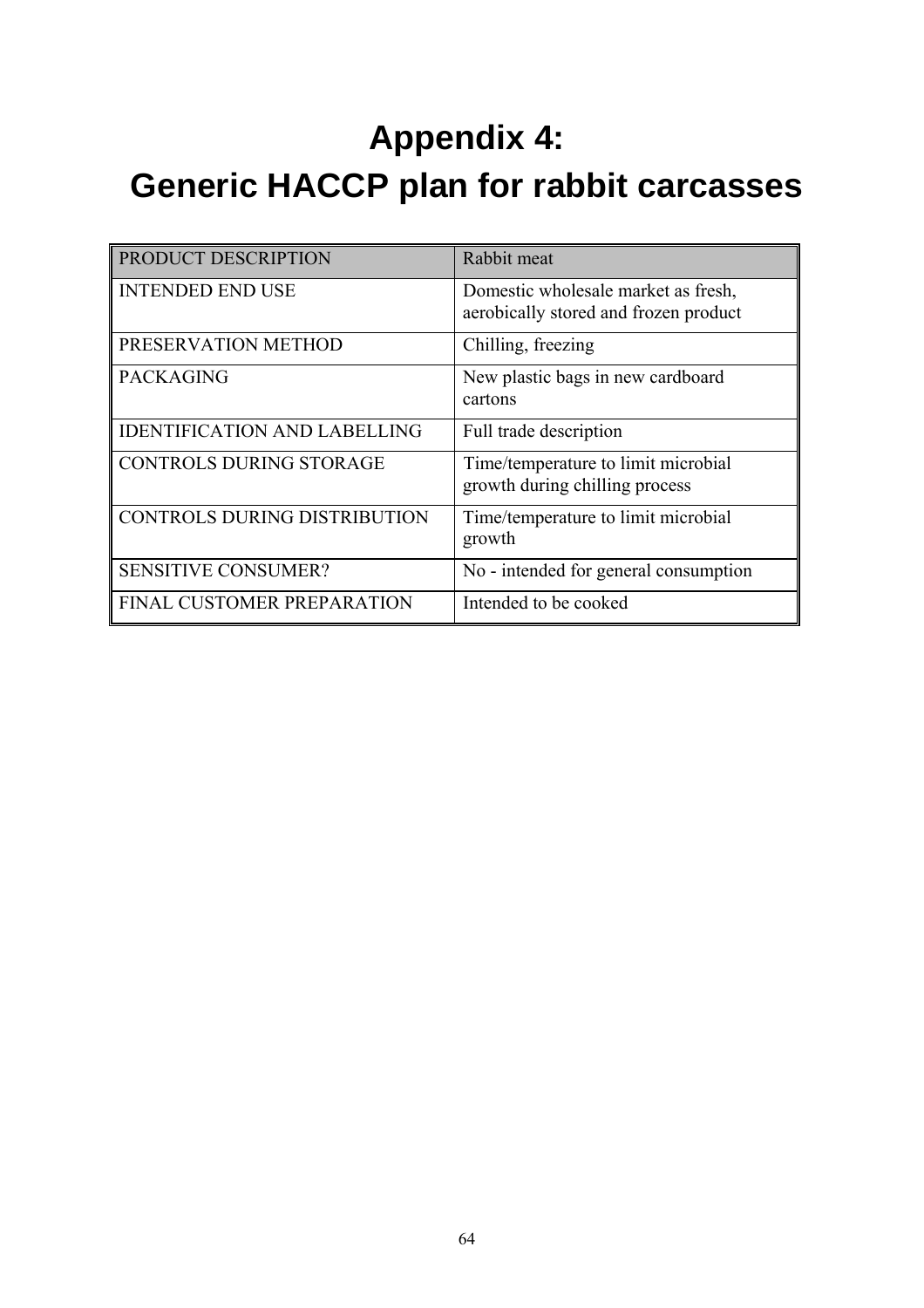# Appendix 4:
# Generic HACCP plan for rabbit carcasses

| PRODUCT DESCRIPTION | Rabbit meat |
|---|---|
| INTENDED END USE | Domestic wholesale market as fresh, aerobically stored and frozen product |
| PRESERVATION METHOD | Chilling, freezing |
| PACKAGING | New plastic bags in new cardboard cartons |
| IDENTIFICATION AND LABELLING | Full trade description |
| CONTROLS DURING STORAGE | Time/temperature to limit microbial growth during chilling process |
| CONTROLS DURING DISTRIBUTION | Time/temperature to limit microbial growth |
| SENSITIVE CONSUMER? | No - intended for general consumption |
| FINAL CUSTOMER PREPARATION | Intended to be cooked |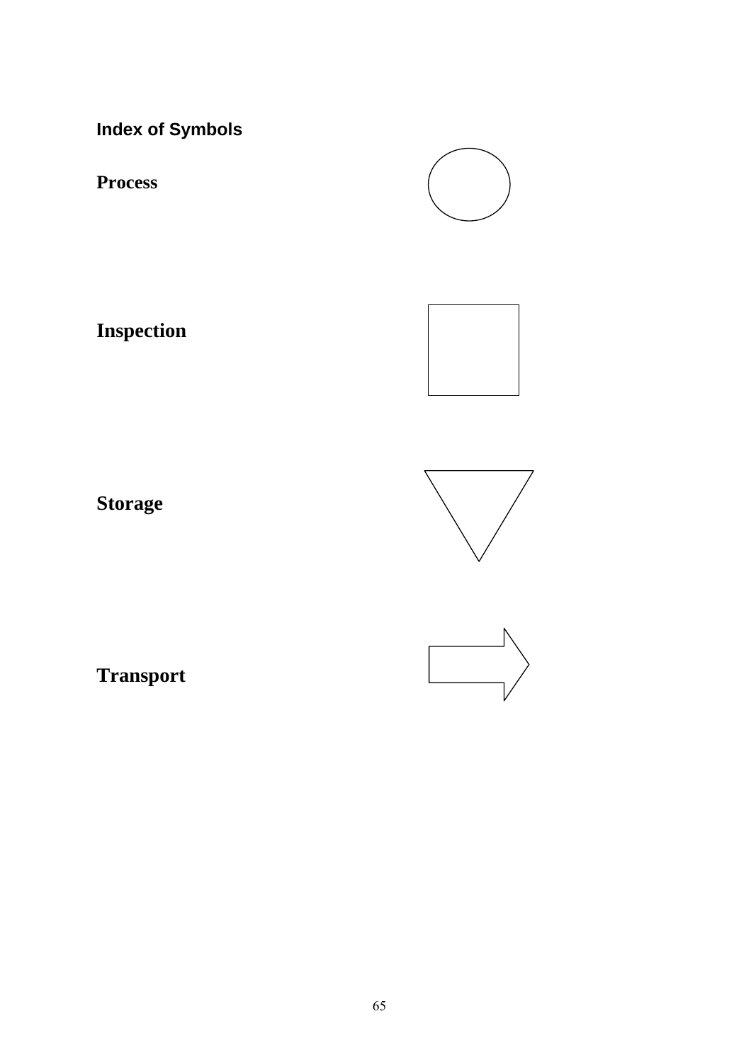## Index of Symbols

**Process**

**Inspection**

**Storage**

**Transport**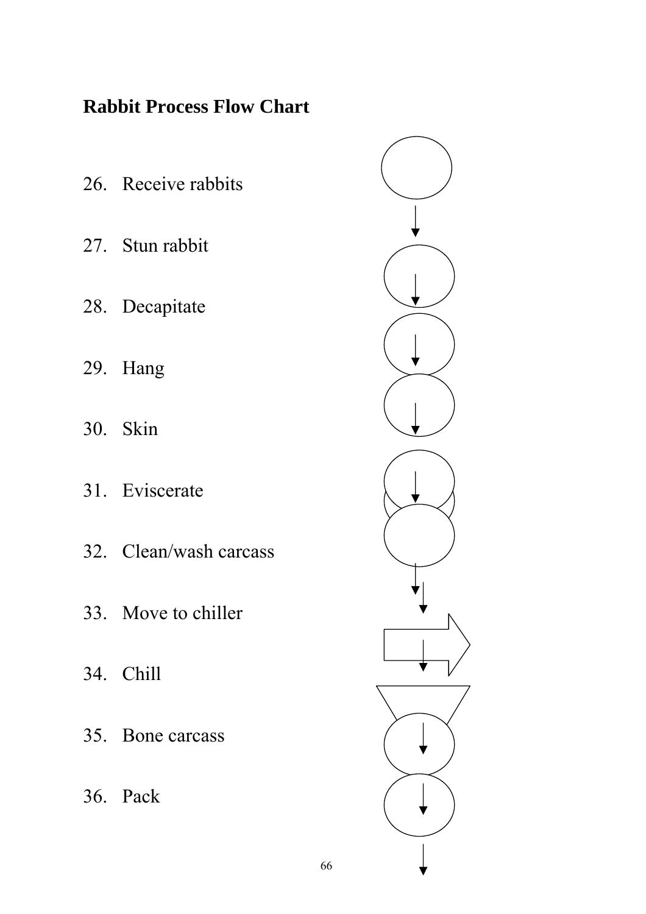**Rabbit Process Flow Chart**

26. Receive rabbits
27. Stun rabbit
28. Decapitate
29. Hang
30. Skin
31. Eviscerate
32. Clean/wash carcass
33. Move to chiller
34. Chill
35. Bone carcass
36. Pack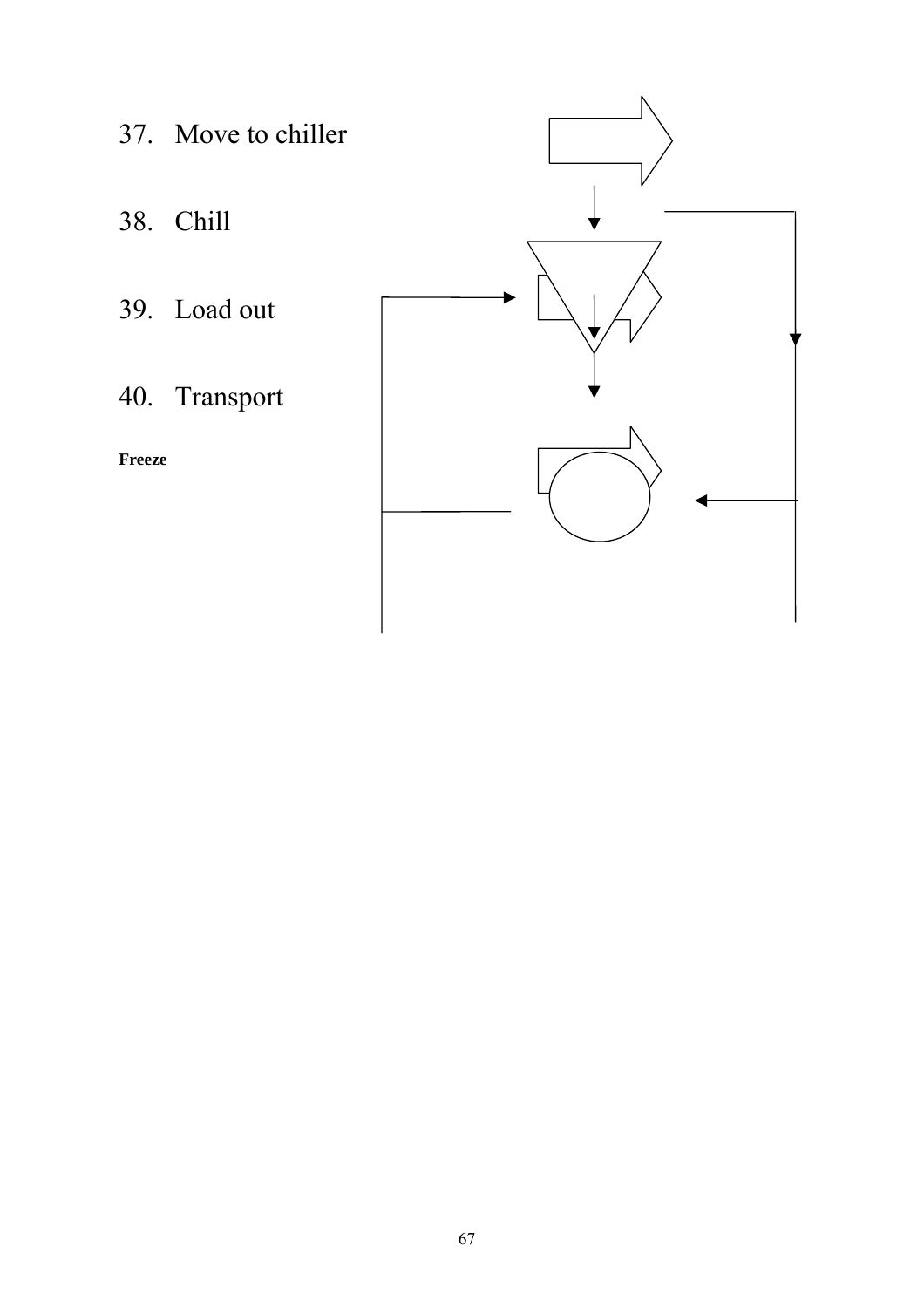37. Move to chiller

38. Chill

39. Load out

40. Transport

**Freeze**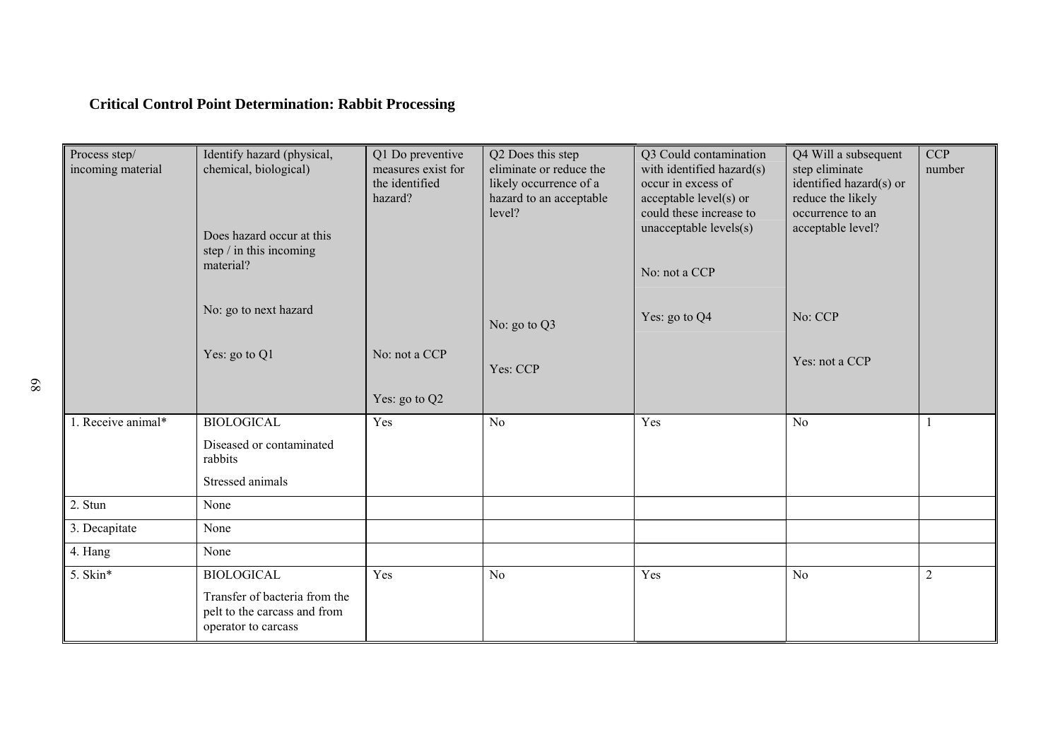## Critical Control Point Determination: Rabbit Processing

| Process step/ incoming material | Identify hazard (physical, chemical, biological)<br><br>Does hazard occur at this step / in this incoming material?<br><br>No: go to next hazard<br><br>Yes: go to Q1 | Q1 Do preventive measures exist for the identified hazard?<br><br>No: not a CCP<br><br>Yes: go to Q2 | Q2 Does this step eliminate or reduce the likely occurrence of a hazard to an acceptable level?<br><br>No: go to Q3<br><br>Yes: CCP | Q3 Could contamination with identified hazard(s) occur in excess of acceptable level(s) or could these increase to unacceptable levels(s)<br><br>No: not a CCP<br><br>Yes: go to Q4 | Q4 Will a subsequent step eliminate identified hazard(s) or reduce the likely occurrence to an acceptable level?<br><br>No: CCP<br><br>Yes: not a CCP | CCP number |
|---|---|---|---|---|---|---|
| 1. Receive animal* | BIOLOGICAL<br>Diseased or contaminated rabbits<br>Stressed animals | Yes | No | Yes | No | 1 |
| 2. Stun | None | | | | | |
| 3. Decapitate | None | | | | | |
| 4. Hang | None | | | | | |
| 5. Skin* | BIOLOGICAL<br>Transfer of bacteria from the pelt to the carcass and from operator to carcass | Yes | No | Yes | No | 2 |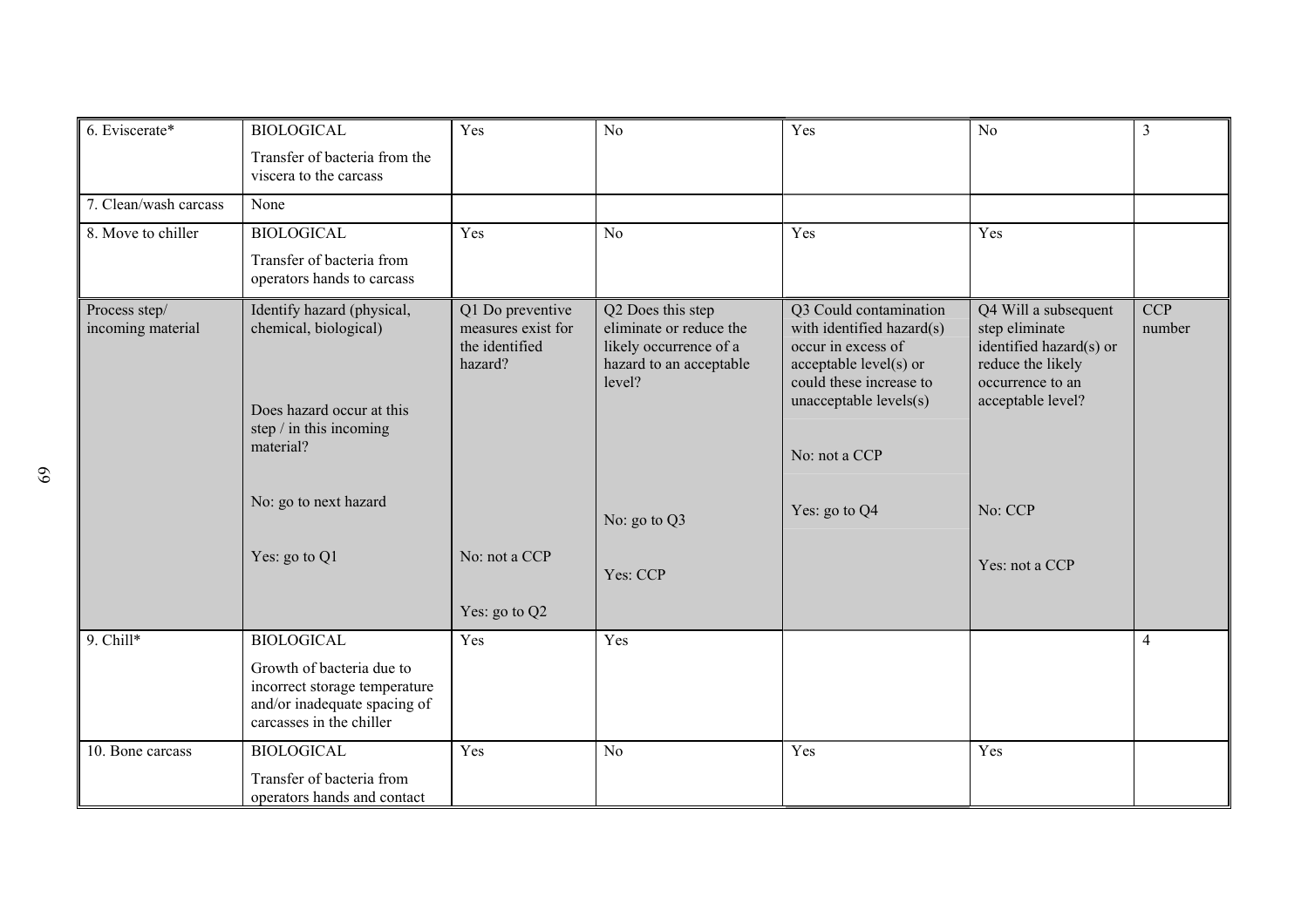| 6. Eviscerate* | BIOLOGICAL<br>Transfer of bacteria from the viscera to the carcass | Yes | No | Yes | No | 3 |
|---|---|---|---|---|---|---|
| 7. Clean/wash carcass | None | | | | | |
| 8. Move to chiller | BIOLOGICAL<br>Transfer of bacteria from operators hands to carcass | Yes | No | Yes | Yes | |
| Process step/ incoming material | Identify hazard (physical, chemical, biological)<br><br>Does hazard occur at this step / in this incoming material?<br><br>No: go to next hazard<br><br>Yes: go to Q1 | Q1 Do preventive measures exist for the identified hazard?<br><br>No: not a CCP<br><br>Yes: go to Q2 | Q2 Does this step eliminate or reduce the likely occurrence of a hazard to an acceptable level?<br><br>No: go to Q3<br><br>Yes: CCP | Q3 Could contamination with identified hazard(s) occur in excess of acceptable level(s) or could these increase to unacceptable levels(s)<br><br>No: not a CCP<br><br>Yes: go to Q4 | Q4 Will a subsequent step eliminate identified hazard(s) or reduce the likely occurrence to an acceptable level?<br><br>No: CCP<br><br>Yes: not a CCP | CCP number |
| 9. Chill* | BIOLOGICAL<br>Growth of bacteria due to incorrect storage temperature and/or inadequate spacing of carcasses in the chiller | Yes | Yes | | | 4 |
| 10. Bone carcass | BIOLOGICAL<br>Transfer of bacteria from operators hands and contact | Yes | No | Yes | Yes | |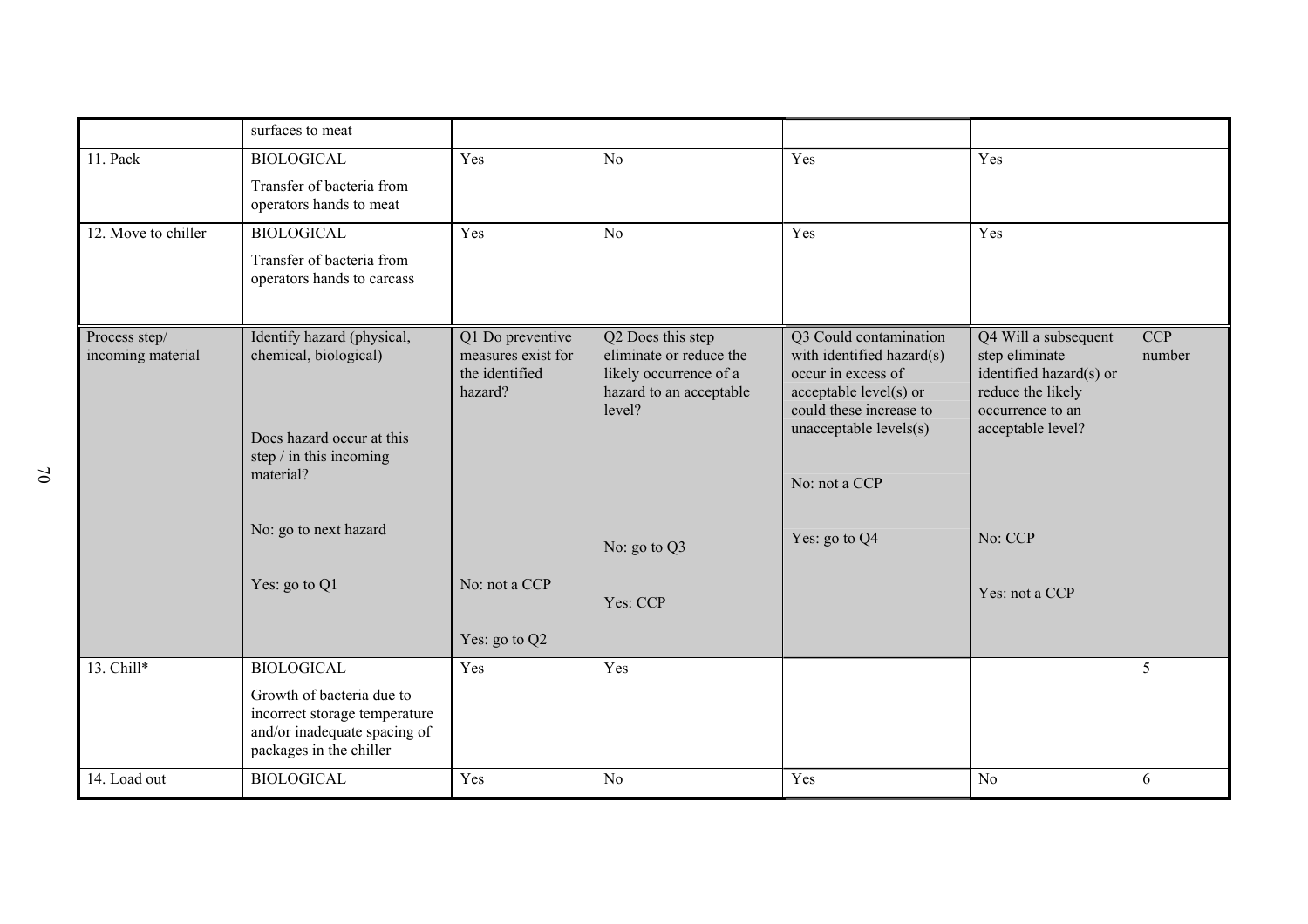| | surfaces to meat | | | | | |
|---|---|---|---|---|---|---|
| 11. Pack | BIOLOGICAL<br>Transfer of bacteria from operators hands to meat | Yes | No | Yes | Yes | |
| 12. Move to chiller | BIOLOGICAL<br>Transfer of bacteria from operators hands to carcass | Yes | No | Yes | Yes | |
| Process step/ incoming material | Identify hazard (physical, chemical, biological)<br><br>Does hazard occur at this step / in this incoming material?<br><br>No: go to next hazard<br><br>Yes: go to Q1 | Q1 Do preventive measures exist for the identified hazard?<br><br>No: not a CCP<br><br>Yes: go to Q2 | Q2 Does this step eliminate or reduce the likely occurrence of a hazard to an acceptable level?<br><br>No: go to Q3<br><br>Yes: CCP | Q3 Could contamination with identified hazard(s) occur in excess of acceptable level(s) or could these increase to unacceptable levels(s)<br><br>No: not a CCP<br><br>Yes: go to Q4 | Q4 Will a subsequent step eliminate identified hazard(s) or reduce the likely occurrence to an acceptable level?<br><br>No: CCP<br><br>Yes: not a CCP | CCP number |
| 13. Chill* | BIOLOGICAL<br>Growth of bacteria due to incorrect storage temperature and/or inadequate spacing of packages in the chiller | Yes | Yes | | | 5 |
| 14. Load out | BIOLOGICAL | Yes | No | Yes | No | 6 |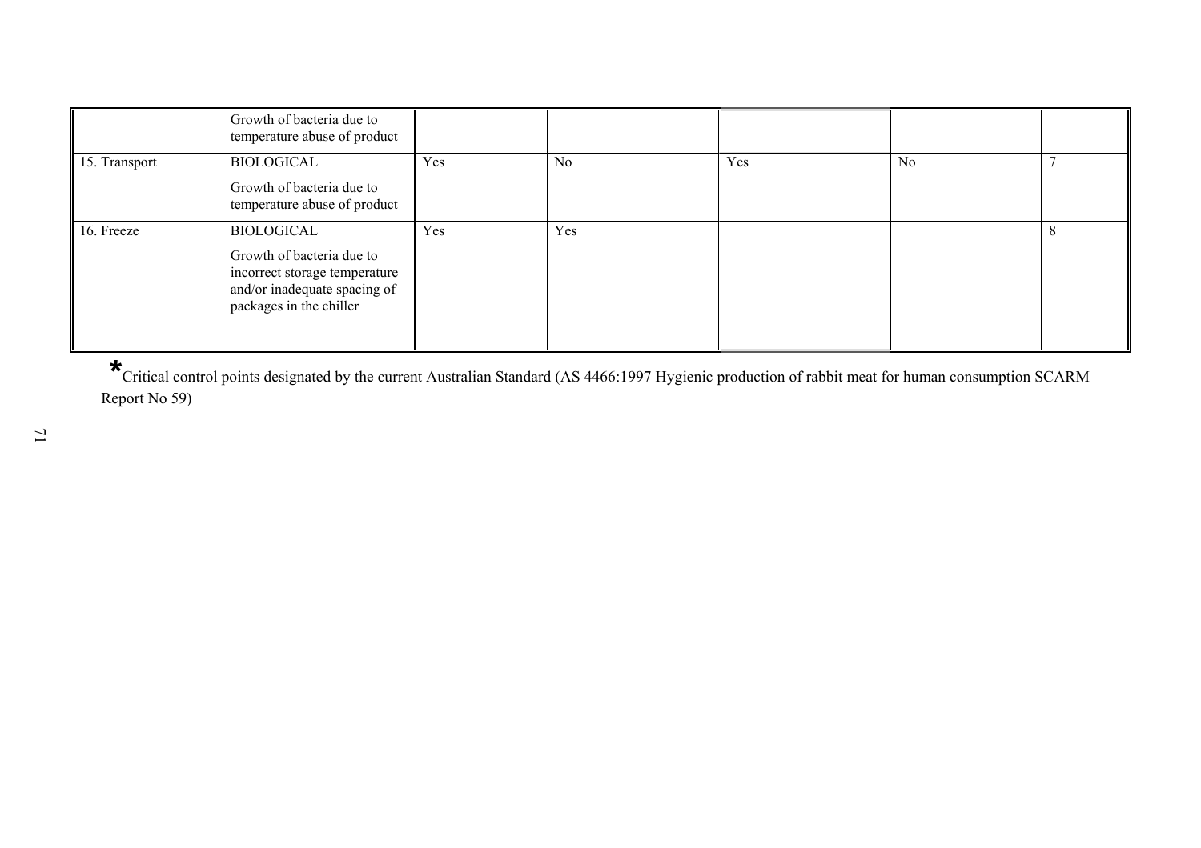| | | | | | | |
|---|---|---|---|---|---|---|
| | Growth of bacteria due to temperature abuse of product | | | | | |
| 15. Transport | BIOLOGICAL<br><br>Growth of bacteria due to temperature abuse of product | Yes | No | Yes | No | 7 |
| 16. Freeze | BIOLOGICAL<br><br>Growth of bacteria due to incorrect storage temperature and/or inadequate spacing of packages in the chiller | Yes | Yes | | | 8 |

*Critical control points designated by the current Australian Standard (AS 4466:1997 Hygienic production of rabbit meat for human consumption SCARM Report No 59)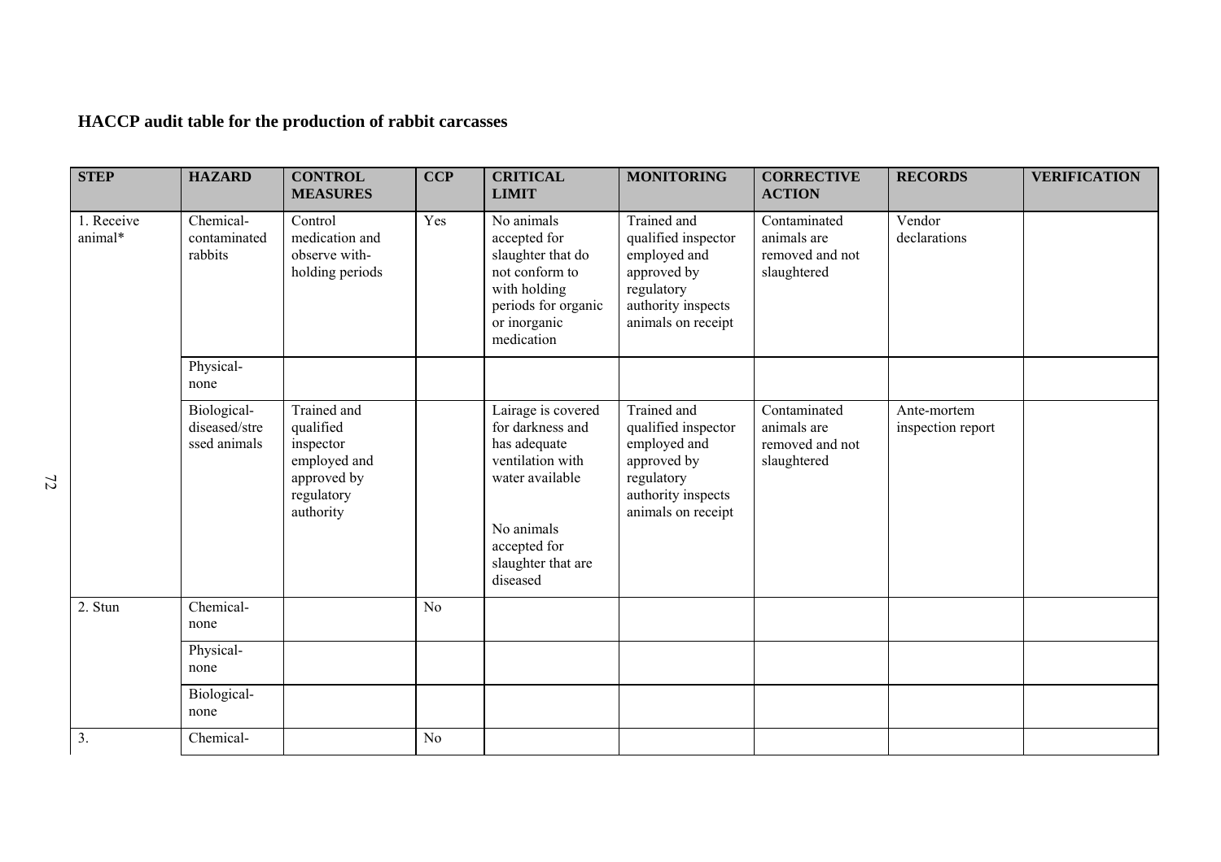**HACCP audit table for the production of rabbit carcasses**

| STEP | HAZARD | CONTROL MEASURES | CCP | CRITICAL LIMIT | MONITORING | CORRECTIVE ACTION | RECORDS | VERIFICATION |
|---|---|---|---|---|---|---|---|---|
| 1. Receive animal* | Chemical- contaminated rabbits | Control medication and observe with-holding periods | Yes | No animals accepted for slaughter that do not conform to with holding periods for organic or inorganic medication | Trained and qualified inspector employed and approved by regulatory authority inspects animals on receipt | Contaminated animals are removed and not slaughtered | Vendor declarations | |
| | Physical- none | | | | | | | |
| | Biological- diseased/stressed animals | Trained and qualified inspector employed and approved by regulatory authority | | Lairage is covered for darkness and has adequate ventilation with water available<br><br>No animals accepted for slaughter that are diseased | Trained and qualified inspector employed and approved by regulatory authority inspects animals on receipt | Contaminated animals are removed and not slaughtered | Ante-mortem inspection report | |
| 2. Stun | Chemical- none | | No | | | | | |
| | Physical- none | | | | | | | |
| | Biological- none | | | | | | | |
| 3. | Chemical- | | No | | | | | |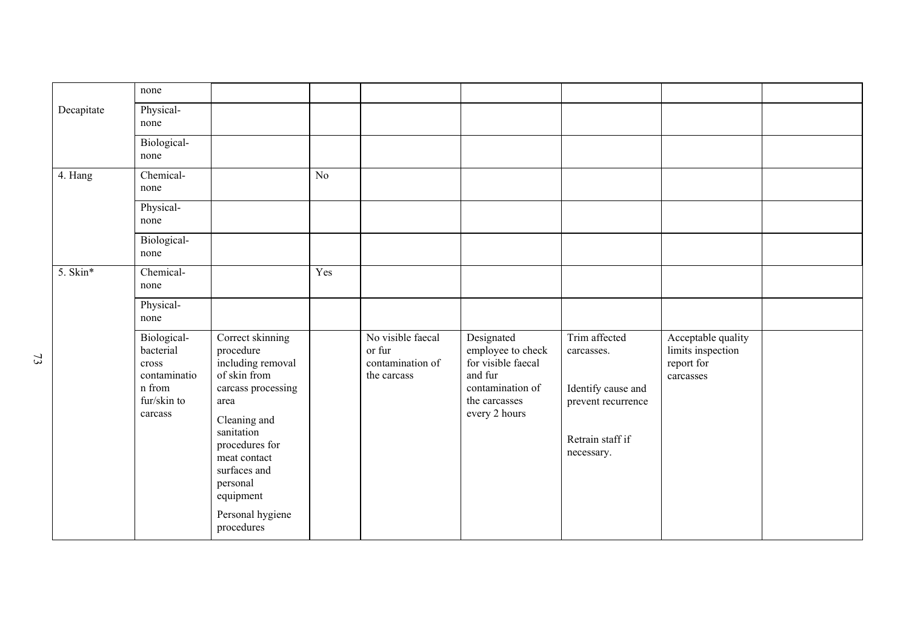| | | | | | | | | |
|---|---|---|---|---|---|---|---|---|
| | none | | | | | | | |
| Decapitate | Physical-none | | | | | | | |
| | Biological-none | | | | | | | |
| 4. Hang | Chemical-none | | No | | | | | |
| | Physical-none | | | | | | | |
| | Biological-none | | | | | | | |
| 5. Skin* | Chemical-none | | Yes | | | | | |
| | Physical-none | | | | | | | |
| | Biological-bacterial cross contamination from fur/skin to carcass | Correct skinning procedure including removal of skin from carcass processing area<br><br>Cleaning and sanitation procedures for meat contact surfaces and personal equipment<br><br>Personal hygiene procedures | | No visible faecal or fur contamination of the carcass | Designated employee to check for visible faecal and fur contamination of the carcasses every 2 hours | Trim affected carcasses.<br><br>Identify cause and prevent recurrence<br><br>Retrain staff if necessary. | Acceptable quality limits inspection report for carcasses | |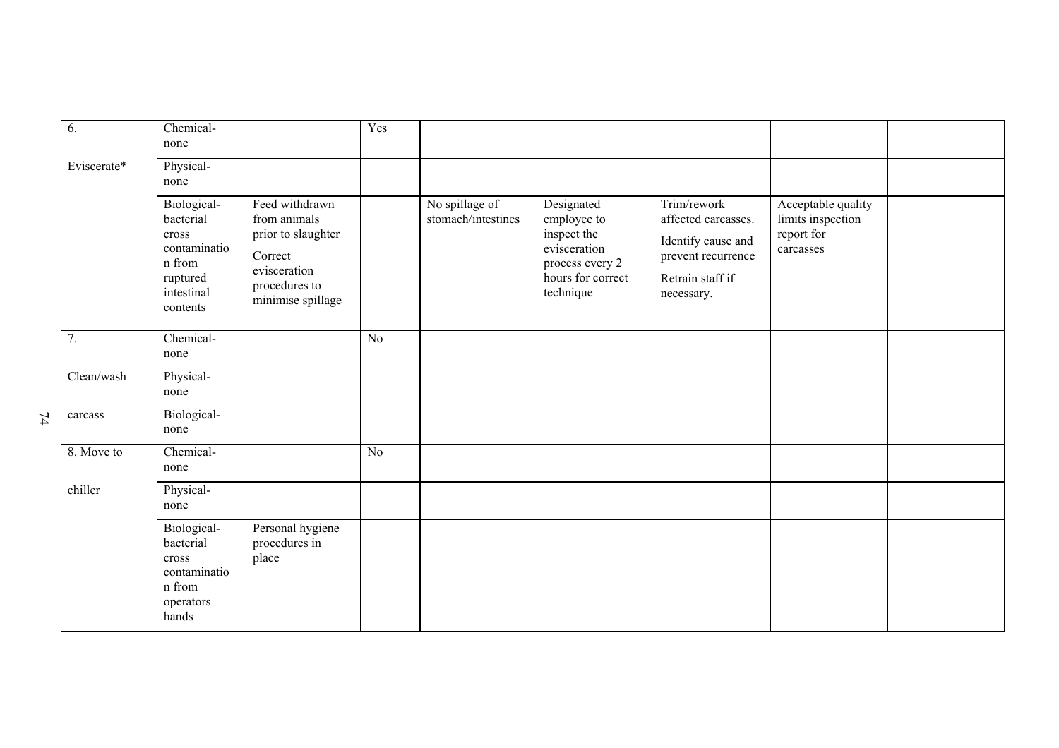| | | | | | | | | |
|---|---|---|---|---|---|---|---|---|
| 6. | Chemical-none | | Yes | | | | | |
| Eviscerate* | Physical-none | | | | | | | |
| | Biological-bacterial cross contamination from ruptured intestinal contents | Feed withdrawn from animals prior to slaughter<br><br>Correct evisceration procedures to minimise spillage | | No spillage of stomach/intestines | Designated employee to inspect the evisceration process every 2 hours for correct technique | Trim/rework affected carcasses.<br><br>Identify cause and prevent recurrence<br><br>Retrain staff if necessary. | Acceptable quality limits inspection report for carcasses | |
| 7. | Chemical-none | | No | | | | | |
| Clean/wash | Physical-none | | | | | | | |
| carcass | Biological-none | | | | | | | |
| 8. Move to | Chemical-none | | No | | | | | |
| chiller | Physical-none | | | | | | | |
| | Biological-bacterial cross contamination from operators hands | Personal hygiene procedures in place | | | | | | |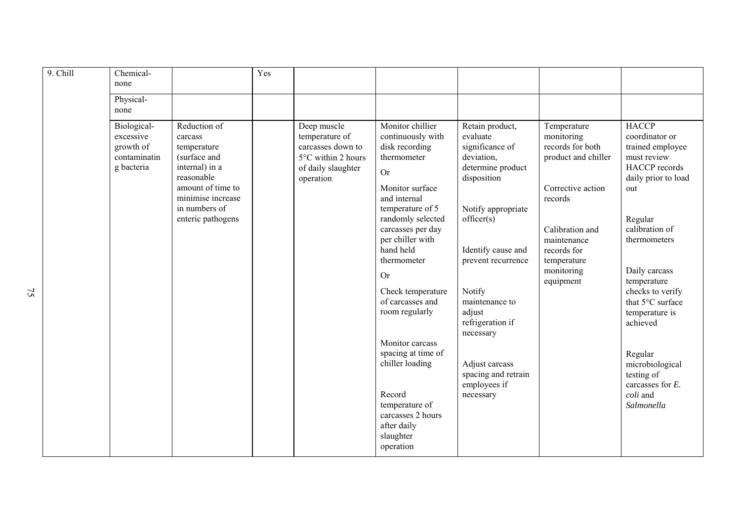| 9. Chill | Chemical-none | | Yes | | | | | |
|---|---|---|---|---|---|---|---|---|
| | Physical-none | | | | | | | |
| | Biological-excessive growth of contaminating bacteria | Reduction of carcass temperature (surface and internal) in a reasonable amount of time to minimise increase in numbers of enteric pathogens | | Deep muscle temperature of carcasses down to 5°C within 2 hours of daily slaughter operation | Monitor chillier continuously with disk recording thermometer<br><br>Or<br><br>Monitor surface and internal temperature of 5 randomly selected carcasses per day per chiller with hand held thermometer<br><br>Or<br><br>Check temperature of carcasses and room regularly<br><br>Monitor carcass spacing at time of chiller loading<br><br>Record temperature of carcasses 2 hours after daily slaughter operation | Retain product, evaluate significance of deviation, determine product disposition<br><br>Notify appropriate officer(s)<br><br>Identify cause and prevent recurrence<br><br>Notify maintenance to adjust refrigeration if necessary<br><br>Adjust carcass spacing and retrain employees if necessary | Temperature monitoring records for both product and chiller<br><br>Corrective action records<br><br>Calibration and maintenance records for temperature monitoring equipment | HACCP coordinator or trained employee must review HACCP records daily prior to load out<br><br>Regular calibration of thermometers<br><br>Daily carcass temperature checks to verify that 5°C surface temperature is achieved<br><br>Regular microbiological testing of carcasses for *E. coli* and *Salmonella* |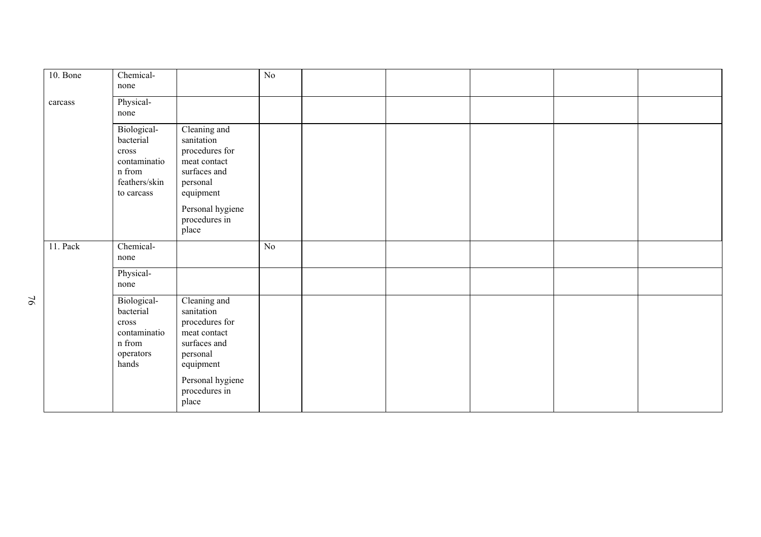| 10. Bone carcass | Chemical-none | | No | | | | | |
|---|---|---|---|---|---|---|---|---|
| | Physical-none | | | | | | | |
| | Biological-bacterial cross contamination from feathers/skin to carcass | Cleaning and sanitation procedures for meat contact surfaces and personal equipment<br><br>Personal hygiene procedures in place | | | | | | |
| 11. Pack | Chemical-none | | No | | | | | |
| | Physical-none | | | | | | | |
| | Biological-bacterial cross contamination from operators hands | Cleaning and sanitation procedures for meat contact surfaces and personal equipment<br><br>Personal hygiene procedures in place | | | | | | |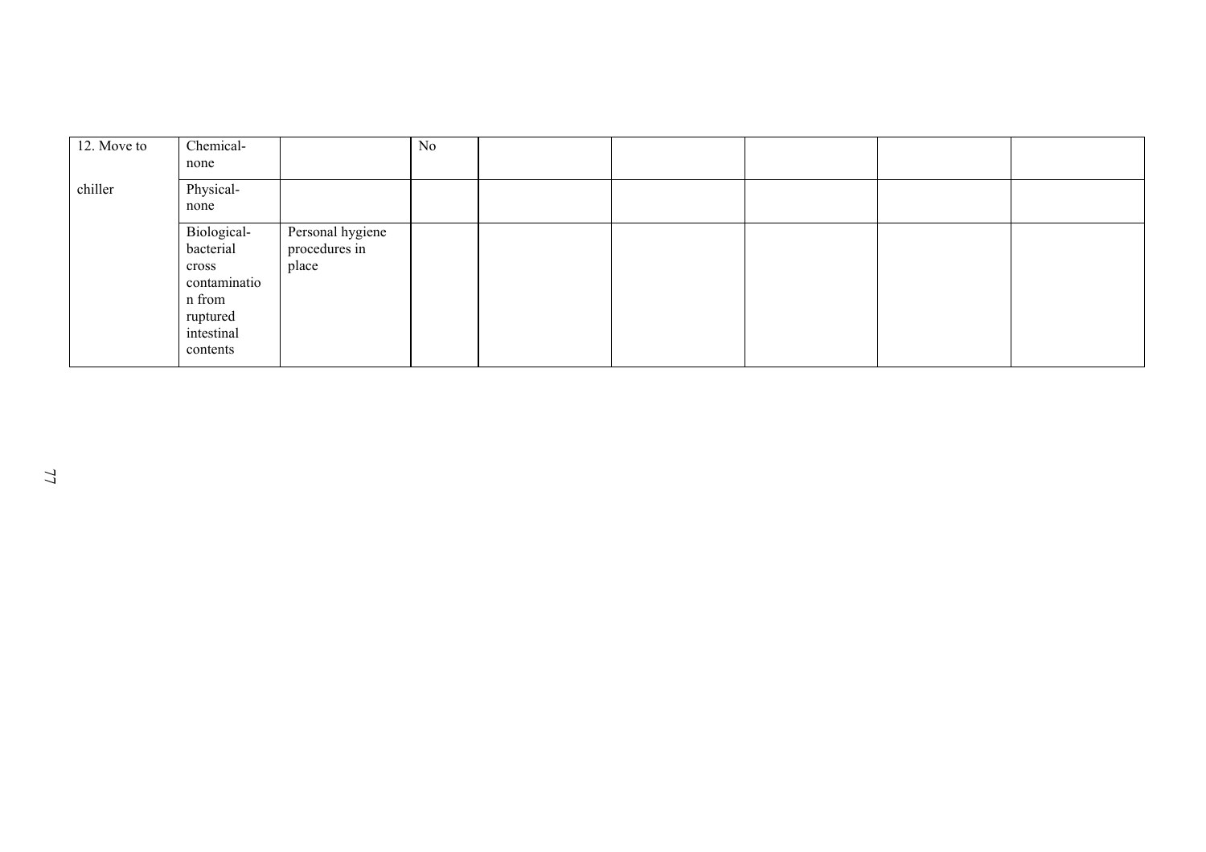| | | | | | | | | |
|---|---|---|---|---|---|---|---|---|
| 12. Move to chiller | Chemical-none | | No | | | | | |
| | Physical-none | | | | | | | |
| | Biological-bacterial cross contamination from ruptured intestinal contents | Personal hygiene procedures in place | | | | | | |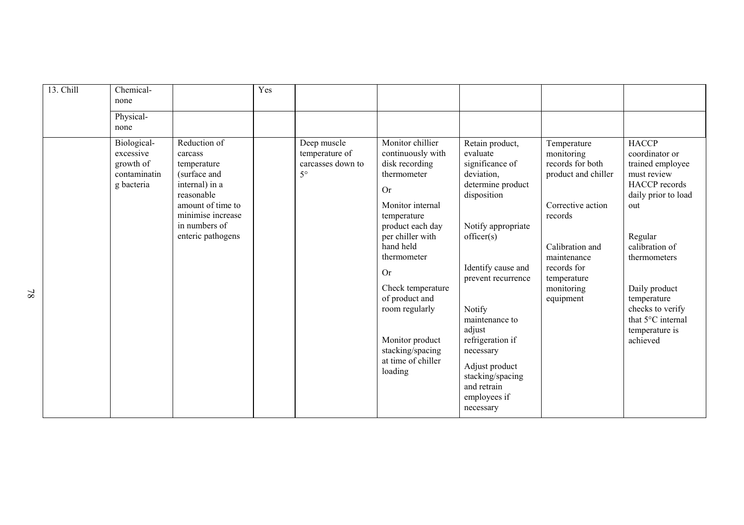| 13. Chill | Chemical-none | | Yes | | | | | |
|---|---|---|---|---|---|---|---|---|
| | Physical-none | | | | | | | |
| | Biological-excessive growth of contaminating bacteria | Reduction of carcass temperature (surface and internal) in a reasonable amount of time to minimise increase in numbers of enteric pathogens | | Deep muscle temperature of carcasses down to 5° | Monitor chillier continuously with disk recording thermometer<br><br>Or<br><br>Monitor internal temperature product each day per chiller with hand held thermometer<br><br>Or<br><br>Check temperature of product and room regularly<br><br>Monitor product stacking/spacing at time of chiller loading | Retain product, evaluate significance of deviation, determine product disposition<br><br>Notify appropriate officer(s)<br><br>Identify cause and prevent recurrence<br><br>Notify maintenance to adjust refrigeration if necessary<br><br>Adjust product stacking/spacing and retrain employees if necessary | Temperature monitoring records for both product and chiller<br><br>Corrective action records<br><br>Calibration and maintenance records for temperature monitoring equipment | HACCP coordinator or trained employee must review HACCP records daily prior to load out<br><br>Regular calibration of thermometers<br><br>Daily product temperature checks to verify that 5°C internal temperature is achieved |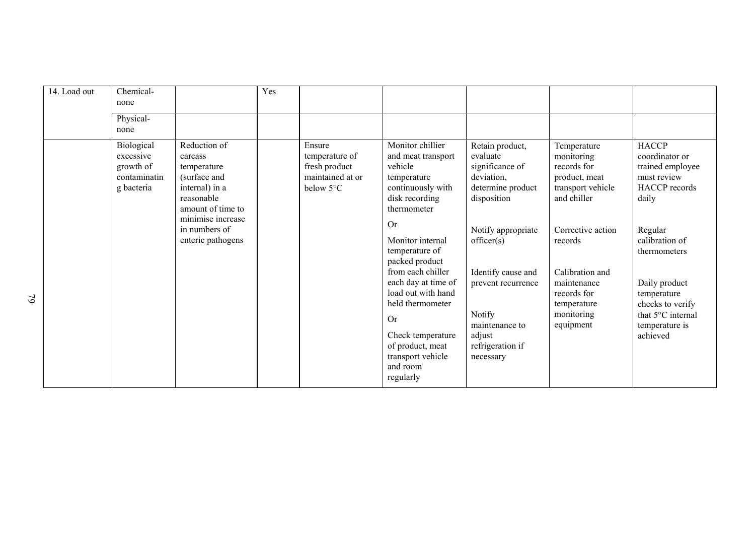| 14. Load out | Chemical-none | | Yes | | | | | |
|---|---|---|---|---|---|---|---|---|
| | Physical-none | | | | | | | |
| | Biological excessive growth of contaminating bacteria | Reduction of carcass temperature (surface and internal) in a reasonable amount of time to minimise increase in numbers of enteric pathogens | | Ensure temperature of fresh product maintained at or below 5°C | Monitor chillier and meat transport vehicle temperature continuously with disk recording thermometer<br><br>Or<br><br>Monitor internal temperature of packed product from each chiller each day at time of load out with hand held thermometer<br><br>Or<br><br>Check temperature of product, meat transport vehicle and room regularly | Retain product, evaluate significance of deviation, determine product disposition<br><br>Notify appropriate officer(s)<br><br>Identify cause and prevent recurrence<br><br>Notify maintenance to adjust refrigeration if necessary | Temperature monitoring records for product, meat transport vehicle and chiller<br><br>Corrective action records<br><br>Calibration and maintenance records for temperature monitoring equipment | HACCP coordinator or trained employee must review HACCP records daily<br><br>Regular calibration of thermometers<br><br>Daily product temperature checks to verify that 5°C internal temperature is achieved |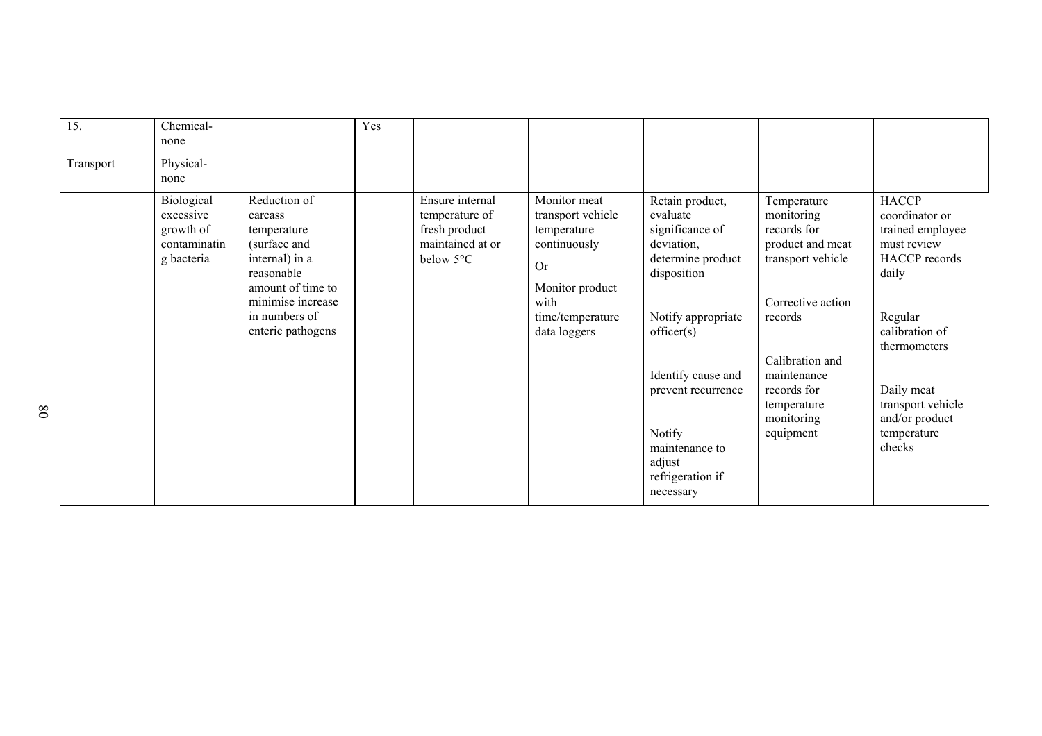| 15.<br><br>Transport | Chemical-none | | Yes | | | | | |
|---|---|---|---|---|---|---|---|---|
| | Physical-none | | | | | | | |
| | Biological excessive growth of contaminating bacteria | Reduction of carcass temperature (surface and internal) in a reasonable amount of time to minimise increase in numbers of enteric pathogens | | Ensure internal temperature of fresh product maintained at or below 5°C | Monitor meat transport vehicle temperature continuously<br><br>Or<br><br>Monitor product with time/temperature data loggers | Retain product, evaluate significance of deviation, determine product disposition<br><br>Notify appropriate officer(s)<br><br>Identify cause and prevent recurrence<br><br>Notify maintenance to adjust refrigeration if necessary | Temperature monitoring records for product and meat transport vehicle<br><br>Corrective action records<br><br>Calibration and maintenance records for temperature monitoring equipment | HACCP coordinator or trained employee must review HACCP records daily<br><br>Regular calibration of thermometers<br><br>Daily meat transport vehicle and/or product temperature checks |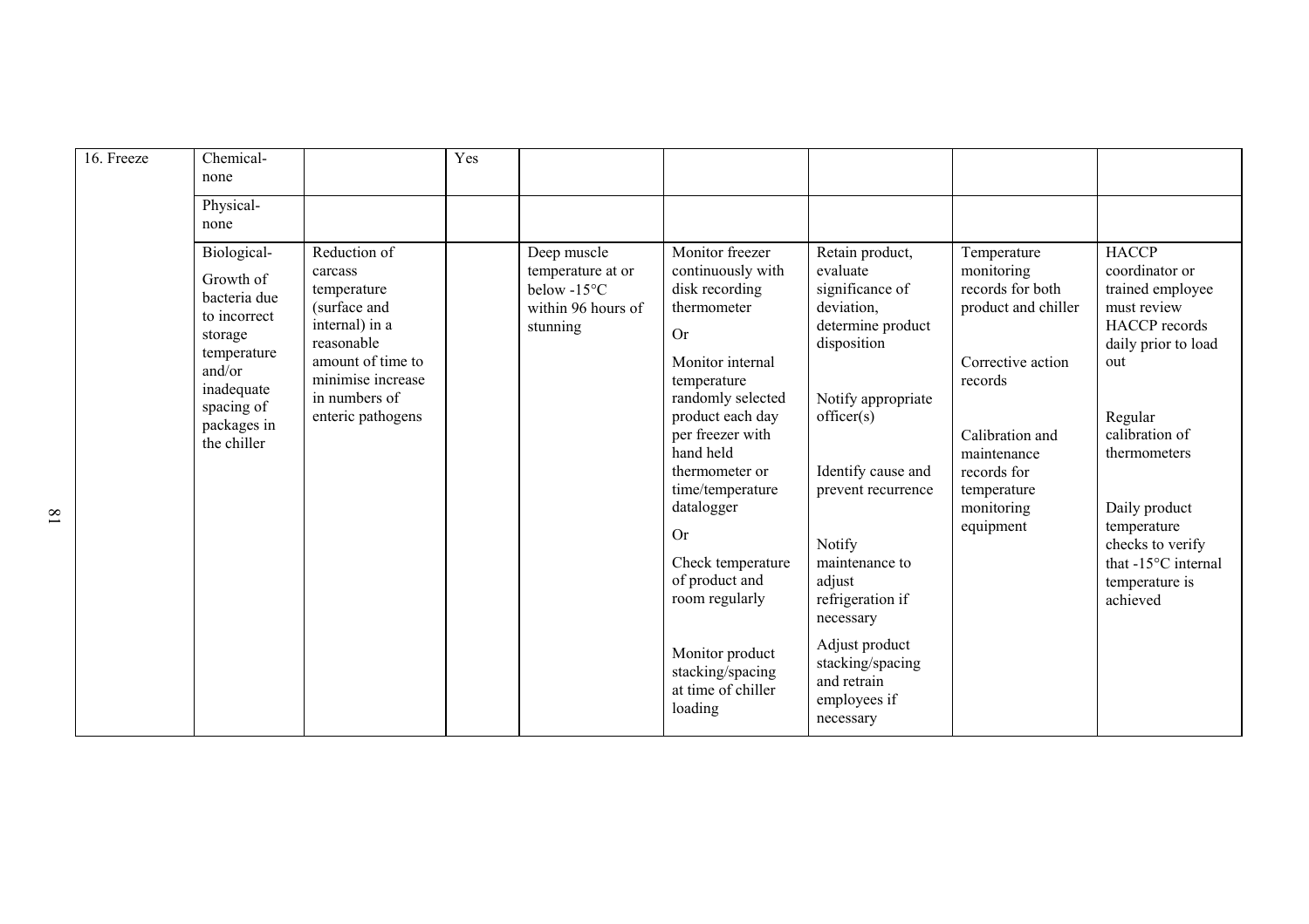| | | | | | | | | |
|---|---|---|---|---|---|---|---|---|
| 16. Freeze | Chemical-none | | Yes | | | | | |
| | Physical-none | | | | | | | |
| | Biological-<br>Growth of bacteria due to incorrect storage temperature and/or inadequate spacing of packages in the chiller | Reduction of carcass temperature (surface and internal) in a reasonable amount of time to minimise increase in numbers of enteric pathogens | | Deep muscle temperature at or below -15°C within 96 hours of stunning | Monitor freezer continuously with disk recording thermometer<br>Or<br>Monitor internal temperature randomly selected product each day per freezer with hand held thermometer or time/temperature datalogger<br>Or<br>Check temperature of product and room regularly<br><br>Monitor product stacking/spacing at time of chiller loading | Retain product, evaluate significance of deviation, determine product disposition<br><br>Notify appropriate officer(s)<br><br>Identify cause and prevent recurrence<br><br>Notify maintenance to adjust refrigeration if necessary<br><br>Adjust product stacking/spacing and retrain employees if necessary | Temperature monitoring records for both product and chiller<br><br>Corrective action records<br><br>Calibration and maintenance records for temperature monitoring equipment | HACCP coordinator or trained employee must review HACCP records daily prior to load out<br><br>Regular calibration of thermometers<br><br>Daily product temperature checks to verify that -15°C internal temperature is achieved |